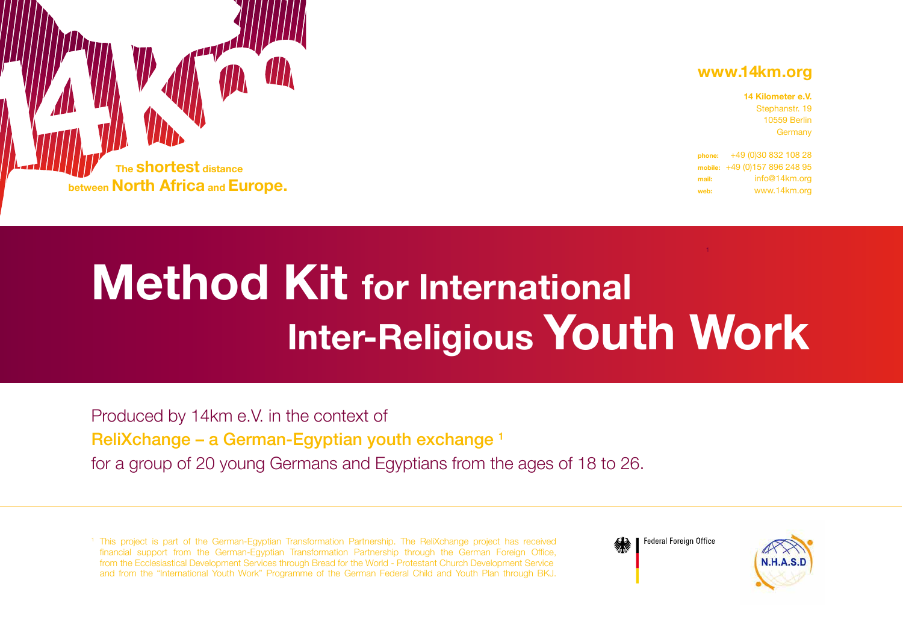14km

The **shortest** distance between **North Africa** and **Europe.**

**www.14km.org**

**14 Kilometer e.V.**
Stephanstr. 19
10559 Berlin
Germany

**phone:** +49 (0)30 832 108 28
**mobile:** +49 (0)157 896 248 95
**mail:** info@14km.org
**web:** www.14km.org

# Method Kit for International Inter-Religious Youth Work

Produced by 14km e.V. in the context of
**ReliXchange – a German-Egyptian youth exchange** [1]
for a group of 20 young Germans and Egyptians from the ages of 18 to 26.

[1] This project is part of the German-Egyptian Transformation Partnership. The ReliXchange project has received financial support from the German-Egyptian Transformation Partnership through the German Foreign Office, from the Ecclesiastical Development Services through Bread for the World - Protestant Church Development Service and from the "International Youth Work" Programme of the German Federal Child and Youth Plan through BKJ.

Federal Foreign Office

N.H.A.S.D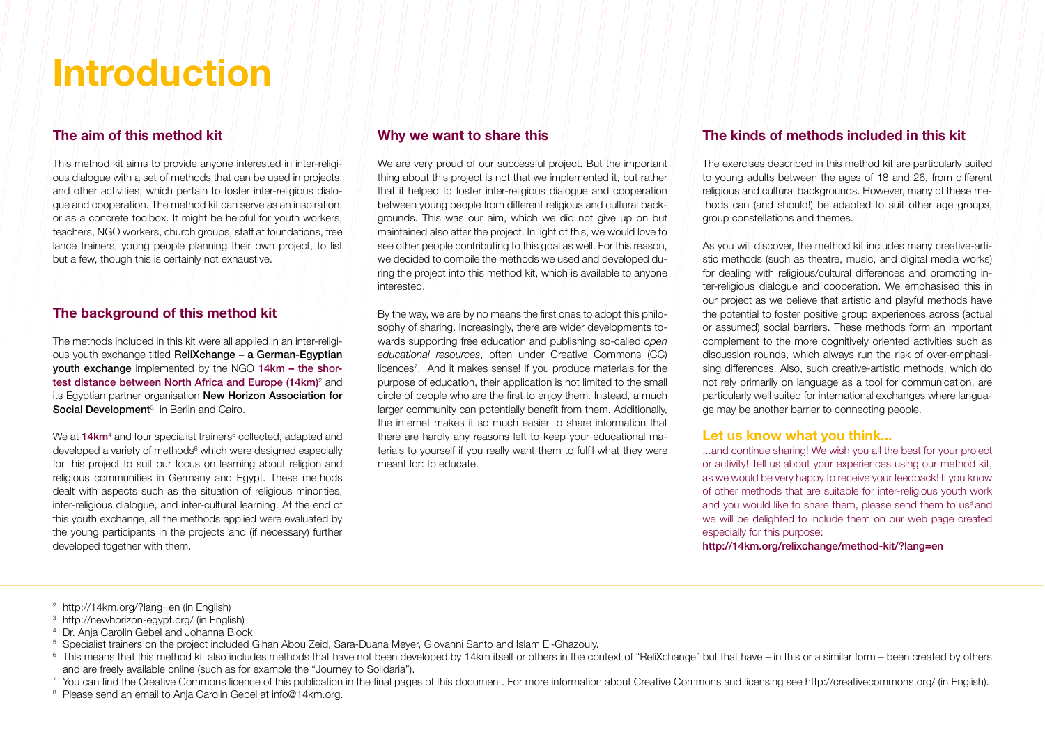# Introduction

## The aim of this method kit

This method kit aims to provide anyone interested in inter-religious dialogue with a set of methods that can be used in projects, and other activities, which pertain to foster inter-religious dialogue and cooperation. The method kit can serve as an inspiration, or as a concrete toolbox. It might be helpful for youth workers, teachers, NGO workers, church groups, staff at foundations, free lance trainers, young people planning their own project, to list but a few, though this is certainly not exhaustive.

## The background of this method kit

The methods included in this kit were all applied in an inter-religious youth exchange titled **ReliXchange – a German-Egyptian youth exchange** implemented by the NGO **14km – the shortest distance between North Africa and Europe (14km)**[2] and its Egyptian partner organisation **New Horizon Association for Social Development**[3] in Berlin and Cairo.

We at **14km**[4] and four specialist trainers[5] collected, adapted and developed a variety of methods[6] which were designed especially for this project to suit our focus on learning about religion and religious communities in Germany and Egypt. These methods dealt with aspects such as the situation of religious minorities, inter-religious dialogue, and inter-cultural learning. At the end of this youth exchange, all the methods applied were evaluated by the young participants in the projects and (if necessary) further developed together with them.

## Why we want to share this

We are very proud of our successful project. But the important thing about this project is not that we implemented it, but rather that it helped to foster inter-religious dialogue and cooperation between young people from different religious and cultural backgrounds. This was our aim, which we did not give up on but maintained also after the project. In light of this, we would love to see other people contributing to this goal as well. For this reason, we decided to compile the methods we used and developed during the project into this method kit, which is available to anyone interested.

By the way, we are by no means the first ones to adopt this philosophy of sharing. Increasingly, there are wider developments towards supporting free education and publishing so-called *open educational resources*, often under Creative Commons (CC) licences[7]. And it makes sense! If you produce materials for the purpose of education, their application is not limited to the small circle of people who are the first to enjoy them. Instead, a much larger community can potentially benefit from them. Additionally, the internet makes it so much easier to share information that there are hardly any reasons left to keep your educational materials to yourself if you really want them to fulfil what they were meant for: to educate.

## The kinds of methods included in this kit

The exercises described in this method kit are particularly suited to young adults between the ages of 18 and 26, from different religious and cultural backgrounds. However, many of these methods can (and should!) be adapted to suit other age groups, group constellations and themes.

As you will discover, the method kit includes many creative-artistic methods (such as theatre, music, and digital media works) for dealing with religious/cultural differences and promoting inter-religious dialogue and cooperation. We emphasised this in our project as we believe that artistic and playful methods have the potential to foster positive group experiences across (actual or assumed) social barriers. These methods form an important complement to the more cognitively oriented activities such as discussion rounds, which always run the risk of over-emphasising differences. Also, such creative-artistic methods, which do not rely primarily on language as a tool for communication, are particularly well suited for international exchanges where language may be another barrier to connecting people.

## Let us know what you think...

...and continue sharing! We wish you all the best for your project or activity! Tell us about your experiences using our method kit, as we would be very happy to receive your feedback! If you know of other methods that are suitable for inter-religious youth work and you would like to share them, please send them to us[8] and we will be delighted to include them on our web page created especially for this purpose:

**http://14km.org/relixchange/method-kit/?lang=en**

---

[2] http://14km.org/?lang=en (in English)

[3] http://newhorizon-egypt.org/ (in English)

[4] Dr. Anja Carolin Gebel and Johanna Block

[5] Specialist trainers on the project included Gihan Abou Zeid, Sara-Duana Meyer, Giovanni Santo and Islam El-Ghazouly.

[6] This means that this method kit also includes methods that have not been developed by 14km itself or others in the context of "ReliXchange" but that have – in this or a similar form – been created by others and are freely available online (such as for example the "Journey to Solidaria").

[7] You can find the Creative Commons licence of this publication in the final pages of this document. For more information about Creative Commons and licensing see http://creativecommons.org/ (in English).

[8] Please send an email to Anja Carolin Gebel at info@14km.org.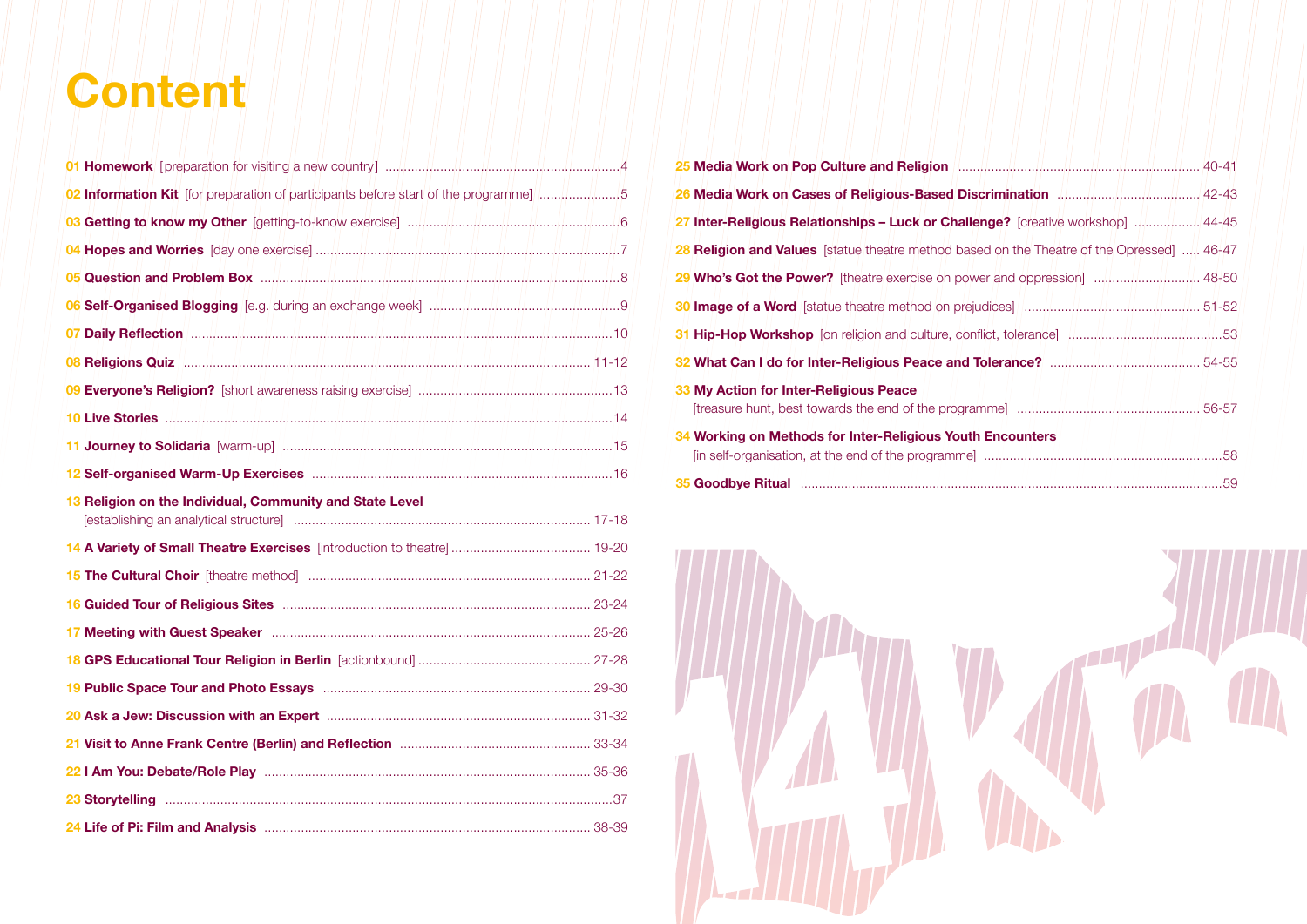# Content

01 **Homework** [preparation for visiting a new country] ....4

02 **Information Kit** [for preparation of participants before start of the programme] ....5

03 **Getting to know my Other** [getting-to-know exercise] ....6

04 **Hopes and Worries** [day one exercise] ....7

05 **Question and Problem Box** ....8

06 **Self-Organised Blogging** [e.g. during an exchange week] ....9

07 **Daily Reflection** ....10

08 **Religions Quiz** ....11-12

09 **Everyone's Religion?** [short awareness raising exercise] ....13

10 **Live Stories** ....14

11 **Journey to Solidaria** [warm-up] ....15

12 **Self-organised Warm-Up Exercises** ....16

13 **Religion on the Individual, Community and State Level** [establishing an analytical structure] ....17-18

14 **A Variety of Small Theatre Exercises** [introduction to theatre] ....19-20

15 **The Cultural Choir** [theatre method] ....21-22

16 **Guided Tour of Religious Sites** ....23-24

17 **Meeting with Guest Speaker** ....25-26

18 **GPS Educational Tour Religion in Berlin** [actionbound] ....27-28

19 **Public Space Tour and Photo Essays** ....29-30

20 **Ask a Jew: Discussion with an Expert** ....31-32

21 **Visit to Anne Frank Centre (Berlin) and Reflection** ....33-34

22 **I Am You: Debate/Role Play** ....35-36

23 **Storytelling** ....37

24 **Life of Pi: Film and Analysis** ....38-39

25 **Media Work on Pop Culture and Religion** ....40-41

26 **Media Work on Cases of Religious-Based Discrimination** ....42-43

27 **Inter-Religious Relationships – Luck or Challenge?** [creative workshop] ....44-45

28 **Religion and Values** [statue theatre method based on the Theatre of the Opressed] ....46-47

29 **Who's Got the Power?** [theatre exercise on power and oppression] ....48-50

30 **Image of a Word** [statue theatre method on prejudices] ....51-52

31 **Hip-Hop Workshop** [on religion and culture, conflict, tolerance] ....53

32 **What Can I do for Inter-Religious Peace and Tolerance?** ....54-55

33 **My Action for Inter-Religious Peace** [treasure hunt, best towards the end of the programme] ....56-57

34 **Working on Methods for Inter-Religious Youth Encounters** [in self-organisation, at the end of the programme] ....58

35 **Goodbye Ritual** ....59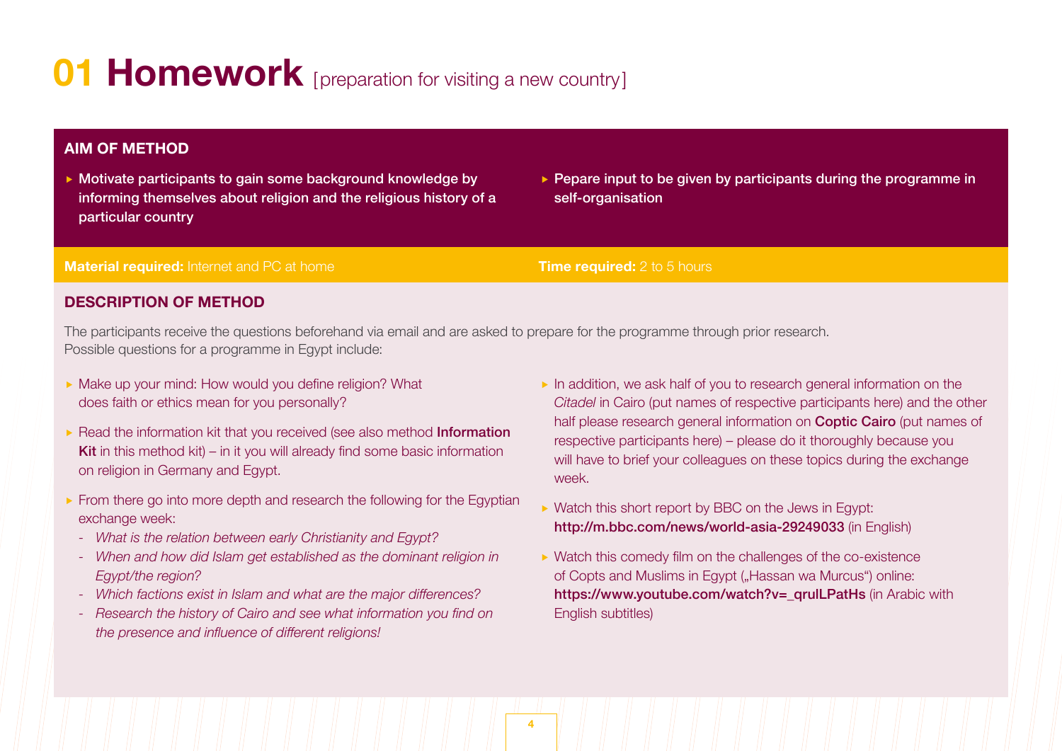# 01 Homework [preparation for visiting a new country]

## AIM OF METHOD

- Motivate participants to gain some background knowledge by informing themselves about religion and the religious history of a particular country
- Pepare input to be given by participants during the programme in self-organisation

**Material required:** Internet and PC at home

**Time required:** 2 to 5 hours

## DESCRIPTION OF METHOD

The participants receive the questions beforehand via email and are asked to prepare for the programme through prior research. Possible questions for a programme in Egypt include:

- Make up your mind: How would you define religion? What does faith or ethics mean for you personally?
- Read the information kit that you received (see also method **Information Kit** in this method kit) – in it you will already find some basic information on religion in Germany and Egypt.
- From there go into more depth and research the following for the Egyptian exchange week:
  - *What is the relation between early Christianity and Egypt?*
  - *When and how did Islam get established as the dominant religion in Egypt/the region?*
  - *Which factions exist in Islam and what are the major differences?*
  - *Research the history of Cairo and see what information you find on the presence and influence of different religions!*
- In addition, we ask half of you to research general information on the *Citadel* in Cairo (put names of respective participants here) and the other half please research general information on **Coptic Cairo** (put names of respective participants here) – please do it thoroughly because you will have to brief your colleagues on these topics during the exchange week.
- Watch this short report by BBC on the Jews in Egypt: **http://m.bbc.com/news/world-asia-29249033** (in English)
- Watch this comedy film on the challenges of the co-existence of Copts and Muslims in Egypt („Hassan wa Murcus") online: **https://www.youtube.com/watch?v=_qrulLPatHs** (in Arabic with English subtitles)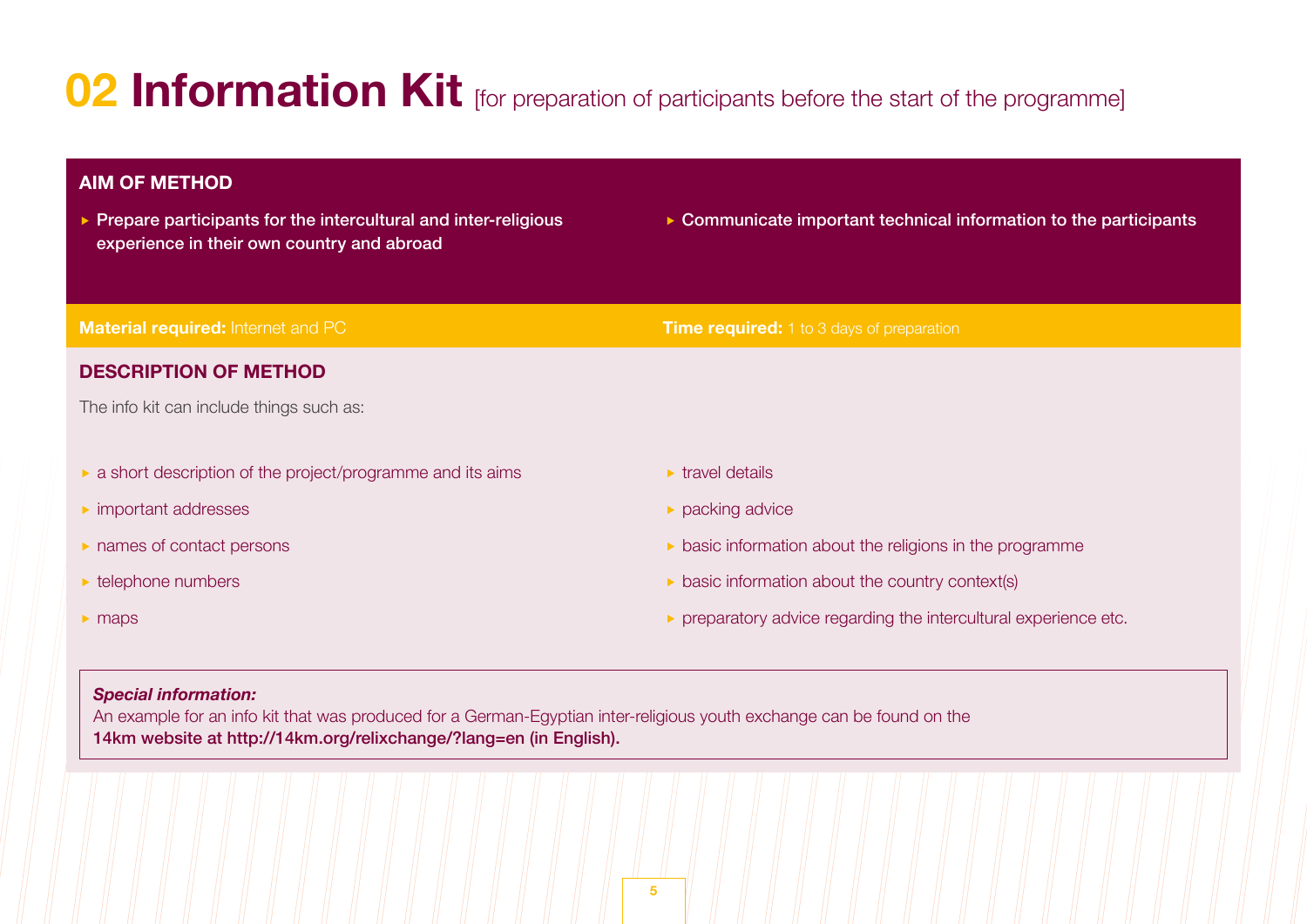# 02 Information Kit [for preparation of participants before the start of the programme]

## AIM OF METHOD

- Prepare participants for the intercultural and inter-religious experience in their own country and abroad
- Communicate important technical information to the participants

**Material required:** Internet and PC

**Time required:** 1 to 3 days of preparation

## DESCRIPTION OF METHOD

The info kit can include things such as:

- a short description of the project/programme and its aims
- important addresses
- names of contact persons
- telephone numbers
- maps
- travel details
- packing advice
- basic information about the religions in the programme
- basic information about the country context(s)
- preparatory advice regarding the intercultural experience etc.

***Special information:***
An example for an info kit that was produced for a German-Egyptian inter-religious youth exchange can be found on the **14km website at http://14km.org/relixchange/?lang=en (in English).**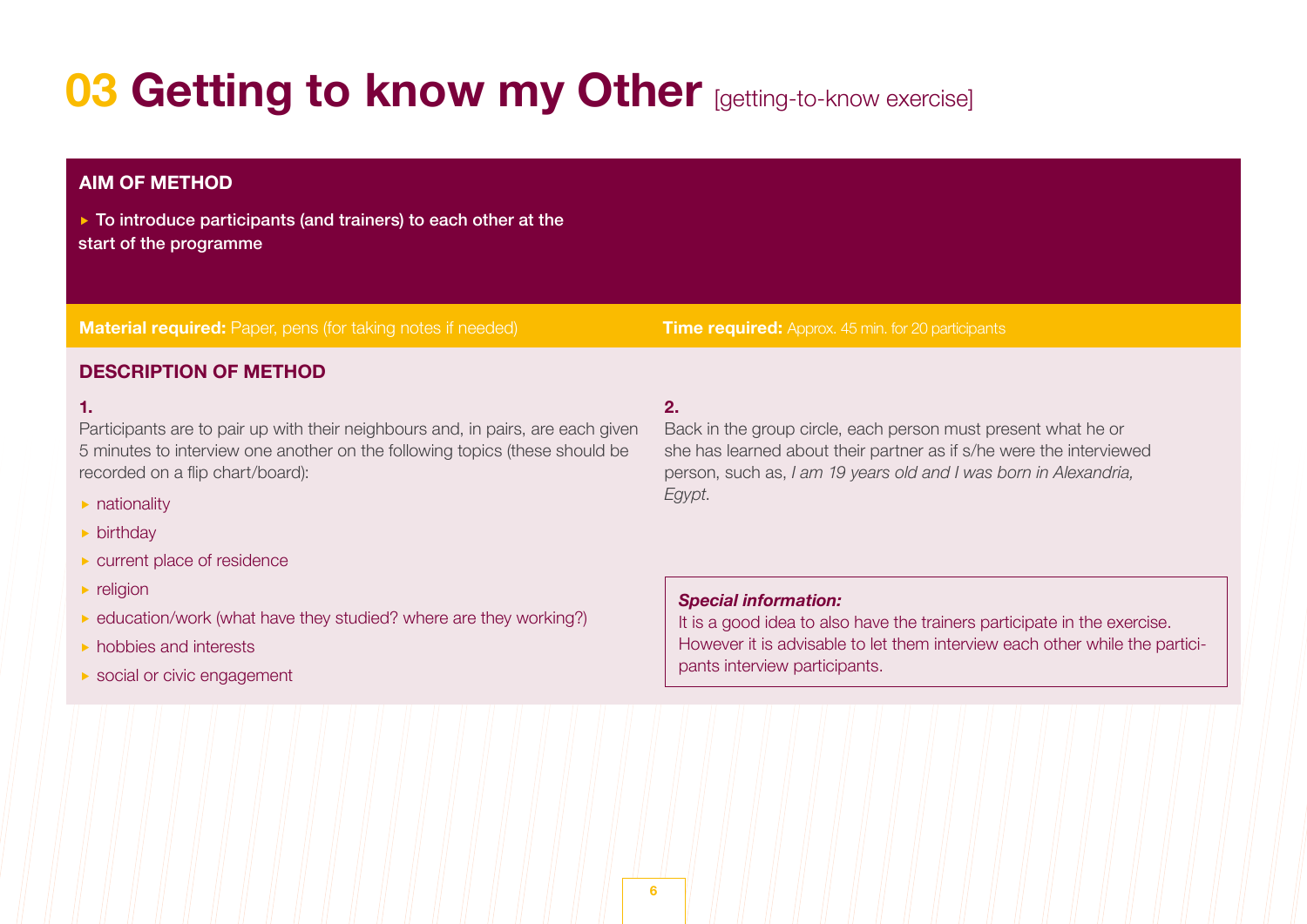# 03 Getting to know my Other [getting-to-know exercise]

## AIM OF METHOD

- To introduce participants (and trainers) to each other at the start of the programme

**Material required:** Paper, pens (for taking notes if needed)

**Time required:** Approx. 45 min. for 20 participants

## DESCRIPTION OF METHOD

**1.**

Participants are to pair up with their neighbours and, in pairs, are each given 5 minutes to interview one another on the following topics (these should be recorded on a flip chart/board):

- nationality
- birthday
- current place of residence
- religion
- education/work (what have they studied? where are they working?)
- hobbies and interests
- social or civic engagement

**2.**

Back in the group circle, each person must present what he or she has learned about their partner as if s/he were the interviewed person, such as, *I am 19 years old and I was born in Alexandria, Egypt*.

***Special information:***
It is a good idea to also have the trainers participate in the exercise. However it is advisable to let them interview each other while the participants interview participants.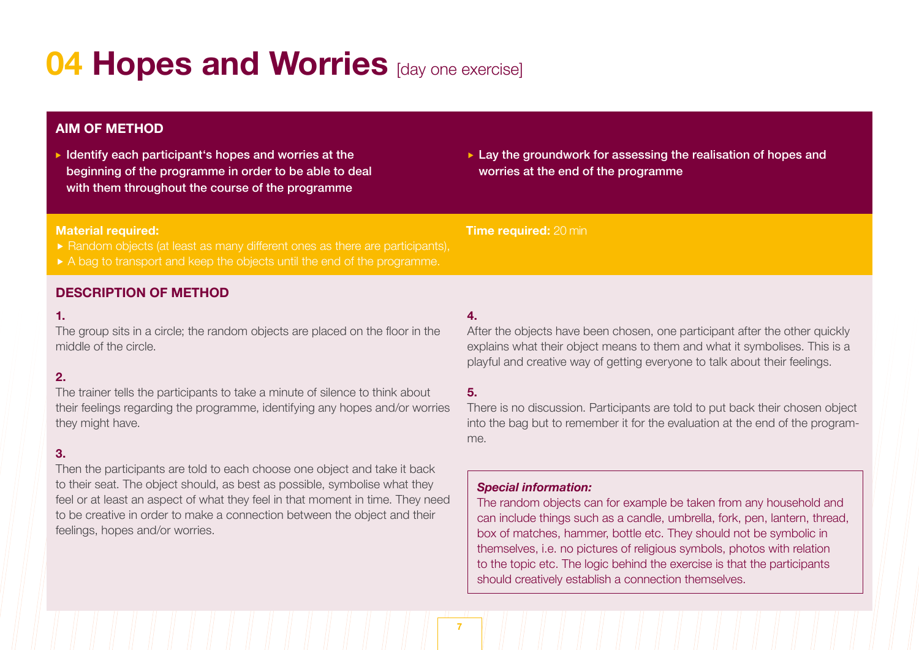# 04 Hopes and Worries [day one exercise]

## AIM OF METHOD

- Identify each participant's hopes and worries at the beginning of the programme in order to be able to deal with them throughout the course of the programme
- Lay the groundwork for assessing the realisation of hopes and worries at the end of the programme

**Material required:**

- Random objects (at least as many different ones as there are participants),
- A bag to transport and keep the objects until the end of the programme.

**Time required:** 20 min

## DESCRIPTION OF METHOD

**1.**
The group sits in a circle; the random objects are placed on the floor in the middle of the circle.

**2.**
The trainer tells the participants to take a minute of silence to think about their feelings regarding the programme, identifying any hopes and/or worries they might have.

**3.**
Then the participants are told to each choose one object and take it back to their seat. The object should, as best as possible, symbolise what they feel or at least an aspect of what they feel in that moment in time. They need to be creative in order to make a connection between the object and their feelings, hopes and/or worries.

**4.**
After the objects have been chosen, one participant after the other quickly explains what their object means to them and what it symbolises. This is a playful and creative way of getting everyone to talk about their feelings.

**5.**
There is no discussion. Participants are told to put back their chosen object into the bag but to remember it for the evaluation at the end of the programme.

***Special information:***
The random objects can for example be taken from any household and can include things such as a candle, umbrella, fork, pen, lantern, thread, box of matches, hammer, bottle etc. They should not be symbolic in themselves, i.e. no pictures of religious symbols, photos with relation to the topic etc. The logic behind the exercise is that the participants should creatively establish a connection themselves.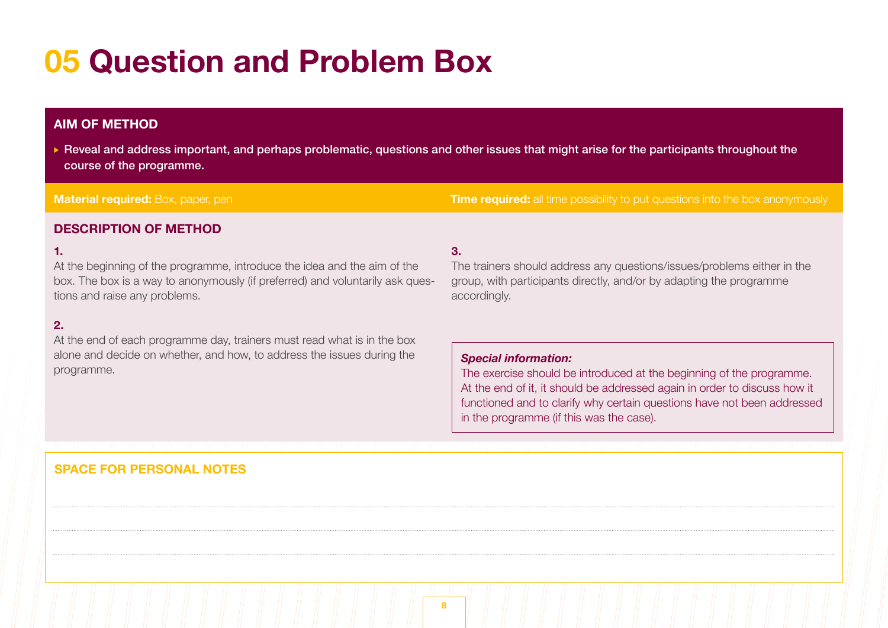# 05 Question and Problem Box

## AIM OF METHOD

- Reveal and address important, and perhaps problematic, questions and other issues that might arise for the participants throughout the course of the programme.

**Material required:** Box, paper, pen

**Time required:** all time possibility to put questions into the box anonymously

## DESCRIPTION OF METHOD

**1.**
At the beginning of the programme, introduce the idea and the aim of the box. The box is a way to anonymously (if preferred) and voluntarily ask questions and raise any problems.

**2.**
At the end of each programme day, trainers must read what is in the box alone and decide on whether, and how, to address the issues during the programme.

**3.**
The trainers should address any questions/issues/problems either in the group, with participants directly, and/or by adapting the programme accordingly.

***Special information:***
The exercise should be introduced at the beginning of the programme. At the end of it, it should be addressed again in order to discuss how it functioned and to clarify why certain questions have not been addressed in the programme (if this was the case).

## SPACE FOR PERSONAL NOTES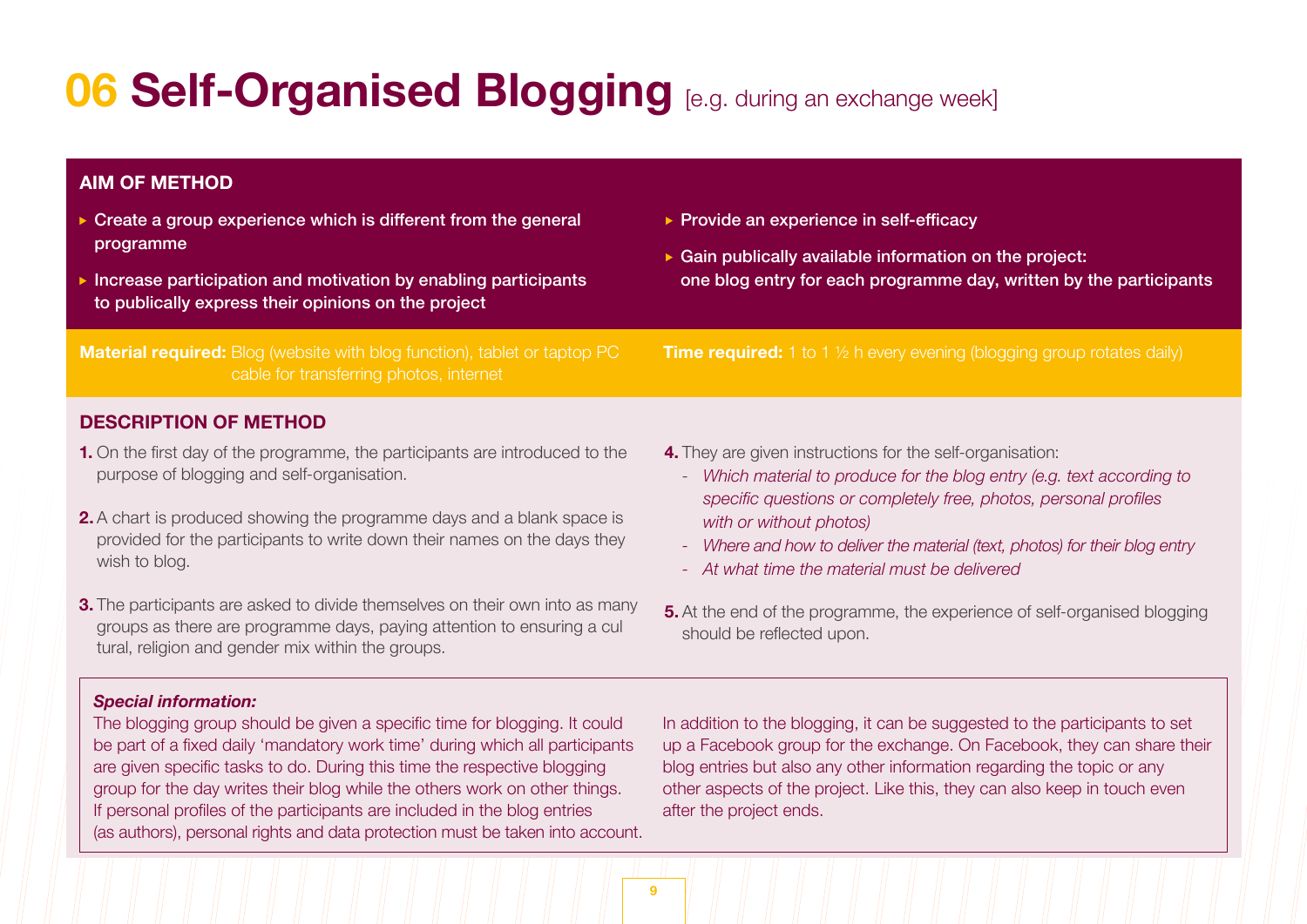# 06 Self-Organised Blogging [e.g. during an exchange week]

**AIM OF METHOD**

- Create a group experience which is different from the general programme
- Increase participation and motivation by enabling participants to publically express their opinions on the project
- Provide an experience in self-efficacy
- Gain publically available information on the project: one blog entry for each programme day, written by the participants

**Material required:** Blog (website with blog function), tablet or taptop PC cable for transferring photos, internet

**Time required:** 1 to 1 ½ h every evening (blogging group rotates daily)

**DESCRIPTION OF METHOD**

**1.** On the first day of the programme, the participants are introduced to the purpose of blogging and self-organisation.

**2.** A chart is produced showing the programme days and a blank space is provided for the participants to write down their names on the days they wish to blog.

**3.** The participants are asked to divide themselves on their own into as many groups as there are programme days, paying attention to ensuring a cul tural, religion and gender mix within the groups.

**4.** They are given instructions for the self-organisation:

- *Which material to produce for the blog entry (e.g. text according to specific questions or completely free, photos, personal profiles with or without photos)*
- *Where and how to deliver the material (text, photos) for their blog entry*
- *At what time the material must be delivered*

**5.** At the end of the programme, the experience of self-organised blogging should be reflected upon.

***Special information:***

The blogging group should be given a specific time for blogging. It could be part of a fixed daily 'mandatory work time' during which all participants are given specific tasks to do. During this time the respective blogging group for the day writes their blog while the others work on other things. If personal profiles of the participants are included in the blog entries (as authors), personal rights and data protection must be taken into account.

In addition to the blogging, it can be suggested to the participants to set up a Facebook group for the exchange. On Facebook, they can share their blog entries but also any other information regarding the topic or any other aspects of the project. Like this, they can also keep in touch even after the project ends.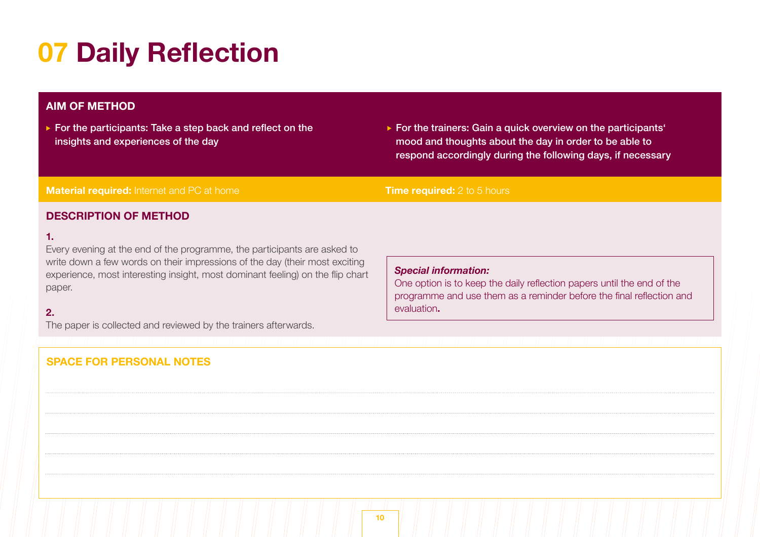# 07 Daily Reflection

## AIM OF METHOD

- For the participants: Take a step back and reflect on the insights and experiences of the day
- For the trainers: Gain a quick overview on the participants' mood and thoughts about the day in order to be able to respond accordingly during the following days, if necessary

**Material required:** Internet and PC at home

**Time required:** 2 to 5 hours

## DESCRIPTION OF METHOD

**1.**
Every evening at the end of the programme, the participants are asked to write down a few words on their impressions of the day (their most exciting experience, most interesting insight, most dominant feeling) on the flip chart paper.

**2.**
The paper is collected and reviewed by the trainers afterwards.

***Special information:***
One option is to keep the daily reflection papers until the end of the programme and use them as a reminder before the final reflection and evaluation.

## SPACE FOR PERSONAL NOTES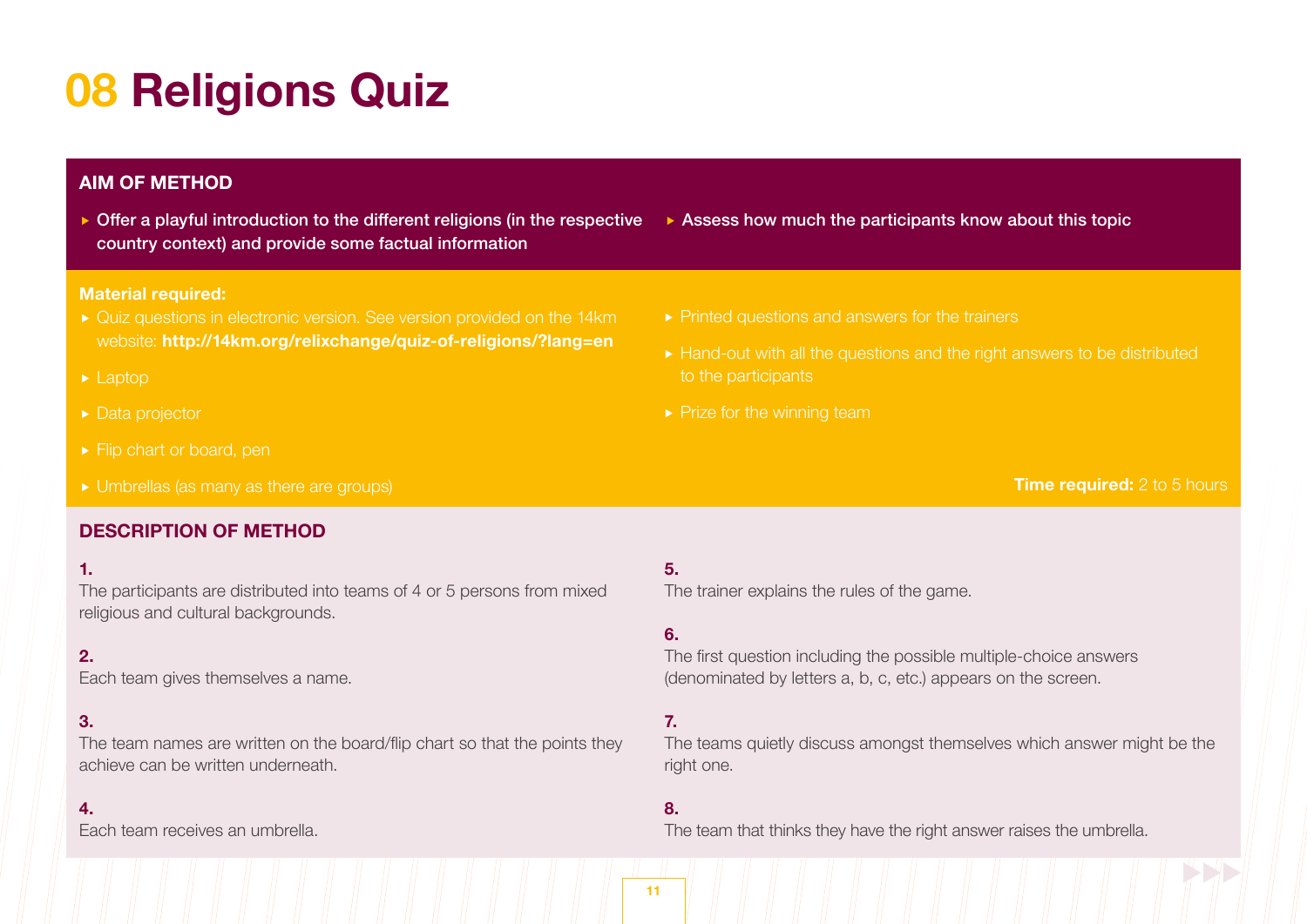# 08 Religions Quiz

## AIM OF METHOD

- Offer a playful introduction to the different religions (in the respective country context) and provide some factual information
- Assess how much the participants know about this topic

**Material required:**

- Quiz questions in electronic version. See version provided on the 14km website: **http://14km.org/relixchange/quiz-of-religions/?lang=en**
- Laptop
- Data projector
- Flip chart or board, pen
- Umbrellas (as many as there are groups)
- Printed questions and answers for the trainers
- Hand-out with all the questions and the right answers to be distributed to the participants
- Prize for the winning team

**Time required:** 2 to 5 hours

## DESCRIPTION OF METHOD

**1.**
The participants are distributed into teams of 4 or 5 persons from mixed religious and cultural backgrounds.

**2.**
Each team gives themselves a name.

**3.**
The team names are written on the board/flip chart so that the points they achieve can be written underneath.

**4.**
Each team receives an umbrella.

**5.**
The trainer explains the rules of the game.

**6.**
The first question including the possible multiple-choice answers (denominated by letters a, b, c, etc.) appears on the screen.

**7.**
The teams quietly discuss amongst themselves which answer might be the right one.

**8.**
The team that thinks they have the right answer raises the umbrella.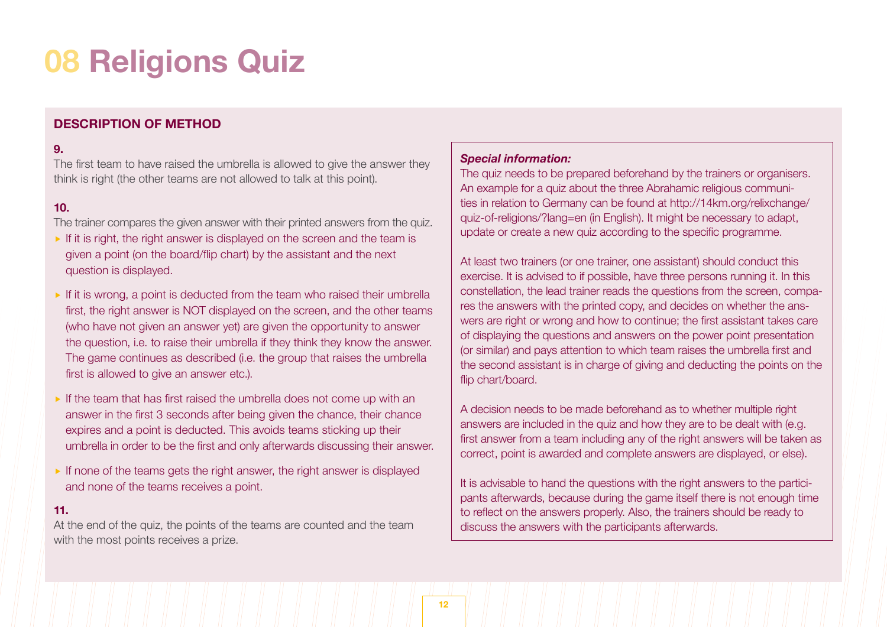# 08 Religions Quiz

## DESCRIPTION OF METHOD

**9.**

The first team to have raised the umbrella is allowed to give the answer they think is right (the other teams are not allowed to talk at this point).

**10.**

The trainer compares the given answer with their printed answers from the quiz.

- If it is right, the right answer is displayed on the screen and the team is given a point (on the board/flip chart) by the assistant and the next question is displayed.
- If it is wrong, a point is deducted from the team who raised their umbrella first, the right answer is NOT displayed on the screen, and the other teams (who have not given an answer yet) are given the opportunity to answer the question, i.e. to raise their umbrella if they think they know the answer. The game continues as described (i.e. the group that raises the umbrella first is allowed to give an answer etc.).
- If the team that has first raised the umbrella does not come up with an answer in the first 3 seconds after being given the chance, their chance expires and a point is deducted. This avoids teams sticking up their umbrella in order to be the first and only afterwards discussing their answer.
- If none of the teams gets the right answer, the right answer is displayed and none of the teams receives a point.

**11.**

At the end of the quiz, the points of the teams are counted and the team with the most points receives a prize.

***Special information:***

The quiz needs to be prepared beforehand by the trainers or organisers. An example for a quiz about the three Abrahamic religious communities in relation to Germany can be found at http://14km.org/relixchange/quiz-of-religions/?lang=en (in English). It might be necessary to adapt, update or create a new quiz according to the specific programme.

At least two trainers (or one trainer, one assistant) should conduct this exercise. It is advised to if possible, have three persons running it. In this constellation, the lead trainer reads the questions from the screen, compares the answers with the printed copy, and decides on whether the answers are right or wrong and how to continue; the first assistant takes care of displaying the questions and answers on the power point presentation (or similar) and pays attention to which team raises the umbrella first and the second assistant is in charge of giving and deducting the points on the flip chart/board.

A decision needs to be made beforehand as to whether multiple right answers are included in the quiz and how they are to be dealt with (e.g. first answer from a team including any of the right answers will be taken as correct, point is awarded and complete answers are displayed, or else).

It is advisable to hand the questions with the right answers to the participants afterwards, because during the game itself there is not enough time to reflect on the answers properly. Also, the trainers should be ready to discuss the answers with the participants afterwards.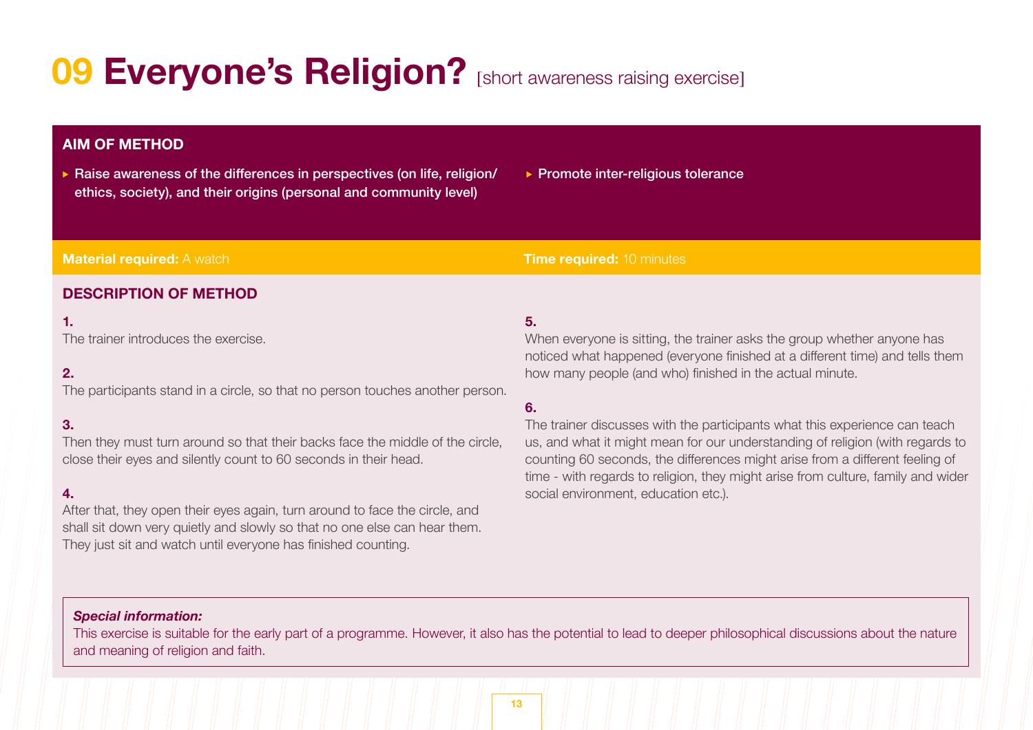# 09 Everyone's Religion? [short awareness raising exercise]

## AIM OF METHOD

- Raise awareness of the differences in perspectives (on life, religion/ethics, society), and their origins (personal and community level)
- Promote inter-religious tolerance

**Material required:** A watch

**Time required:** 10 minutes

## DESCRIPTION OF METHOD

**1.**
The trainer introduces the exercise.

**2.**
The participants stand in a circle, so that no person touches another person.

**3.**
Then they must turn around so that their backs face the middle of the circle, close their eyes and silently count to 60 seconds in their head.

**4.**
After that, they open their eyes again, turn around to face the circle, and shall sit down very quietly and slowly so that no one else can hear them. They just sit and watch until everyone has finished counting.

**5.**
When everyone is sitting, the trainer asks the group whether anyone has noticed what happened (everyone finished at a different time) and tells them how many people (and who) finished in the actual minute.

**6.**
The trainer discusses with the participants what this experience can teach us, and what it might mean for our understanding of religion (with regards to counting 60 seconds, the differences might arise from a different feeling of time - with regards to religion, they might arise from culture, family and wider social environment, education etc.).

***Special information:***
This exercise is suitable for the early part of a programme. However, it also has the potential to lead to deeper philosophical discussions about the nature and meaning of religion and faith.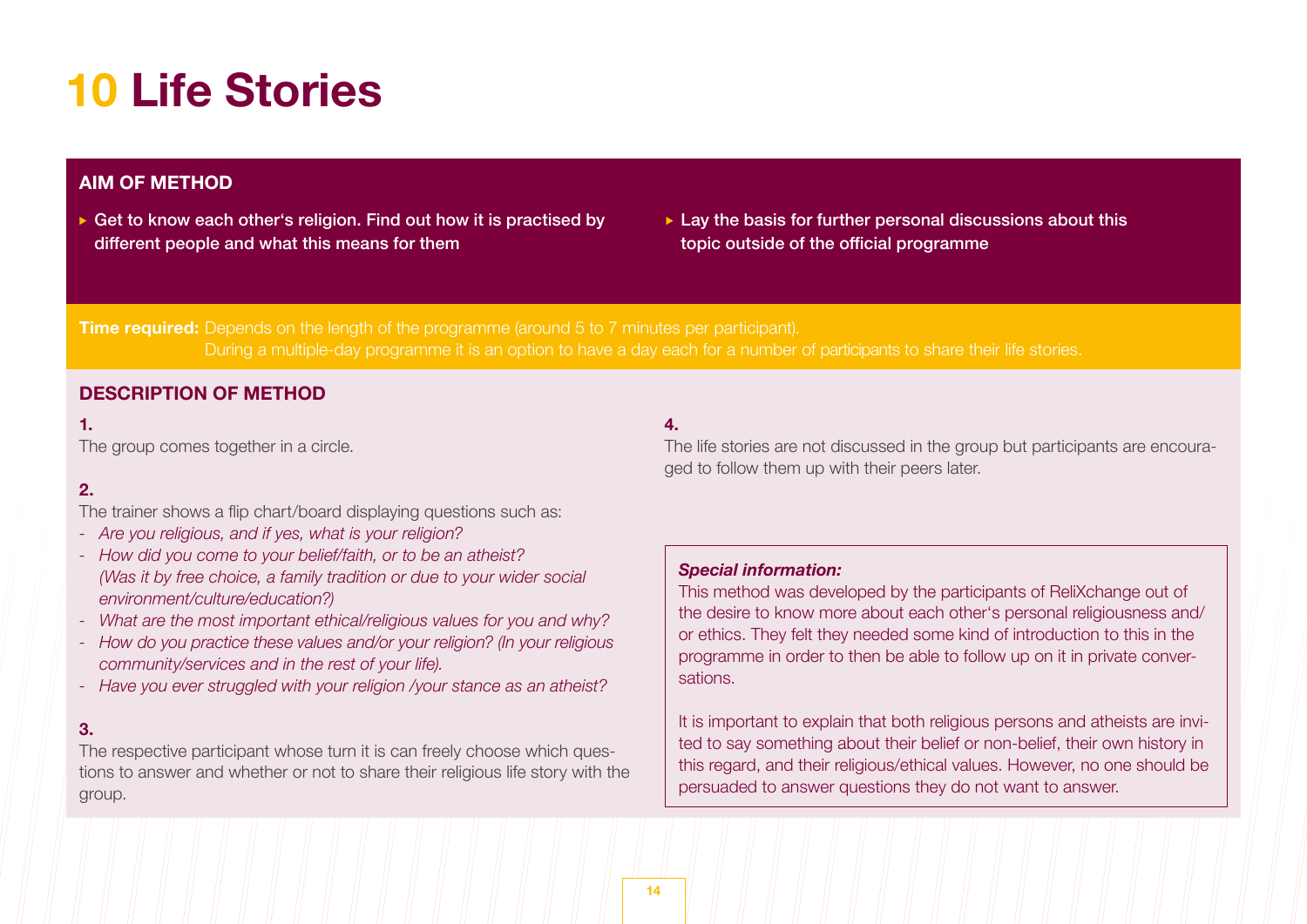# 10 Life Stories

## AIM OF METHOD

- Get to know each other's religion. Find out how it is practised by different people and what this means for them
- Lay the basis for further personal discussions about this topic outside of the official programme

**Time required:** Depends on the length of the programme (around 5 to 7 minutes per participant).
During a multiple-day programme it is an option to have a day each for a number of participants to share their life stories.

## DESCRIPTION OF METHOD

**1.**
The group comes together in a circle.

**2.**
The trainer shows a flip chart/board displaying questions such as:
- *Are you religious, and if yes, what is your religion?*
- *How did you come to your belief/faith, or to be an atheist? (Was it by free choice, a family tradition or due to your wider social environment/culture/education?)*
- *What are the most important ethical/religious values for you and why?*
- *How do you practice these values and/or your religion? (In your religious community/services and in the rest of your life).*
- *Have you ever struggled with your religion /your stance as an atheist?*

**3.**
The respective participant whose turn it is can freely choose which questions to answer and whether or not to share their religious life story with the group.

**4.**
The life stories are not discussed in the group but participants are encouraged to follow them up with their peers later.

***Special information:***
This method was developed by the participants of ReliXchange out of the desire to know more about each other's personal religiousness and/or ethics. They felt they needed some kind of introduction to this in the programme in order to then be able to follow up on it in private conversations.

It is important to explain that both religious persons and atheists are invited to say something about their belief or non-belief, their own history in this regard, and their religious/ethical values. However, no one should be persuaded to answer questions they do not want to answer.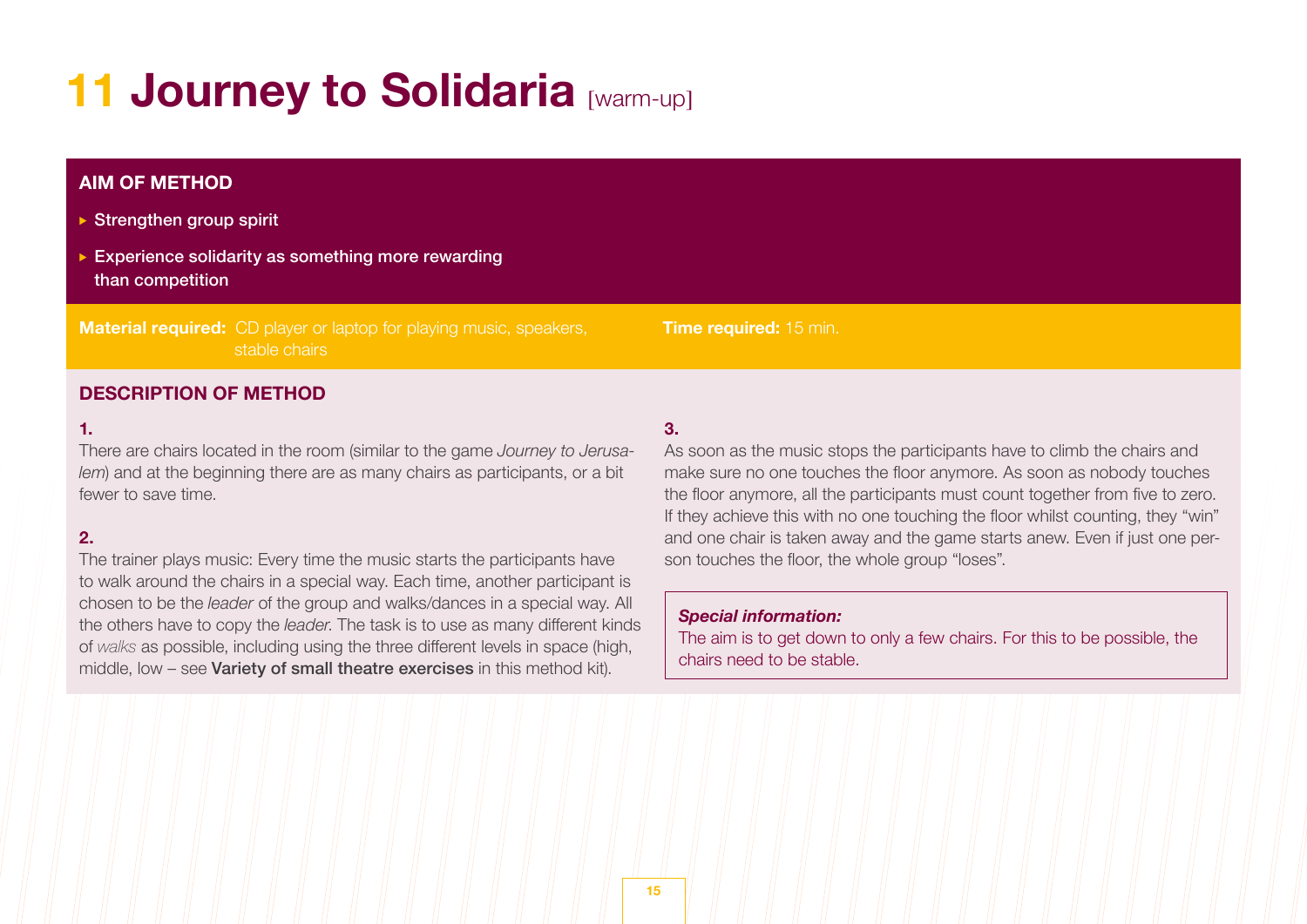# 11 Journey to Solidaria [warm-up]

## AIM OF METHOD

- Strengthen group spirit
- Experience solidarity as something more rewarding than competition

**Material required:** CD player or laptop for playing music, speakers, stable chairs

**Time required:** 15 min.

## DESCRIPTION OF METHOD

**1.**

There are chairs located in the room (similar to the game *Journey to Jerusalem*) and at the beginning there are as many chairs as participants, or a bit fewer to save time.

**2.**

The trainer plays music: Every time the music starts the participants have to walk around the chairs in a special way. Each time, another participant is chosen to be the *leader* of the group and walks/dances in a special way. All the others have to copy the *leader*. The task is to use as many different kinds of *walks* as possible, including using the three different levels in space (high, middle, low – see **Variety of small theatre exercises** in this method kit).

**3.**

As soon as the music stops the participants have to climb the chairs and make sure no one touches the floor anymore. As soon as nobody touches the floor anymore, all the participants must count together from five to zero. If they achieve this with no one touching the floor whilst counting, they "win" and one chair is taken away and the game starts anew. Even if just one person touches the floor, the whole group "loses".

***Special information:***

The aim is to get down to only a few chairs. For this to be possible, the chairs need to be stable.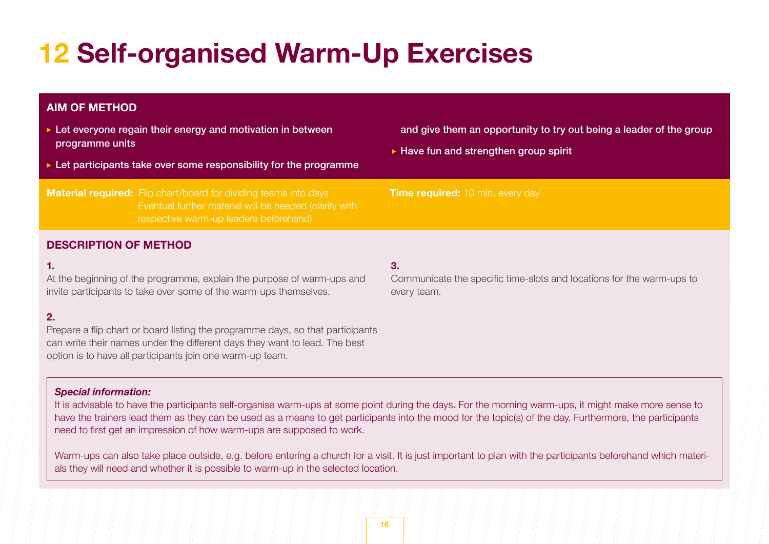# 12 Self-organised Warm-Up Exercises

**AIM OF METHOD**

- **Let everyone regain their energy and motivation in between programme units**
- **Let participants take over some responsibility for the programme and give them an opportunity to try out being a leader of the group**
- **Have fun and strengthen group spirit**

**Material required:** Flip chart/board for dividing teams into days
Eventual further material will be needed (clarify with respective warm-up leaders beforehand)

**Time required:** 10 min. every day

## DESCRIPTION OF METHOD

**1.**
At the beginning of the programme, explain the purpose of warm-ups and invite participants to take over some of the warm-ups themselves.

**2.**
Prepare a flip chart or board listing the programme days, so that participants can write their names under the different days they want to lead. The best option is to have all participants join one warm-up team.

**3.**
Communicate the specific time-slots and locations for the warm-ups to every team.

***Special information:***
It is advisable to have the participants self-organise warm-ups at some point during the days. For the morning warm-ups, it might make more sense to have the trainers lead them as they can be used as a means to get participants into the mood for the topic(s) of the day. Furthermore, the participants need to first get an impression of how warm-ups are supposed to work.

Warm-ups can also take place outside, e.g. before entering a church for a visit. It is just important to plan with the participants beforehand which materials they will need and whether it is possible to warm-up in the selected location.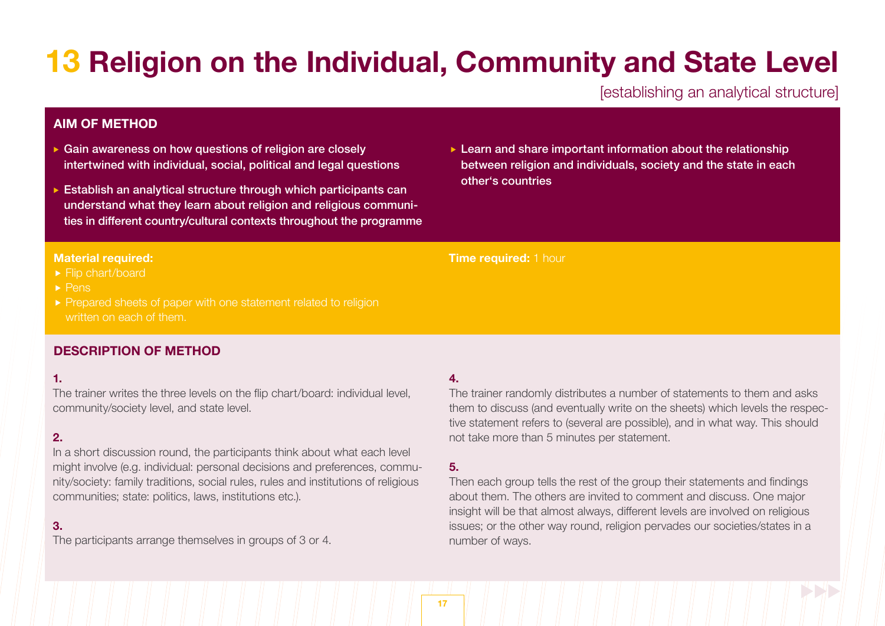# 13 Religion on the Individual, Community and State Level

[establishing an analytical structure]

## AIM OF METHOD

- Gain awareness on how questions of religion are closely intertwined with individual, social, political and legal questions
- Establish an analytical structure through which participants can understand what they learn about religion and religious communities in different country/cultural contexts throughout the programme
- Learn and share important information about the relationship between religion and individuals, society and the state in each other's countries

**Material required:**

- Flip chart/board
- Pens
- Prepared sheets of paper with one statement related to religion written on each of them.

**Time required:** 1 hour

## DESCRIPTION OF METHOD

**1.**
The trainer writes the three levels on the flip chart/board: individual level, community/society level, and state level.

**2.**
In a short discussion round, the participants think about what each level might involve (e.g. individual: personal decisions and preferences, community/society: family traditions, social rules, rules and institutions of religious communities; state: politics, laws, institutions etc.).

**3.**
The participants arrange themselves in groups of 3 or 4.

**4.**
The trainer randomly distributes a number of statements to them and asks them to discuss (and eventually write on the sheets) which levels the respective statement refers to (several are possible), and in what way. This should not take more than 5 minutes per statement.

**5.**
Then each group tells the rest of the group their statements and findings about them. The others are invited to comment and discuss. One major insight will be that almost always, different levels are involved on religious issues; or the other way round, religion pervades our societies/states in a number of ways.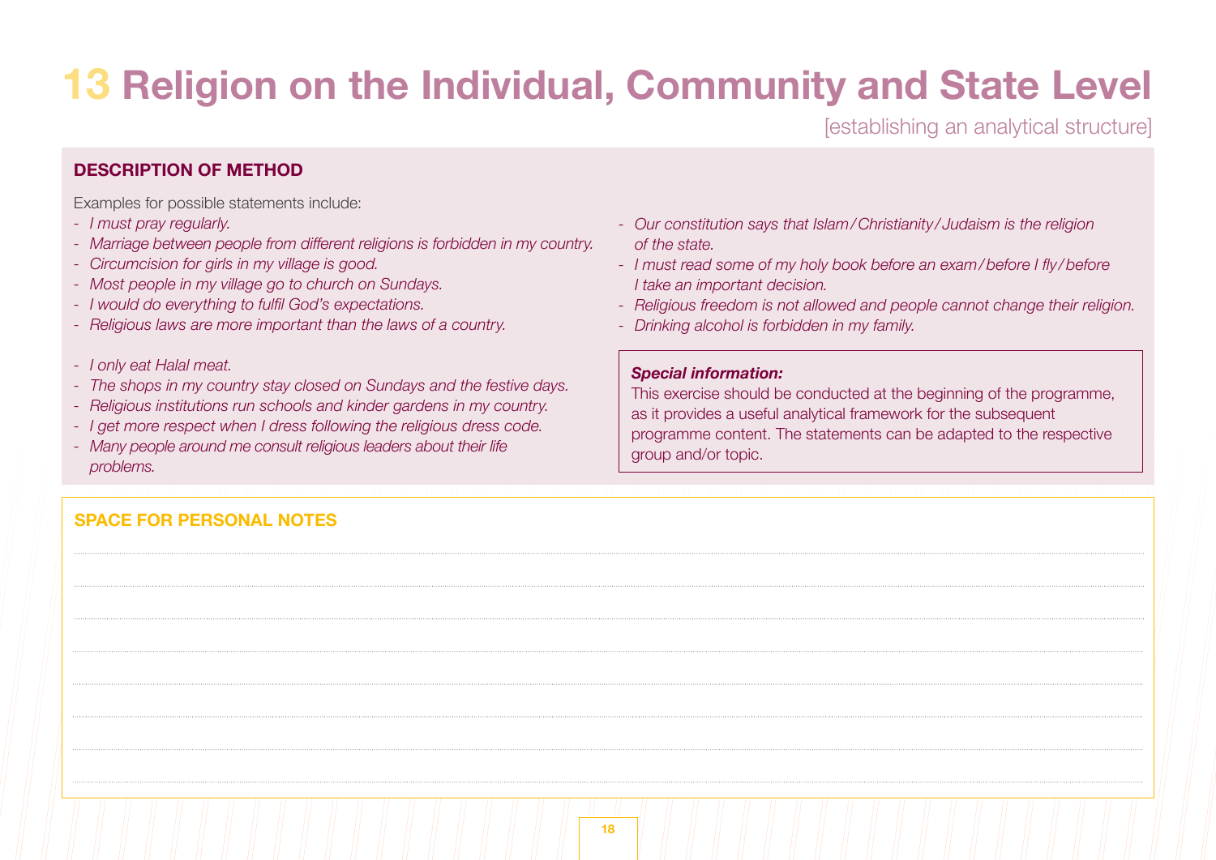# 13 Religion on the Individual, Community and State Level

[establishing an analytical structure]

### DESCRIPTION OF METHOD

Examples for possible statements include:

- *I must pray regularly.*
- *Marriage between people from different religions is forbidden in my country.*
- *Circumcision for girls in my village is good.*
- *Most people in my village go to church on Sundays.*
- *I would do everything to fulfil God's expectations.*
- *Religious laws are more important than the laws of a country.*

- *I only eat Halal meat.*
- *The shops in my country stay closed on Sundays and the festive days.*
- *Religious institutions run schools and kinder gardens in my country.*
- *I get more respect when I dress following the religious dress code.*
- *Many people around me consult religious leaders about their life problems.*
- *Our constitution says that Islam/Christianity/Judaism is the religion of the state.*
- *I must read some of my holy book before an exam/before I fly/before I take an important decision.*
- *Religious freedom is not allowed and people cannot change their religion.*
- *Drinking alcohol is forbidden in my family.*

***Special information:***
This exercise should be conducted at the beginning of the programme, as it provides a useful analytical framework for the subsequent programme content. The statements can be adapted to the respective group and/or topic.

### SPACE FOR PERSONAL NOTES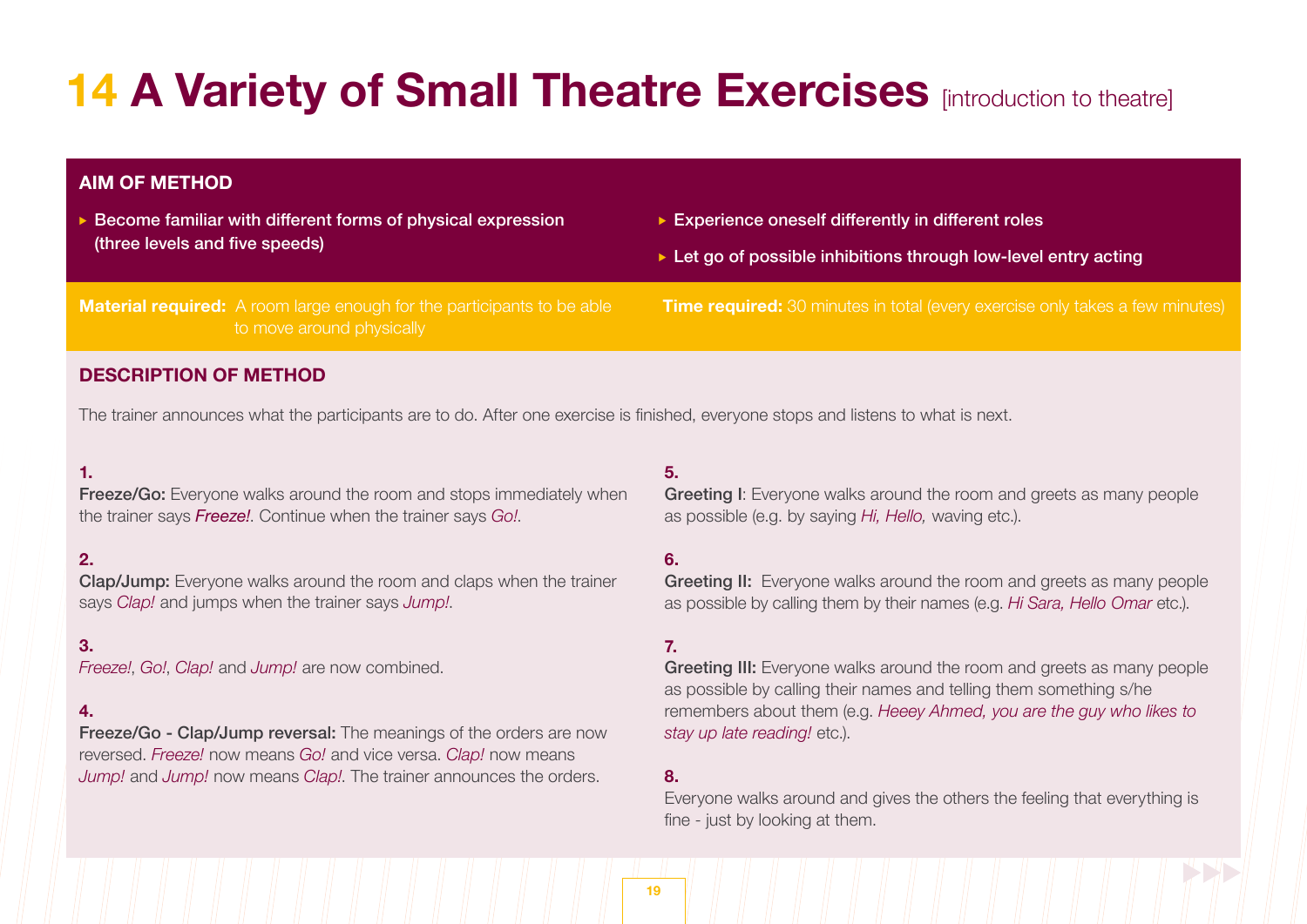# 14 A Variety of Small Theatre Exercises [introduction to theatre]

## AIM OF METHOD

- Become familiar with different forms of physical expression (three levels and five speeds)
- Experience oneself differently in different roles
- Let go of possible inhibitions through low-level entry acting

**Material required:** A room large enough for the participants to be able to move around physically

**Time required:** 30 minutes in total (every exercise only takes a few minutes)

## DESCRIPTION OF METHOD

The trainer announces what the participants are to do. After one exercise is finished, everyone stops and listens to what is next.

**1.**
**Freeze/Go:** Everyone walks around the room and stops immediately when the trainer says *Freeze!*. Continue when the trainer says *Go!*.

**2.**
**Clap/Jump:** Everyone walks around the room and claps when the trainer says *Clap!* and jumps when the trainer says *Jump!*.

**3.**
*Freeze!*, *Go!*, *Clap!* and *Jump!* are now combined.

**4.**
**Freeze/Go - Clap/Jump reversal:** The meanings of the orders are now reversed. *Freeze!* now means *Go!* and vice versa. *Clap!* now means *Jump!* and *Jump!* now means *Clap!*. The trainer announces the orders.

**5.**
**Greeting I**: Everyone walks around the room and greets as many people as possible (e.g. by saying *Hi, Hello,* waving etc.).

**6.**
**Greeting II:** Everyone walks around the room and greets as many people as possible by calling them by their names (e.g. *Hi Sara, Hello Omar* etc.).

**7.**
**Greeting III:** Everyone walks around the room and greets as many people as possible by calling their names and telling them something s/he remembers about them (e.g. *Heeey Ahmed, you are the guy who likes to stay up late reading!* etc.).

**8.**
Everyone walks around and gives the others the feeling that everything is fine - just by looking at them.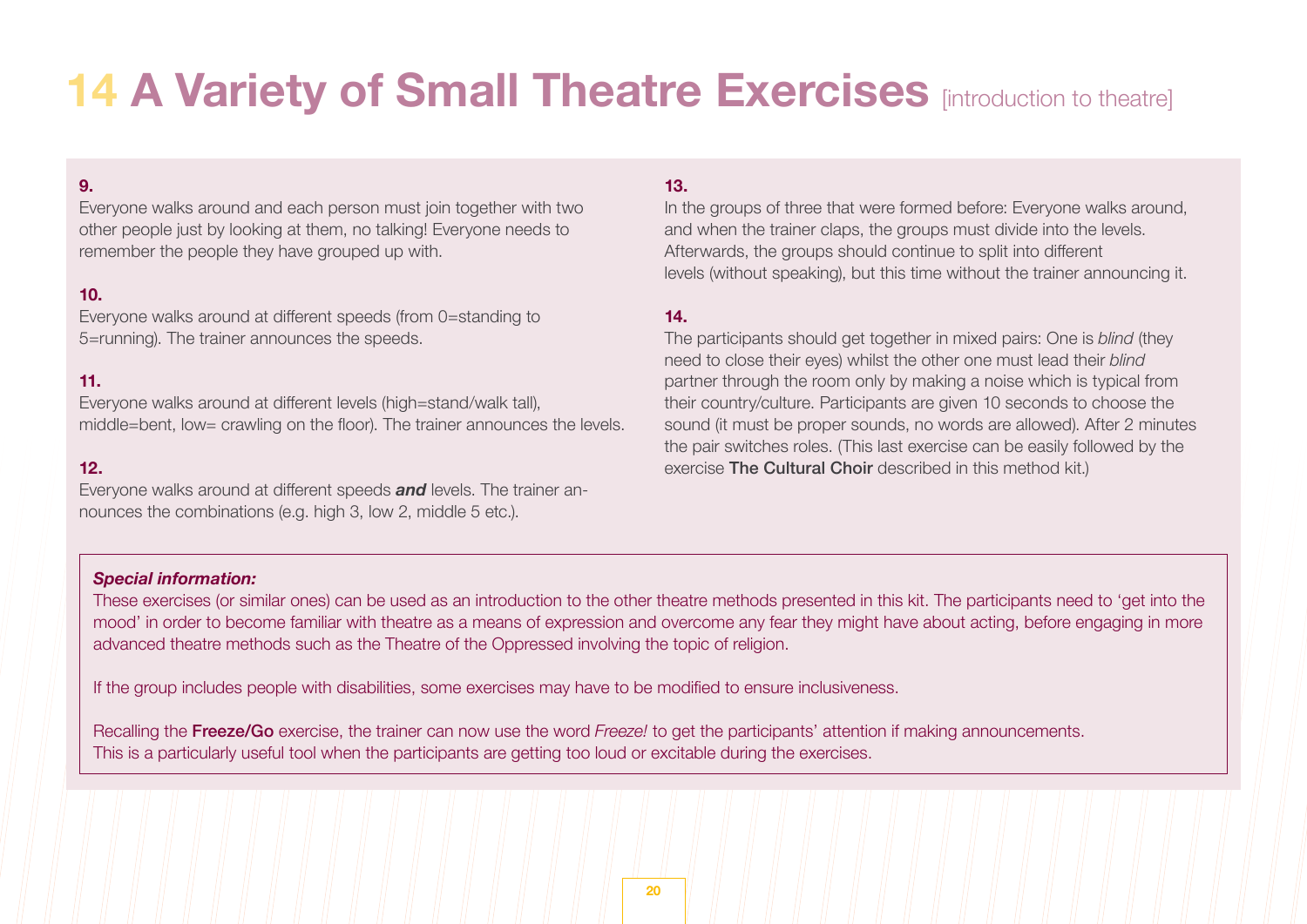# 14 A Variety of Small Theatre Exercises [introduction to theatre]

**9.**
Everyone walks around and each person must join together with two other people just by looking at them, no talking! Everyone needs to remember the people they have grouped up with.

**10.**
Everyone walks around at different speeds (from 0=standing to 5=running). The trainer announces the speeds.

**11.**
Everyone walks around at different levels (high=stand/walk tall), middle=bent, low= crawling on the floor). The trainer announces the levels.

**12.**
Everyone walks around at different speeds ***and*** levels. The trainer announces the combinations (e.g. high 3, low 2, middle 5 etc.).

**13.**
In the groups of three that were formed before: Everyone walks around, and when the trainer claps, the groups must divide into the levels. Afterwards, the groups should continue to split into different levels (without speaking), but this time without the trainer announcing it.

**14.**
The participants should get together in mixed pairs: One is *blind* (they need to close their eyes) whilst the other one must lead their *blind* partner through the room only by making a noise which is typical from their country/culture. Participants are given 10 seconds to choose the sound (it must be proper sounds, no words are allowed). After 2 minutes the pair switches roles. (This last exercise can be easily followed by the exercise **The Cultural Choir** described in this method kit.)

***Special information:***

These exercises (or similar ones) can be used as an introduction to the other theatre methods presented in this kit. The participants need to 'get into the mood' in order to become familiar with theatre as a means of expression and overcome any fear they might have about acting, before engaging in more advanced theatre methods such as the Theatre of the Oppressed involving the topic of religion.

If the group includes people with disabilities, some exercises may have to be modified to ensure inclusiveness.

Recalling the **Freeze/Go** exercise, the trainer can now use the word *Freeze!* to get the participants' attention if making announcements. This is a particularly useful tool when the participants are getting too loud or excitable during the exercises.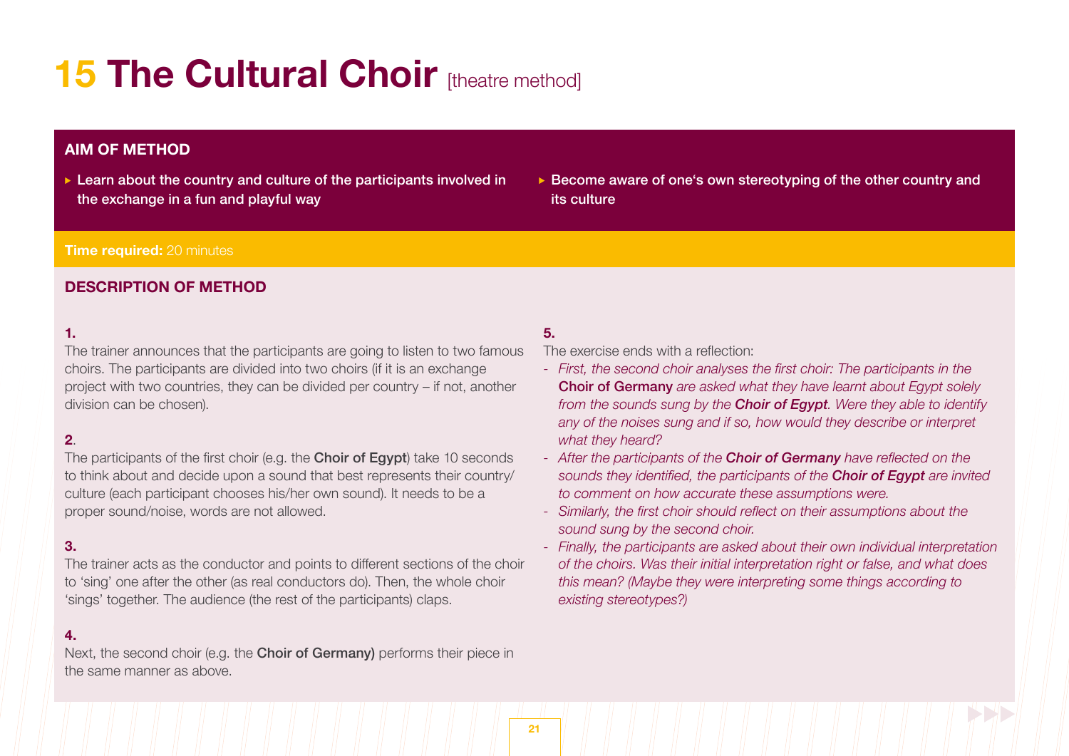# 15 The Cultural Choir [theatre method]

## AIM OF METHOD

- Learn about the country and culture of the participants involved in the exchange in a fun and playful way
- Become aware of one's own stereotyping of the other country and its culture

**Time required:** 20 minutes

## DESCRIPTION OF METHOD

**1.**
The trainer announces that the participants are going to listen to two famous choirs. The participants are divided into two choirs (if it is an exchange project with two countries, they can be divided per country – if not, another division can be chosen).

**2**.
The participants of the first choir (e.g. the **Choir of Egypt**) take 10 seconds to think about and decide upon a sound that best represents their country/culture (each participant chooses his/her own sound). It needs to be a proper sound/noise, words are not allowed.

**3.**
The trainer acts as the conductor and points to different sections of the choir to 'sing' one after the other (as real conductors do). Then, the whole choir 'sings' together. The audience (the rest of the participants) claps.

**4.**
Next, the second choir (e.g. the **Choir of Germany)** performs their piece in the same manner as above.

**5.**
The exercise ends with a reflection:

- *First, the second choir analyses the first choir: The participants in the* **Choir of Germany** *are asked what they have learnt about Egypt solely from the sounds sung by the* ***Choir of Egypt****. Were they able to identify any of the noises sung and if so, how would they describe or interpret what they heard?*
- *After the participants of the* ***Choir of Germany*** *have reflected on the sounds they identified, the participants of the* ***Choir of Egypt*** *are invited to comment on how accurate these assumptions were.*
- *Similarly, the first choir should reflect on their assumptions about the sound sung by the second choir.*
- *Finally, the participants are asked about their own individual interpretation of the choirs. Was their initial interpretation right or false, and what does this mean? (Maybe they were interpreting some things according to existing stereotypes?)*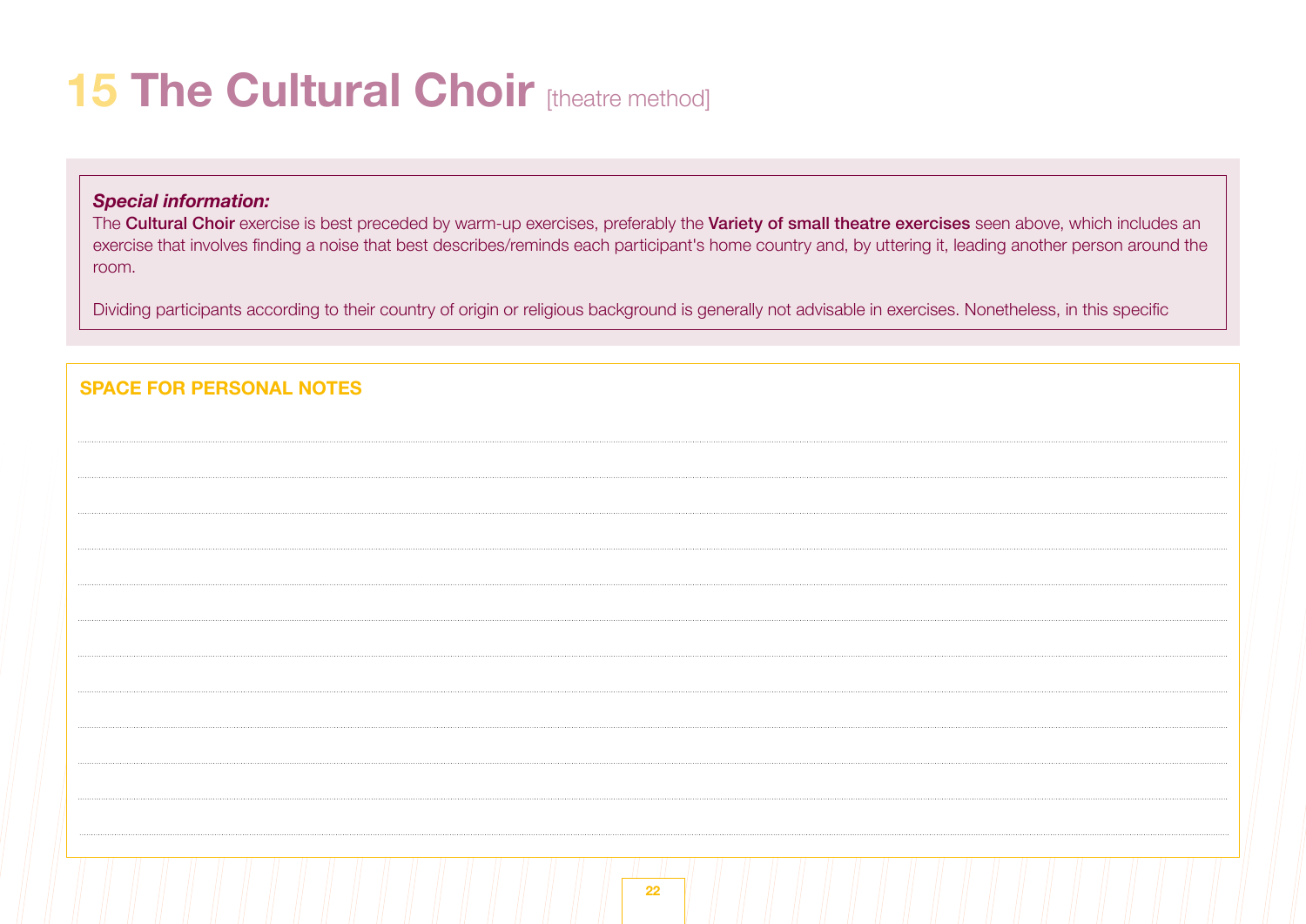# 15 The Cultural Choir [theatre method]

***Special information:***

The **Cultural Choir** exercise is best preceded by warm-up exercises, preferably the **Variety of small theatre exercises** seen above, which includes an exercise that involves finding a noise that best describes/reminds each participant's home country and, by uttering it, leading another person around the room.

Dividing participants according to their country of origin or religious background is generally not advisable in exercises. Nonetheless, in this specific

**SPACE FOR PERSONAL NOTES**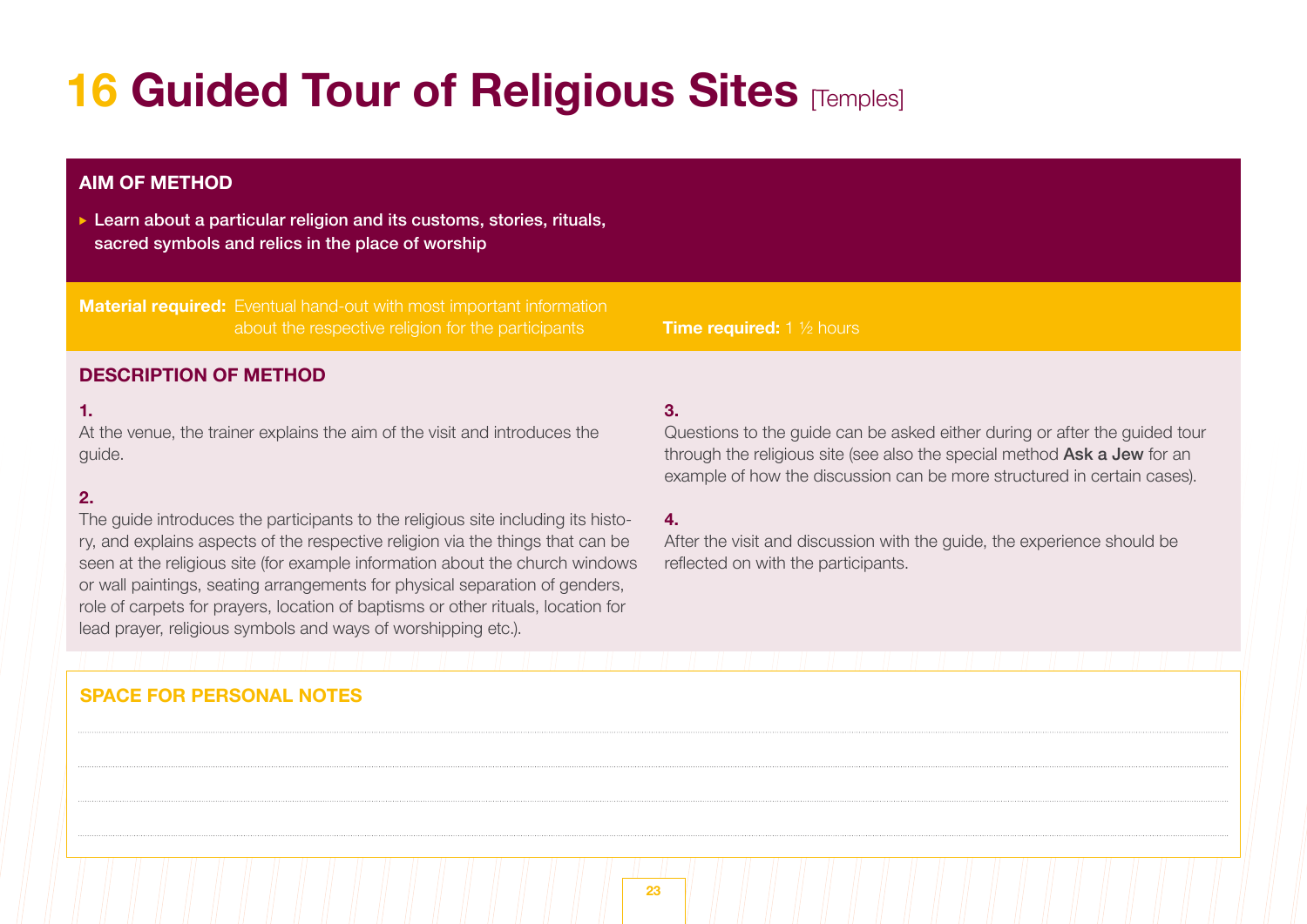# 16 Guided Tour of Religious Sites [Temples]

## AIM OF METHOD

- Learn about a particular religion and its customs, stories, rituals, sacred symbols and relics in the place of worship

**Material required:** Eventual hand-out with most important information about the respective religion for the participants

**Time required:** 1 ½ hours

## DESCRIPTION OF METHOD

**1.**
At the venue, the trainer explains the aim of the visit and introduces the guide.

**2.**
The guide introduces the participants to the religious site including its history, and explains aspects of the respective religion via the things that can be seen at the religious site (for example information about the church windows or wall paintings, seating arrangements for physical separation of genders, role of carpets for prayers, location of baptisms or other rituals, location for lead prayer, religious symbols and ways of worshipping etc.).

**3.**
Questions to the guide can be asked either during or after the guided tour through the religious site (see also the special method **Ask a Jew** for an example of how the discussion can be more structured in certain cases).

**4.**
After the visit and discussion with the guide, the experience should be reflected on with the participants.

## SPACE FOR PERSONAL NOTES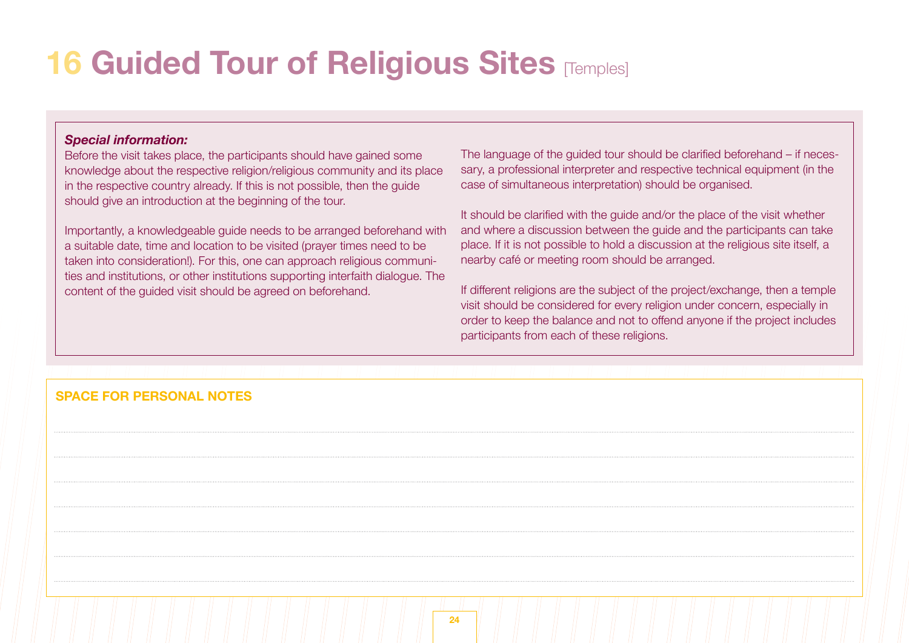# 16 Guided Tour of Religious Sites [Temples]

***Special information:***

Before the visit takes place, the participants should have gained some knowledge about the respective religion/religious community and its place in the respective country already. If this is not possible, then the guide should give an introduction at the beginning of the tour.

Importantly, a knowledgeable guide needs to be arranged beforehand with a suitable date, time and location to be visited (prayer times need to be taken into consideration!). For this, one can approach religious communities and institutions, or other institutions supporting interfaith dialogue. The content of the guided visit should be agreed on beforehand.

The language of the guided tour should be clarified beforehand – if necessary, a professional interpreter and respective technical equipment (in the case of simultaneous interpretation) should be organised.

It should be clarified with the guide and/or the place of the visit whether and where a discussion between the guide and the participants can take place. If it is not possible to hold a discussion at the religious site itself, a nearby café or meeting room should be arranged.

If different religions are the subject of the project/exchange, then a temple visit should be considered for every religion under concern, especially in order to keep the balance and not to offend anyone if the project includes participants from each of these religions.

**SPACE FOR PERSONAL NOTES**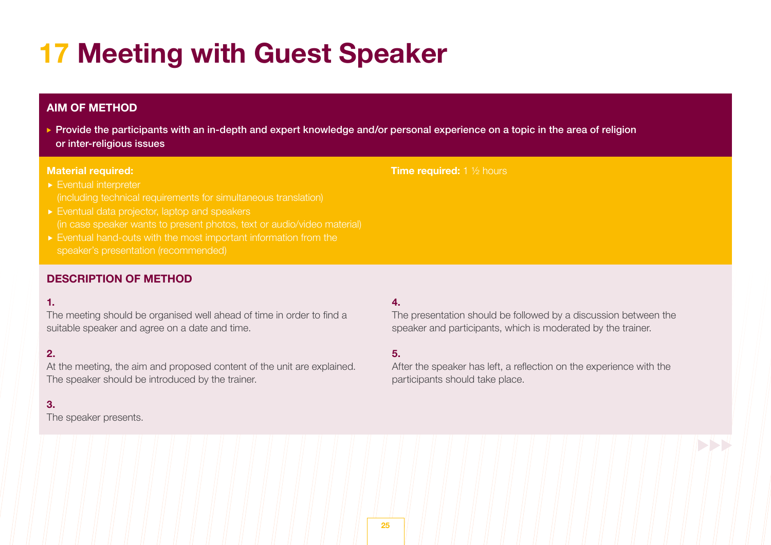# 17 Meeting with Guest Speaker

## AIM OF METHOD

- Provide the participants with an in-depth and expert knowledge and/or personal experience on a topic in the area of religion or inter-religious issues

**Material required:**

- Eventual interpreter (including technical requirements for simultaneous translation)
- Eventual data projector, laptop and speakers (in case speaker wants to present photos, text or audio/video material)
- Eventual hand-outs with the most important information from the speaker's presentation (recommended)

**Time required:** 1 ½ hours

## DESCRIPTION OF METHOD

**1.**
The meeting should be organised well ahead of time in order to find a suitable speaker and agree on a date and time.

**2.**
At the meeting, the aim and proposed content of the unit are explained. The speaker should be introduced by the trainer.

**3.**
The speaker presents.

**4.**
The presentation should be followed by a discussion between the speaker and participants, which is moderated by the trainer.

**5.**
After the speaker has left, a reflection on the experience with the participants should take place.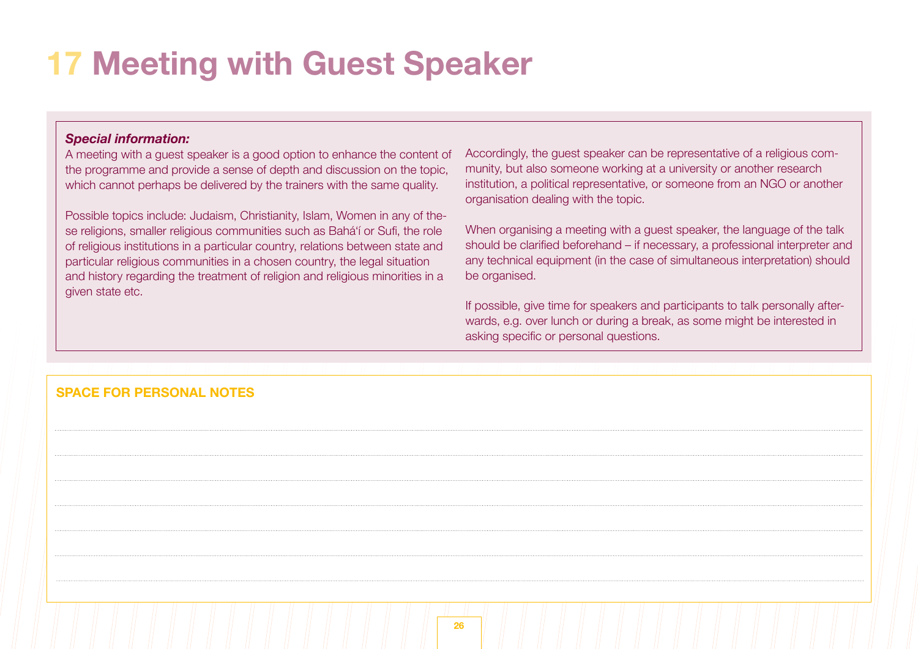# 17 Meeting with Guest Speaker

***Special information:***

A meeting with a guest speaker is a good option to enhance the content of the programme and provide a sense of depth and discussion on the topic, which cannot perhaps be delivered by the trainers with the same quality.

Possible topics include: Judaism, Christianity, Islam, Women in any of these religions, smaller religious communities such as Bahá'í or Sufi, the role of religious institutions in a particular country, relations between state and particular religious communities in a chosen country, the legal situation and history regarding the treatment of religion and religious minorities in a given state etc.

Accordingly, the guest speaker can be representative of a religious community, but also someone working at a university or another research institution, a political representative, or someone from an NGO or another organisation dealing with the topic.

When organising a meeting with a guest speaker, the language of the talk should be clarified beforehand – if necessary, a professional interpreter and any technical equipment (in the case of simultaneous interpretation) should be organised.

If possible, give time for speakers and participants to talk personally afterwards, e.g. over lunch or during a break, as some might be interested in asking specific or personal questions.

**SPACE FOR PERSONAL NOTES**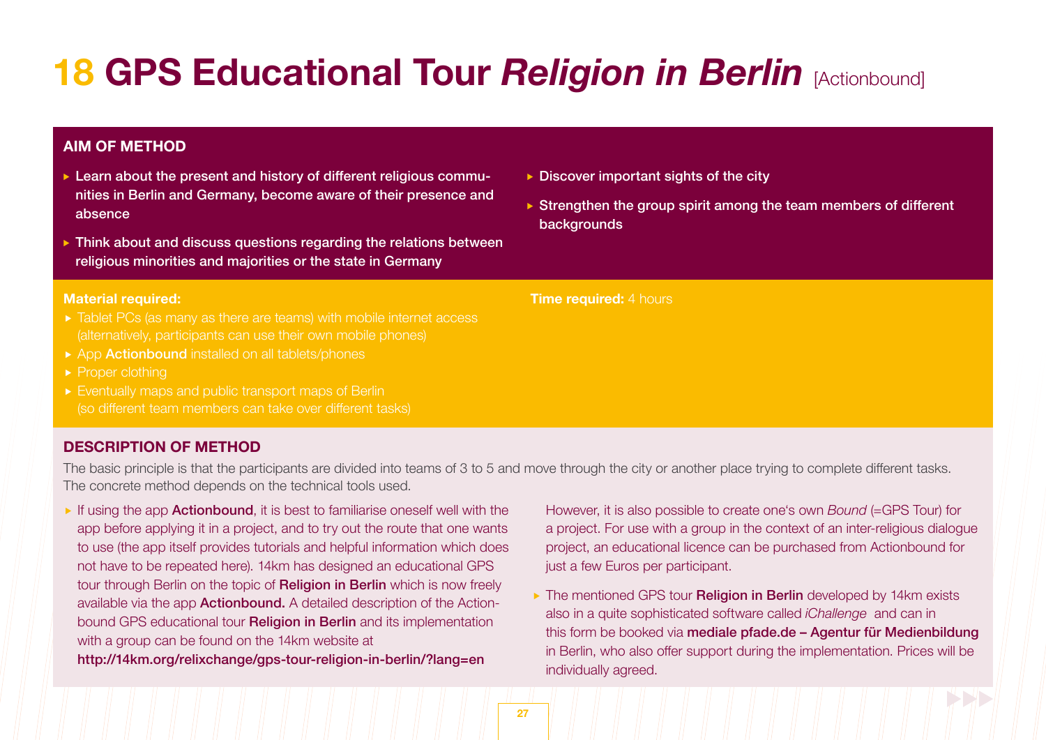# 18 GPS Educational Tour *Religion in Berlin* [Actionbound]

## AIM OF METHOD

- Learn about the present and history of different religious communities in Berlin and Germany, become aware of their presence and absence
- Think about and discuss questions regarding the relations between religious minorities and majorities or the state in Germany
- Discover important sights of the city
- Strengthen the group spirit among the team members of different backgrounds

**Material required:**

- Tablet PCs (as many as there are teams) with mobile internet access (alternatively, participants can use their own mobile phones)
- App **Actionbound** installed on all tablets/phones
- Proper clothing
- Eventually maps and public transport maps of Berlin (so different team members can take over different tasks)

**Time required:** 4 hours

## DESCRIPTION OF METHOD

The basic principle is that the participants are divided into teams of 3 to 5 and move through the city or another place trying to complete different tasks. The concrete method depends on the technical tools used.

- If using the app **Actionbound**, it is best to familiarise oneself well with the app before applying it in a project, and to try out the route that one wants to use (the app itself provides tutorials and helpful information which does not have to be repeated here). 14km has designed an educational GPS tour through Berlin on the topic of **Religion in Berlin** which is now freely available via the app **Actionbound.** A detailed description of the Actionbound GPS educational tour **Religion in Berlin** and its implementation with a group can be found on the 14km website at **http://14km.org/relixchange/gps-tour-religion-in-berlin/?lang=en**

  However, it is also possible to create one's own *Bound* (=GPS Tour) for a project. For use with a group in the context of an inter-religious dialogue project, an educational licence can be purchased from Actionbound for just a few Euros per participant.

- The mentioned GPS tour **Religion in Berlin** developed by 14km exists also in a quite sophisticated software called *iChallenge* and can in this form be booked via **mediale pfade.de – Agentur für Medienbildung** in Berlin, who also offer support during the implementation. Prices will be individually agreed.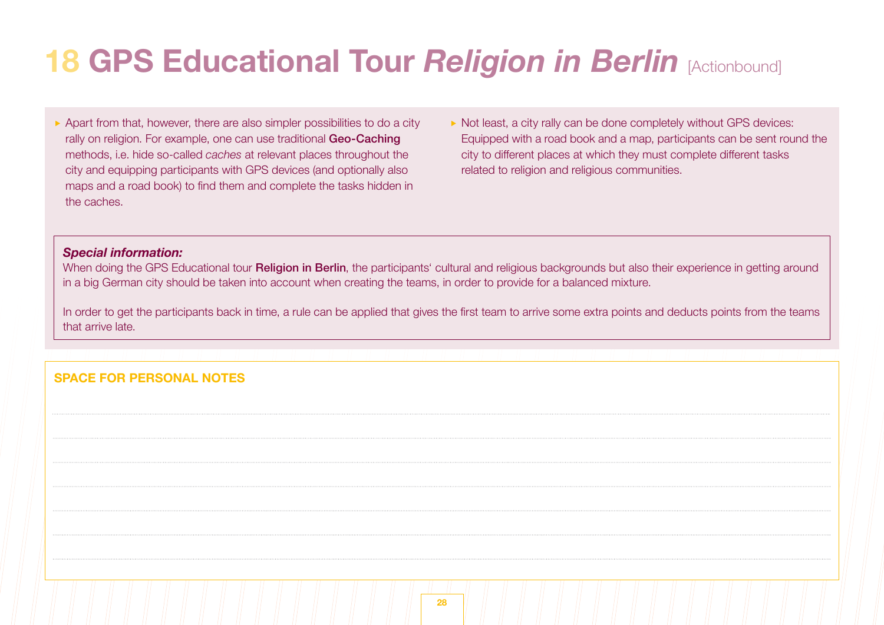# 18 GPS Educational Tour *Religion in Berlin* [Actionbound]

- Apart from that, however, there are also simpler possibilities to do a city rally on religion. For example, one can use traditional **Geo-Caching** methods, i.e. hide so-called *caches* at relevant places throughout the city and equipping participants with GPS devices (and optionally also maps and a road book) to find them and complete the tasks hidden in the caches.
- Not least, a city rally can be done completely without GPS devices: Equipped with a road book and a map, participants can be sent round the city to different places at which they must complete different tasks related to religion and religious communities.

***Special information:***

When doing the GPS Educational tour **Religion in Berlin**, the participants' cultural and religious backgrounds but also their experience in getting around in a big German city should be taken into account when creating the teams, in order to provide for a balanced mixture.

In order to get the participants back in time, a rule can be applied that gives the first team to arrive some extra points and deducts points from the teams that arrive late.

**SPACE FOR PERSONAL NOTES**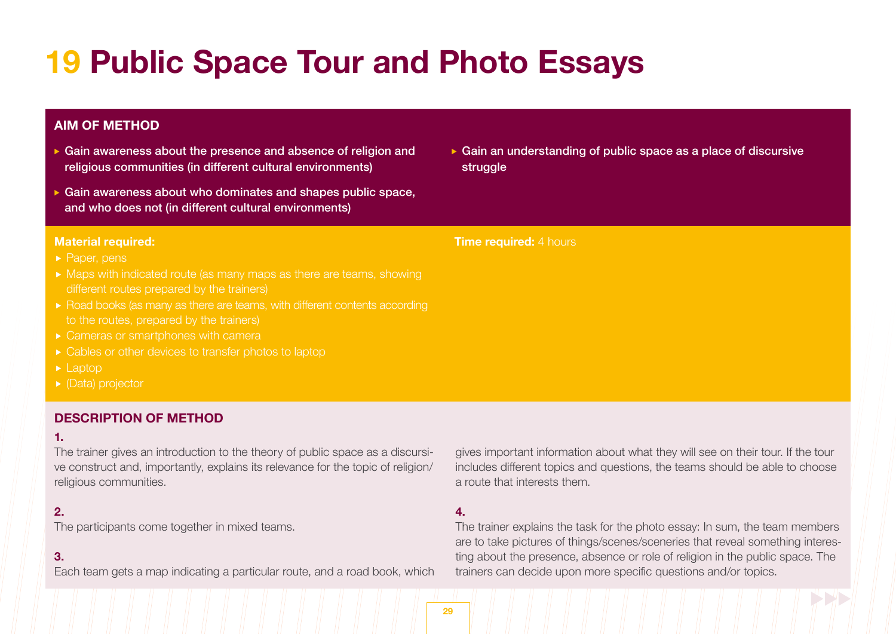# 19 Public Space Tour and Photo Essays

## AIM OF METHOD

- Gain awareness about the presence and absence of religion and religious communities (in different cultural environments)
- Gain awareness about who dominates and shapes public space, and who does not (in different cultural environments)
- Gain an understanding of public space as a place of discursive struggle

**Material required:**

- Paper, pens
- Maps with indicated route (as many maps as there are teams, showing different routes prepared by the trainers)
- Road books (as many as there are teams, with different contents according to the routes, prepared by the trainers)
- Cameras or smartphones with camera
- Cables or other devices to transfer photos to laptop
- Laptop
- (Data) projector

**Time required:** 4 hours

## DESCRIPTION OF METHOD

**1.**
The trainer gives an introduction to the theory of public space as a discursive construct and, importantly, explains its relevance for the topic of religion/ religious communities.

**2.**
The participants come together in mixed teams.

**3.**
Each team gets a map indicating a particular route, and a road book, which gives important information about what they will see on their tour. If the tour includes different topics and questions, the teams should be able to choose a route that interests them.

**4.**
The trainer explains the task for the photo essay: In sum, the team members are to take pictures of things/scenes/sceneries that reveal something interesting about the presence, absence or role of religion in the public space. The trainers can decide upon more specific questions and/or topics.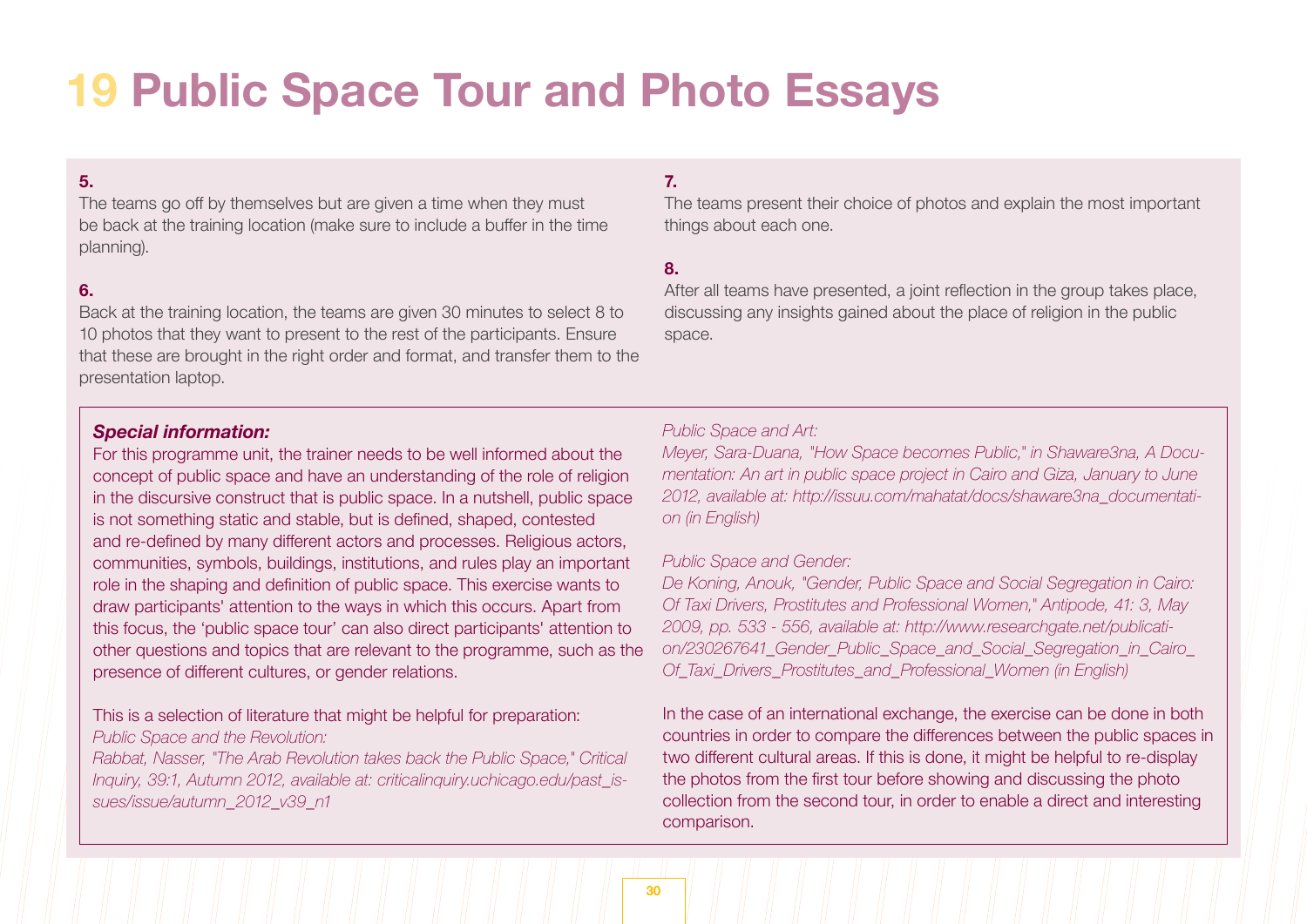# 19 Public Space Tour and Photo Essays

**5.**
The teams go off by themselves but are given a time when they must be back at the training location (make sure to include a buffer in the time planning).

**6.**
Back at the training location, the teams are given 30 minutes to select 8 to 10 photos that they want to present to the rest of the participants. Ensure that these are brought in the right order and format, and transfer them to the presentation laptop.

**7.**
The teams present their choice of photos and explain the most important things about each one.

**8.**
After all teams have presented, a joint reflection in the group takes place, discussing any insights gained about the place of religion in the public space.

***Special information:***
For this programme unit, the trainer needs to be well informed about the concept of public space and have an understanding of the role of religion in the discursive construct that is public space. In a nutshell, public space is not something static and stable, but is defined, shaped, contested and re-defined by many different actors and processes. Religious actors, communities, symbols, buildings, institutions, and rules play an important role in the shaping and definition of public space. This exercise wants to draw participants' attention to the ways in which this occurs. Apart from this focus, the 'public space tour' can also direct participants' attention to other questions and topics that are relevant to the programme, such as the presence of different cultures, or gender relations.

This is a selection of literature that might be helpful for preparation:
*Public Space and the Revolution:*
*Rabbat, Nasser, "The Arab Revolution takes back the Public Space," Critical Inquiry, 39:1, Autumn 2012, available at: criticalinquiry.uchicago.edu/past_issues/issue/autumn_2012_v39_n1*

*Public Space and Art:*
*Meyer, Sara-Duana, "How Space becomes Public," in Shaware3na, A Documentation: An art in public space project in Cairo and Giza, January to June 2012, available at: http://issuu.com/mahatat/docs/shaware3na_documentation (in English)*

*Public Space and Gender:*
*De Koning, Anouk, "Gender, Public Space and Social Segregation in Cairo: Of Taxi Drivers, Prostitutes and Professional Women," Antipode, 41: 3, May 2009, pp. 533 - 556, available at: http://www.researchgate.net/publication/230267641_Gender_Public_Space_and_Social_Segregation_in_Cairo_Of_Taxi_Drivers_Prostitutes_and_Professional_Women (in English)*

In the case of an international exchange, the exercise can be done in both countries in order to compare the differences between the public spaces in two different cultural areas. If this is done, it might be helpful to re-display the photos from the first tour before showing and discussing the photo collection from the second tour, in order to enable a direct and interesting comparison.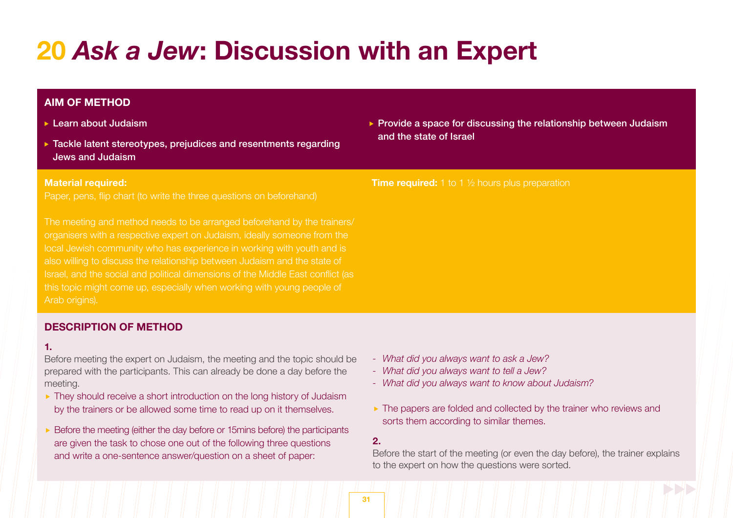# 20 *Ask a Jew*: Discussion with an Expert

**AIM OF METHOD**

- Learn about Judaism
- Tackle latent stereotypes, prejudices and resentments regarding Jews and Judaism
- Provide a space for discussing the relationship between Judaism and the state of Israel

**Material required:**
Paper, pens, flip chart (to write the three questions on beforehand)

The meeting and method needs to be arranged beforehand by the trainers/organisers with a respective expert on Judaism, ideally someone from the local Jewish community who has experience in working with youth and is also willing to discuss the relationship between Judaism and the state of Israel, and the social and political dimensions of the Middle East conflict (as this topic might come up, especially when working with young people of Arab origins).

**Time required:** 1 to 1 ½ hours plus preparation

## DESCRIPTION OF METHOD

**1.**

Before meeting the expert on Judaism, the meeting and the topic should be prepared with the participants. This can already be done a day before the meeting.

- They should receive a short introduction on the long history of Judaism by the trainers or be allowed some time to read up on it themselves.
- Before the meeting (either the day before or 15mins before) the participants are given the task to chose one out of the following three questions and write a one-sentence answer/question on a sheet of paper:

- *What did you always want to ask a Jew?*
- *What did you always want to tell a Jew?*
- *What did you always want to know about Judaism?*

- The papers are folded and collected by the trainer who reviews and sorts them according to similar themes.

**2.**

Before the start of the meeting (or even the day before), the trainer explains to the expert on how the questions were sorted.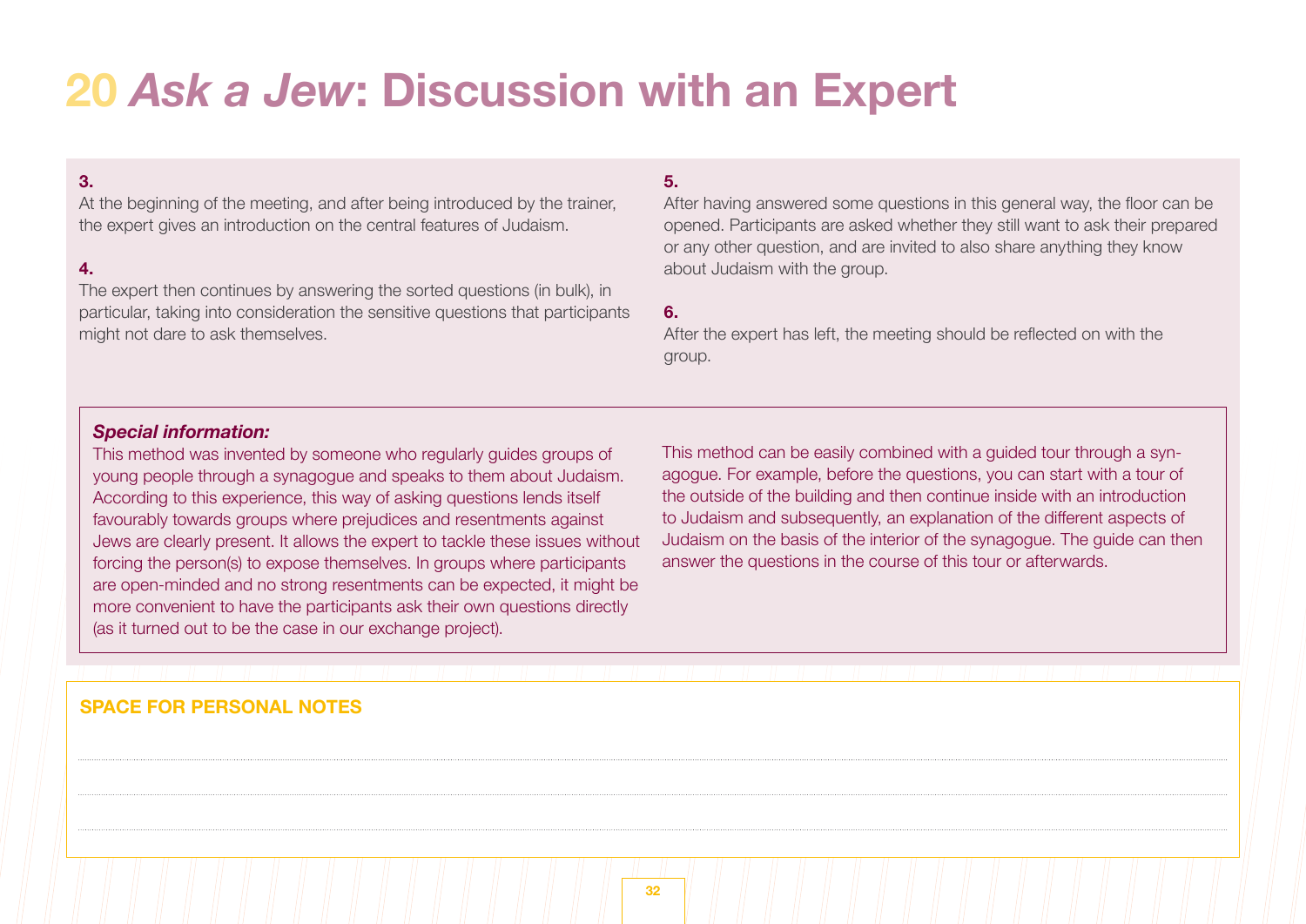# 20 *Ask a Jew*: Discussion with an Expert

**3.**
At the beginning of the meeting, and after being introduced by the trainer, the expert gives an introduction on the central features of Judaism.

**4.**
The expert then continues by answering the sorted questions (in bulk), in particular, taking into consideration the sensitive questions that participants might not dare to ask themselves.

**5.**
After having answered some questions in this general way, the floor can be opened. Participants are asked whether they still want to ask their prepared or any other question, and are invited to also share anything they know about Judaism with the group.

**6.**
After the expert has left, the meeting should be reflected on with the group.

***Special information:***
This method was invented by someone who regularly guides groups of young people through a synagogue and speaks to them about Judaism. According to this experience, this way of asking questions lends itself favourably towards groups where prejudices and resentments against Jews are clearly present. It allows the expert to tackle these issues without forcing the person(s) to expose themselves. In groups where participants are open-minded and no strong resentments can be expected, it might be more convenient to have the participants ask their own questions directly (as it turned out to be the case in our exchange project).

This method can be easily combined with a guided tour through a synagogue. For example, before the questions, you can start with a tour of the outside of the building and then continue inside with an introduction to Judaism and subsequently, an explanation of the different aspects of Judaism on the basis of the interior of the synagogue. The guide can then answer the questions in the course of this tour or afterwards.

**SPACE FOR PERSONAL NOTES**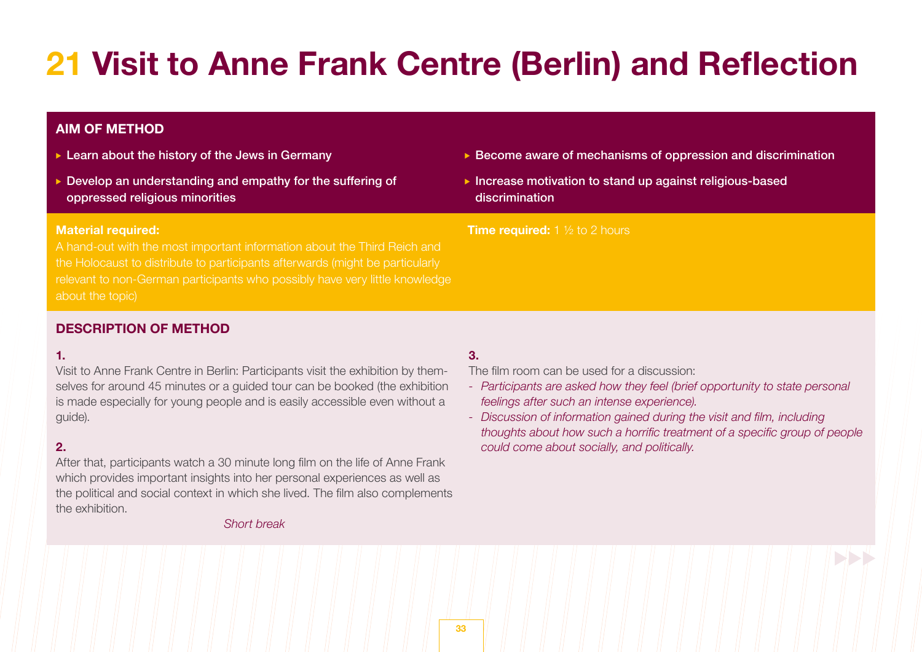# 21 Visit to Anne Frank Centre (Berlin) and Reflection

### AIM OF METHOD

- Learn about the history of the Jews in Germany
- Develop an understanding and empathy for the suffering of oppressed religious minorities
- Become aware of mechanisms of oppression and discrimination
- Increase motivation to stand up against religious-based discrimination

**Material required:**
A hand-out with the most important information about the Third Reich and the Holocaust to distribute to participants afterwards (might be particularly relevant to non-German participants who possibly have very little knowledge about the topic)

**Time required:** 1 ½ to 2 hours

### DESCRIPTION OF METHOD

**1.**
Visit to Anne Frank Centre in Berlin: Participants visit the exhibition by themselves for around 45 minutes or a guided tour can be booked (the exhibition is made especially for young people and is easily accessible even without a guide).

**2.**
After that, participants watch a 30 minute long film on the life of Anne Frank which provides important insights into her personal experiences as well as the political and social context in which she lived. The film also complements the exhibition.

*Short break*

**3.**
The film room can be used for a discussion:

- *Participants are asked how they feel (brief opportunity to state personal feelings after such an intense experience).*
- *Discussion of information gained during the visit and film, including thoughts about how such a horrific treatment of a specific group of people could come about socially, and politically.*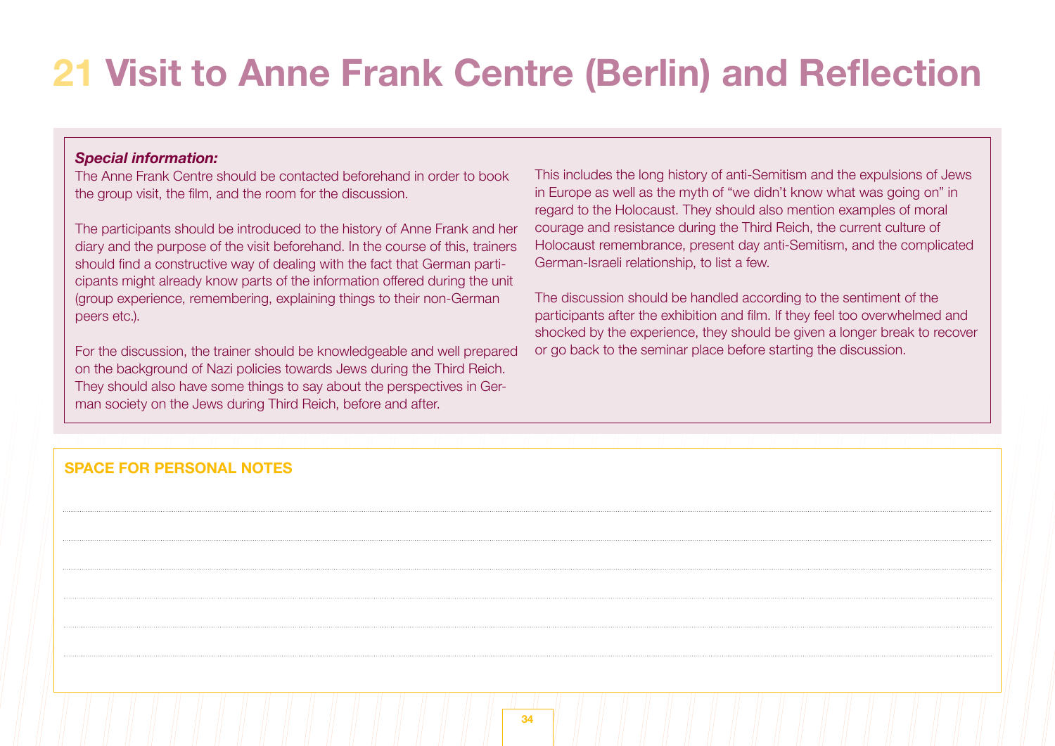# 21 Visit to Anne Frank Centre (Berlin) and Reflection

***Special information:***

The Anne Frank Centre should be contacted beforehand in order to book the group visit, the film, and the room for the discussion.

The participants should be introduced to the history of Anne Frank and her diary and the purpose of the visit beforehand. In the course of this, trainers should find a constructive way of dealing with the fact that German participants might already know parts of the information offered during the unit (group experience, remembering, explaining things to their non-German peers etc.).

For the discussion, the trainer should be knowledgeable and well prepared on the background of Nazi policies towards Jews during the Third Reich. They should also have some things to say about the perspectives in German society on the Jews during Third Reich, before and after. This includes the long history of anti-Semitism and the expulsions of Jews in Europe as well as the myth of "we didn't know what was going on" in regard to the Holocaust. They should also mention examples of moral courage and resistance during the Third Reich, the current culture of Holocaust remembrance, present day anti-Semitism, and the complicated German-Israeli relationship, to list a few.

The discussion should be handled according to the sentiment of the participants after the exhibition and film. If they feel too overwhelmed and shocked by the experience, they should be given a longer break to recover or go back to the seminar place before starting the discussion.

**SPACE FOR PERSONAL NOTES**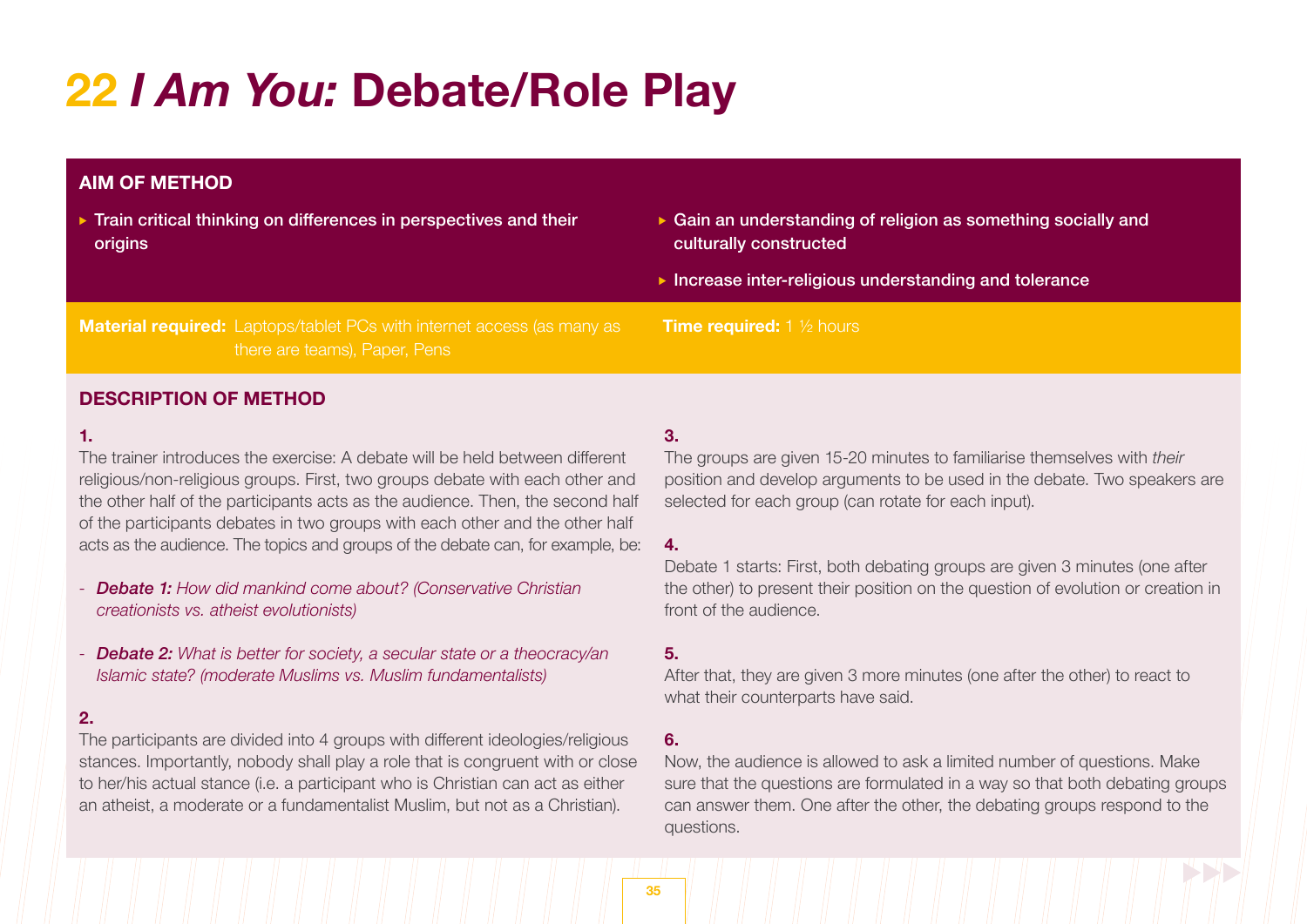# 22 *I Am You:* Debate/Role Play

## AIM OF METHOD

- Train critical thinking on differences in perspectives and their origins
- Gain an understanding of religion as something socially and culturally constructed
- Increase inter-religious understanding and tolerance

**Material required:** Laptops/tablet PCs with internet access (as many as there are teams), Paper, Pens

**Time required:** 1 ½ hours

## DESCRIPTION OF METHOD

**1.**

The trainer introduces the exercise: A debate will be held between different religious/non-religious groups. First, two groups debate with each other and the other half of the participants acts as the audience. Then, the second half of the participants debates in two groups with each other and the other half acts as the audience. The topics and groups of the debate can, for example, be:

- ***Debate 1:*** *How did mankind come about? (Conservative Christian creationists vs. atheist evolutionists)*
- ***Debate 2:*** *What is better for society, a secular state or a theocracy/an Islamic state? (moderate Muslims vs. Muslim fundamentalists)*

**2.**

The participants are divided into 4 groups with different ideologies/religious stances. Importantly, nobody shall play a role that is congruent with or close to her/his actual stance (i.e. a participant who is Christian can act as either an atheist, a moderate or a fundamentalist Muslim, but not as a Christian).

**3.**

The groups are given 15-20 minutes to familiarise themselves with *their* position and develop arguments to be used in the debate. Two speakers are selected for each group (can rotate for each input).

**4.**

Debate 1 starts: First, both debating groups are given 3 minutes (one after the other) to present their position on the question of evolution or creation in front of the audience.

**5.**

After that, they are given 3 more minutes (one after the other) to react to what their counterparts have said.

**6.**

Now, the audience is allowed to ask a limited number of questions. Make sure that the questions are formulated in a way so that both debating groups can answer them. One after the other, the debating groups respond to the questions.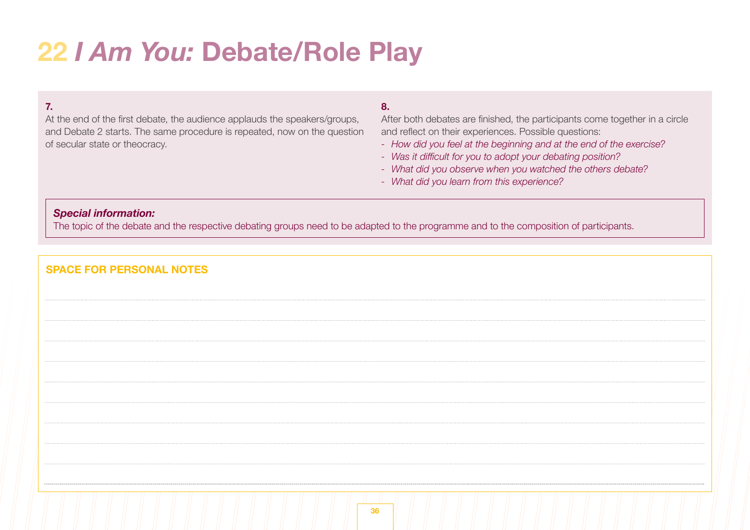# 22 *I Am You:* Debate/Role Play

**7.**

At the end of the first debate, the audience applauds the speakers/groups, and Debate 2 starts. The same procedure is repeated, now on the question of secular state or theocracy.

**8.**

After both debates are finished, the participants come together in a circle and reflect on their experiences. Possible questions:

- *How did you feel at the beginning and at the end of the exercise?*
- *Was it difficult for you to adopt your debating position?*
- *What did you observe when you watched the others debate?*
- *What did you learn from this experience?*

***Special information:***

The topic of the debate and the respective debating groups need to be adapted to the programme and to the composition of participants.

**SPACE FOR PERSONAL NOTES**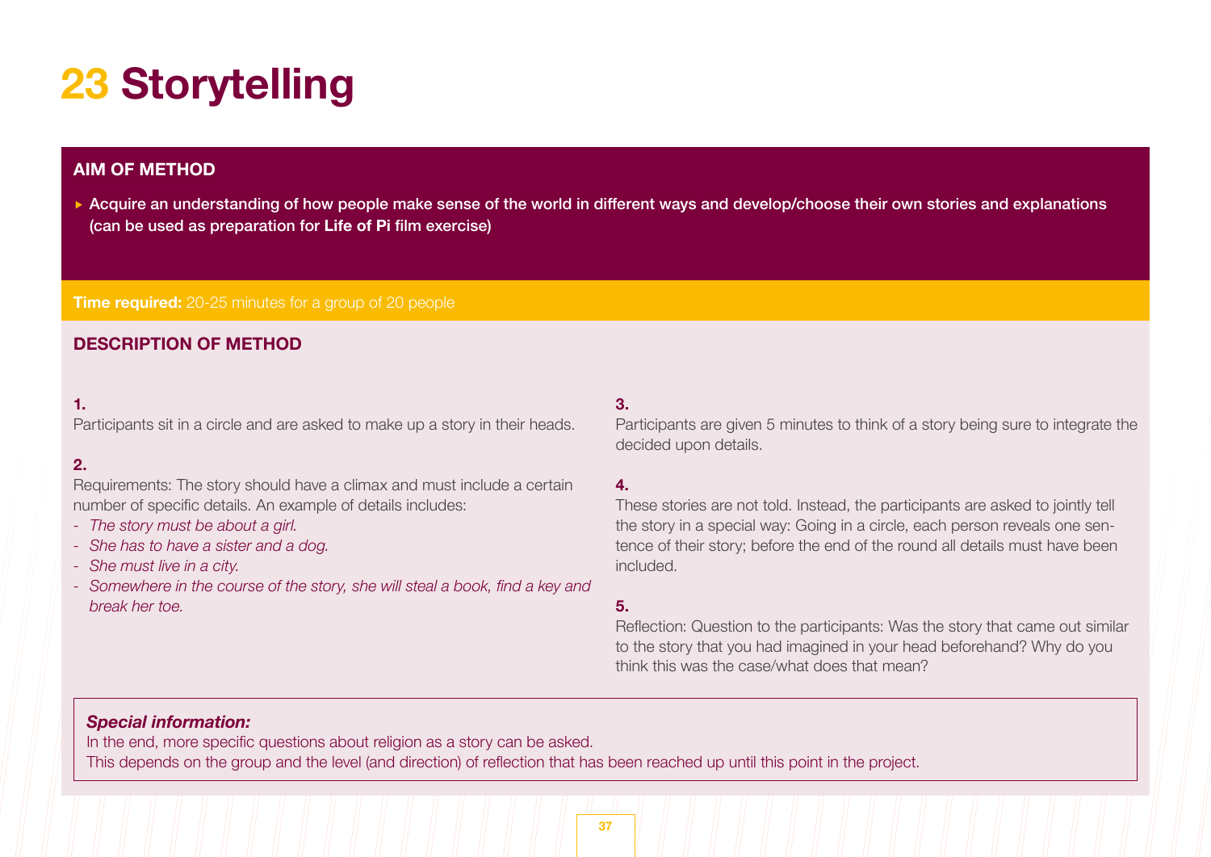# 23 Storytelling

## AIM OF METHOD

- Acquire an understanding of how people make sense of the world in different ways and develop/choose their own stories and explanations (can be used as preparation for **Life of Pi** film exercise)

**Time required:** 20-25 minutes for a group of 20 people

## DESCRIPTION OF METHOD

**1.**
Participants sit in a circle and are asked to make up a story in their heads.

**2.**
Requirements: The story should have a climax and must include a certain number of specific details. An example of details includes:
- *The story must be about a girl.*
- *She has to have a sister and a dog.*
- *She must live in a city.*
- *Somewhere in the course of the story, she will steal a book, find a key and break her toe.*

**3.**
Participants are given 5 minutes to think of a story being sure to integrate the decided upon details.

**4.**
These stories are not told. Instead, the participants are asked to jointly tell the story in a special way: Going in a circle, each person reveals one sentence of their story; before the end of the round all details must have been included.

**5.**
Reflection: Question to the participants: Was the story that came out similar to the story that you had imagined in your head beforehand? Why do you think this was the case/what does that mean?

***Special information:***
In the end, more specific questions about religion as a story can be asked.
This depends on the group and the level (and direction) of reflection that has been reached up until this point in the project.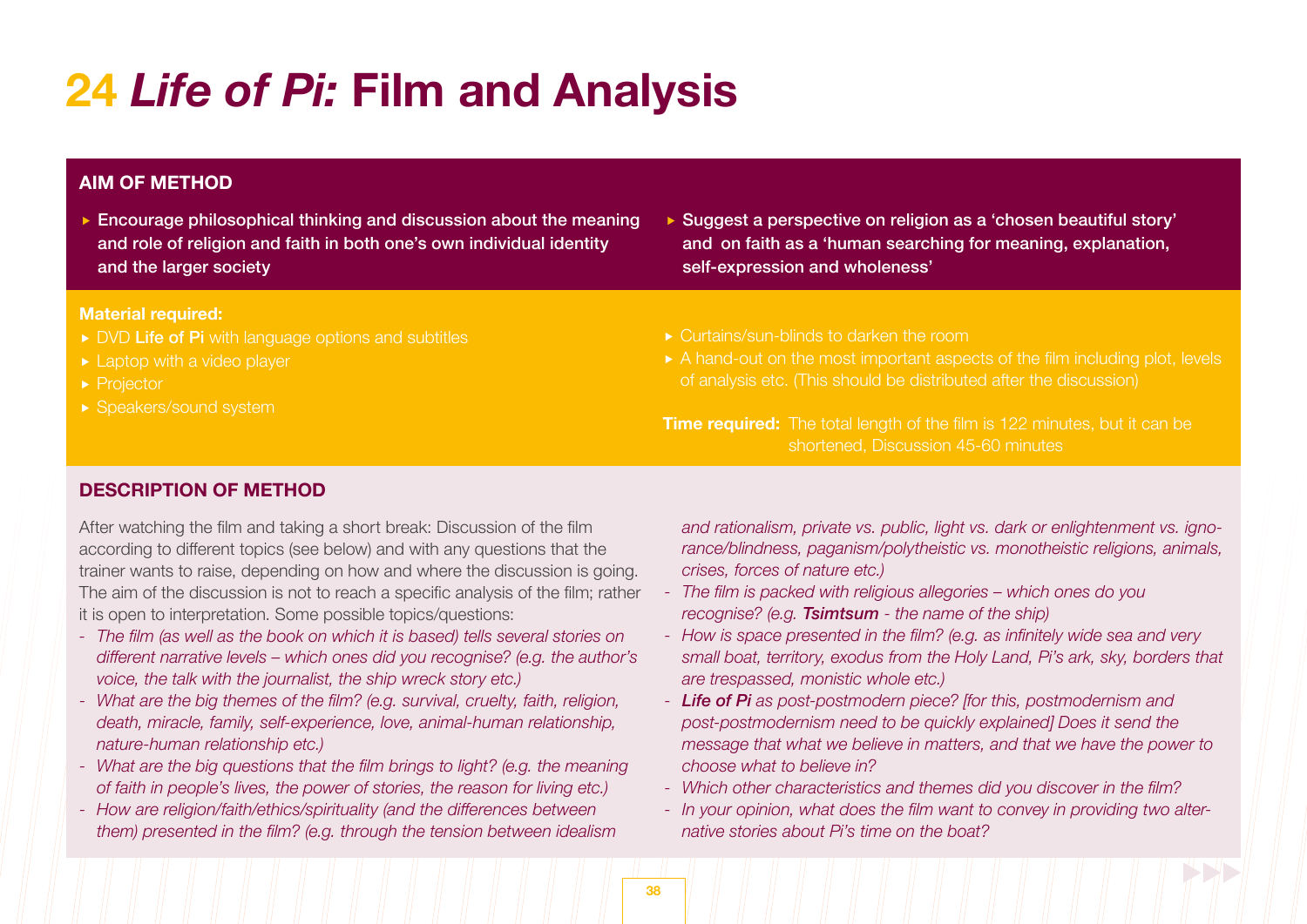# 24 *Life of Pi:* Film and Analysis

## AIM OF METHOD

- Encourage philosophical thinking and discussion about the meaning and role of religion and faith in both one's own individual identity and the larger society
- Suggest a perspective on religion as a 'chosen beautiful story' and on faith as a 'human searching for meaning, explanation, self-expression and wholeness'

**Material required:**

- DVD **Life of Pi** with language options and subtitles
- Laptop with a video player
- Projector
- Speakers/sound system
- Curtains/sun-blinds to darken the room
- A hand-out on the most important aspects of the film including plot, levels of analysis etc. (This should be distributed after the discussion)

**Time required:** The total length of the film is 122 minutes, but it can be shortened, Discussion 45-60 minutes

## DESCRIPTION OF METHOD

After watching the film and taking a short break: Discussion of the film according to different topics (see below) and with any questions that the trainer wants to raise, depending on how and where the discussion is going. The aim of the discussion is not to reach a specific analysis of the film; rather it is open to interpretation. Some possible topics/questions:

- *The film (as well as the book on which it is based) tells several stories on different narrative levels – which ones did you recognise? (e.g. the author's voice, the talk with the journalist, the ship wreck story etc.)*
- *What are the big themes of the film? (e.g. survival, cruelty, faith, religion, death, miracle, family, self-experience, love, animal-human relationship, nature-human relationship etc.)*
- *What are the big questions that the film brings to light? (e.g. the meaning of faith in people's lives, the power of stories, the reason for living etc.)*
- *How are religion/faith/ethics/spirituality (and the differences between them) presented in the film? (e.g. through the tension between idealism and rationalism, private vs. public, light vs. dark or enlightenment vs. ignorance/blindness, paganism/polytheistic vs. monotheistic religions, animals, crises, forces of nature etc.)*
- *The film is packed with religious allegories – which ones do you recognise? (e.g.* ***Tsimtsum*** *- the name of the ship)*
- *How is space presented in the film? (e.g. as infinitely wide sea and very small boat, territory, exodus from the Holy Land, Pi's ark, sky, borders that are trespassed, monistic whole etc.)*
- ***Life of Pi*** *as post-postmodern piece? [for this, postmodernism and post-postmodernism need to be quickly explained] Does it send the message that what we believe in matters, and that we have the power to choose what to believe in?*
- *Which other characteristics and themes did you discover in the film?*
- *In your opinion, what does the film want to convey in providing two alternative stories about Pi's time on the boat?*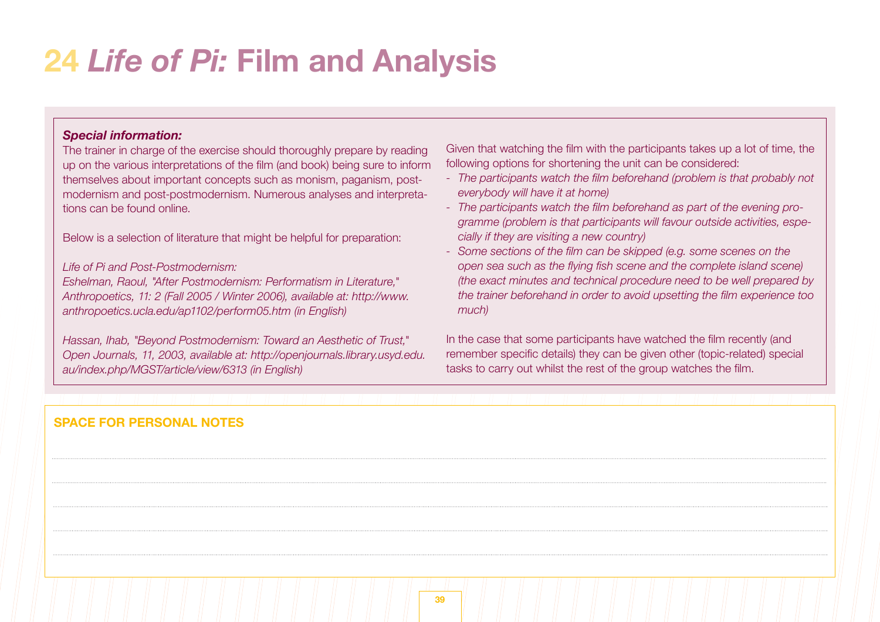# 24 *Life of Pi:* Film and Analysis

***Special information:***

The trainer in charge of the exercise should thoroughly prepare by reading up on the various interpretations of the film (and book) being sure to inform themselves about important concepts such as monism, paganism, post-modernism and post-postmodernism. Numerous analyses and interpretations can be found online.

Below is a selection of literature that might be helpful for preparation:

*Life of Pi and Post-Postmodernism:*
*Eshelman, Raoul, "After Postmodernism: Performatism in Literature," Anthropoetics, 11: 2 (Fall 2005 / Winter 2006), available at: http://www.anthropoetics.ucla.edu/ap1102/perform05.htm (in English)*

*Hassan, Ihab, "Beyond Postmodernism: Toward an Aesthetic of Trust," Open Journals, 11, 2003, available at: http://openjournals.library.usyd.edu.au/index.php/MGST/article/view/6313 (in English)*

Given that watching the film with the participants takes up a lot of time, the following options for shortening the unit can be considered:

- *The participants watch the film beforehand (problem is that probably not everybody will have it at home)*
- *The participants watch the film beforehand as part of the evening programme (problem is that participants will favour outside activities, especially if they are visiting a new country)*
- *Some sections of the film can be skipped (e.g. some scenes on the open sea such as the flying fish scene and the complete island scene) (the exact minutes and technical procedure need to be well prepared by the trainer beforehand in order to avoid upsetting the film experience too much)*

In the case that some participants have watched the film recently (and remember specific details) they can be given other (topic-related) special tasks to carry out whilst the rest of the group watches the film.

**SPACE FOR PERSONAL NOTES**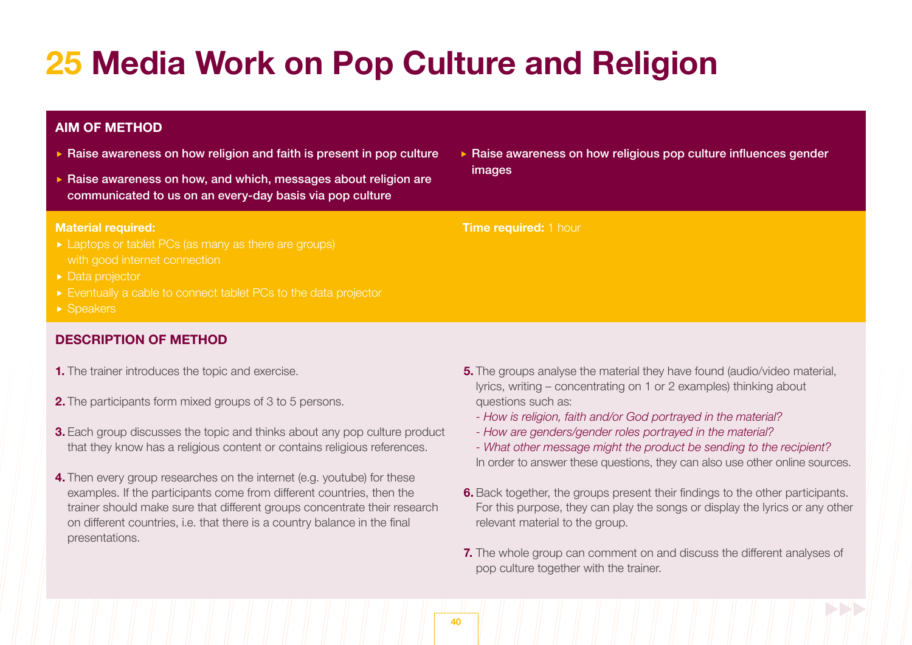# 25 Media Work on Pop Culture and Religion

## AIM OF METHOD

- Raise awareness on how religion and faith is present in pop culture
- Raise awareness on how, and which, messages about religion are communicated to us on an every-day basis via pop culture
- Raise awareness on how religious pop culture influences gender images

**Material required:**

- Laptops or tablet PCs (as many as there are groups) with good internet connection
- Data projector
- Eventually a cable to connect tablet PCs to the data projector
- Speakers

**Time required:** 1 hour

## DESCRIPTION OF METHOD

**1.** The trainer introduces the topic and exercise.

**2.** The participants form mixed groups of 3 to 5 persons.

**3.** Each group discusses the topic and thinks about any pop culture product that they know has a religious content or contains religious references.

**4.** Then every group researches on the internet (e.g. youtube) for these examples. If the participants come from different countries, then the trainer should make sure that different groups concentrate their research on different countries, i.e. that there is a country balance in the final presentations.

**5.** The groups analyse the material they have found (audio/video material, lyrics, writing – concentrating on 1 or 2 examples) thinking about questions such as:
*- How is religion, faith and/or God portrayed in the material?*
*- How are genders/gender roles portrayed in the material?*
*- What other message might the product be sending to the recipient?*
In order to answer these questions, they can also use other online sources.

**6.** Back together, the groups present their findings to the other participants. For this purpose, they can play the songs or display the lyrics or any other relevant material to the group.

**7.** The whole group can comment on and discuss the different analyses of pop culture together with the trainer.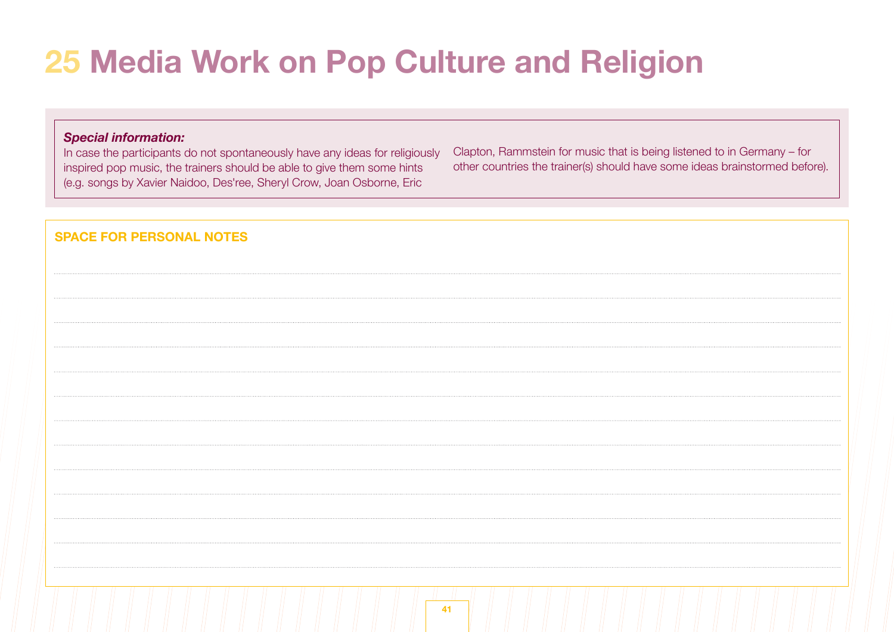# 25 Media Work on Pop Culture and Religion

***Special information:***
In case the participants do not spontaneously have any ideas for religiously inspired pop music, the trainers should be able to give them some hints (e.g. songs by Xavier Naidoo, Des'ree, Sheryl Crow, Joan Osborne, Eric Clapton, Rammstein for music that is being listened to in Germany – for other countries the trainer(s) should have some ideas brainstormed before).

**SPACE FOR PERSONAL NOTES**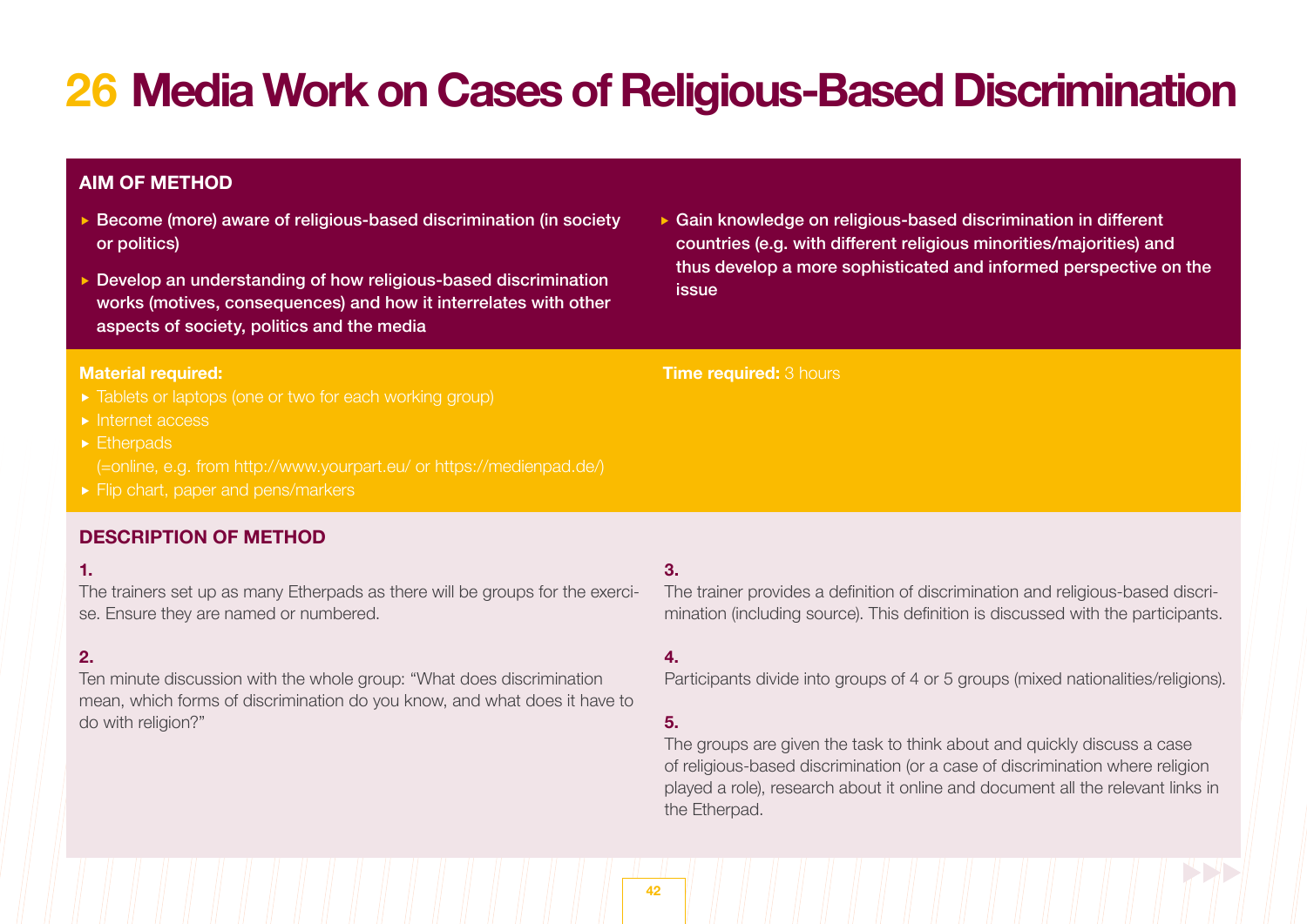# 26 Media Work on Cases of Religious-Based Discrimination

## AIM OF METHOD

- Become (more) aware of religious-based discrimination (in society or politics)
- Develop an understanding of how religious-based discrimination works (motives, consequences) and how it interrelates with other aspects of society, politics and the media
- Gain knowledge on religious-based discrimination in different countries (e.g. with different religious minorities/majorities) and thus develop a more sophisticated and informed perspective on the issue

**Material required:**

- Tablets or laptops (one or two for each working group)
- Internet access
- Etherpads (=online, e.g. from http://www.yourpart.eu/ or https://medienpad.de/)
- Flip chart, paper and pens/markers

**Time required:** 3 hours

## DESCRIPTION OF METHOD

**1.**
The trainers set up as many Etherpads as there will be groups for the exercise. Ensure they are named or numbered.

**2.**
Ten minute discussion with the whole group: "What does discrimination mean, which forms of discrimination do you know, and what does it have to do with religion?"

**3.**
The trainer provides a definition of discrimination and religious-based discrimination (including source). This definition is discussed with the participants.

**4.**
Participants divide into groups of 4 or 5 groups (mixed nationalities/religions).

**5.**
The groups are given the task to think about and quickly discuss a case of religious-based discrimination (or a case of discrimination where religion played a role), research about it online and document all the relevant links in the Etherpad.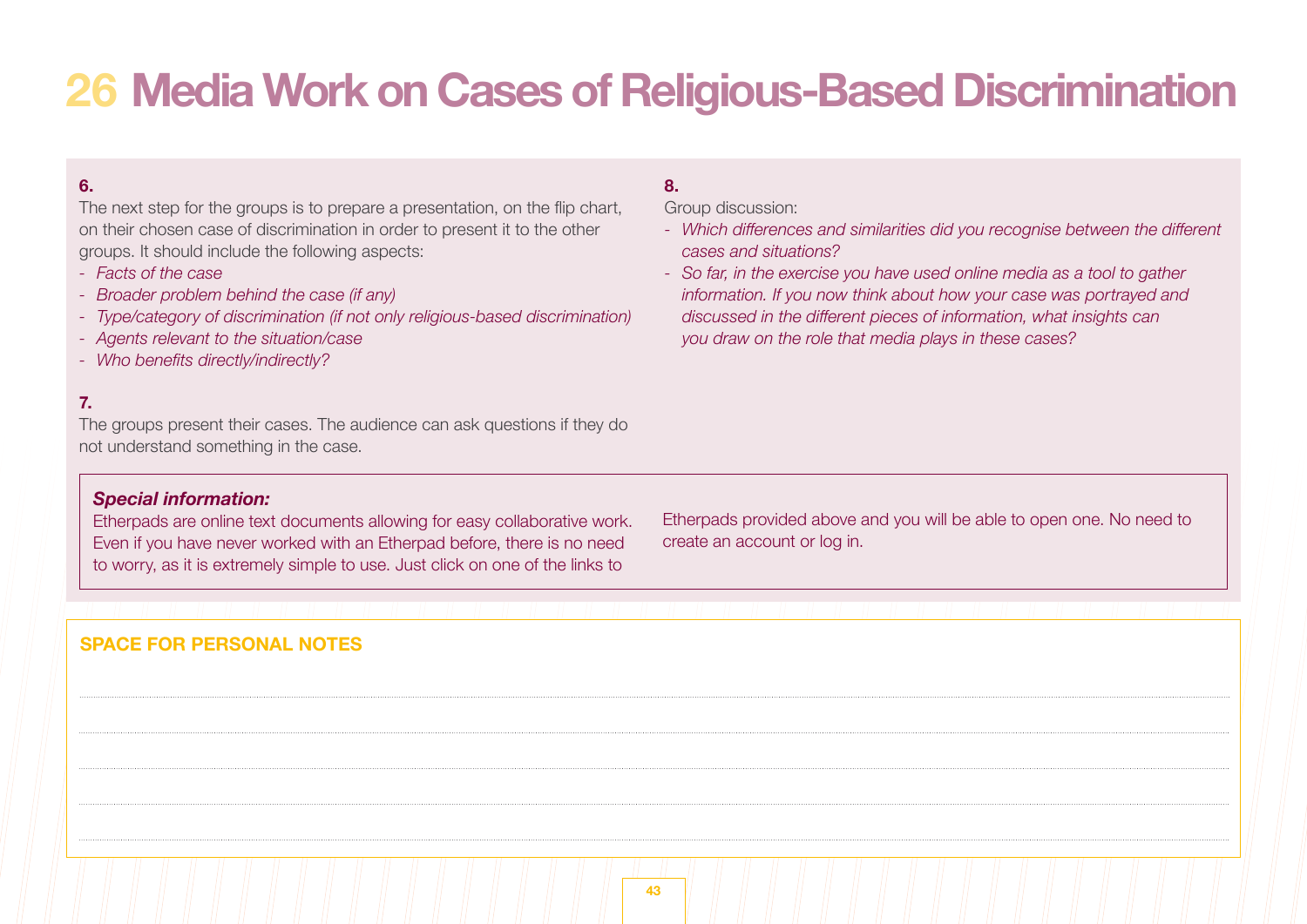# 26 Media Work on Cases of Religious-Based Discrimination

**6.**

The next step for the groups is to prepare a presentation, on the flip chart, on their chosen case of discrimination in order to present it to the other groups. It should include the following aspects:

- *Facts of the case*
- *Broader problem behind the case (if any)*
- *Type/category of discrimination (if not only religious-based discrimination)*
- *Agents relevant to the situation/case*
- *Who benefits directly/indirectly?*

**7.**

The groups present their cases. The audience can ask questions if they do not understand something in the case.

**8.**

Group discussion:

- *Which differences and similarities did you recognise between the different cases and situations?*
- *So far, in the exercise you have used online media as a tool to gather information. If you now think about how your case was portrayed and discussed in the different pieces of information, what insights can you draw on the role that media plays in these cases?*

***Special information:***

Etherpads are online text documents allowing for easy collaborative work. Even if you have never worked with an Etherpad before, there is no need to worry, as it is extremely simple to use. Just click on one of the links to Etherpads provided above and you will be able to open one. No need to create an account or log in.

**SPACE FOR PERSONAL NOTES**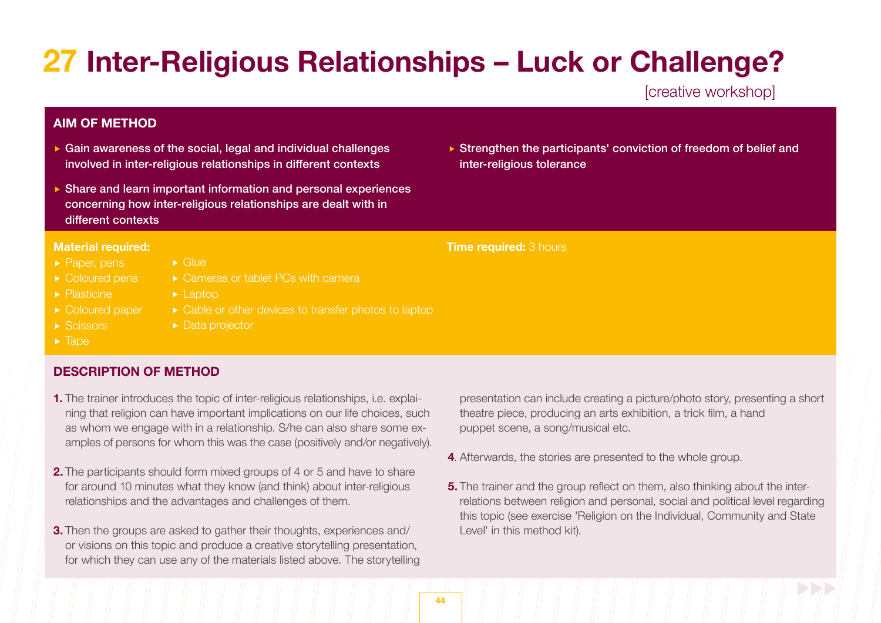# 27 Inter-Religious Relationships – Luck or Challenge?

[creative workshop]

## AIM OF METHOD

- Gain awareness of the social, legal and individual challenges involved in inter-religious relationships in different contexts
- Share and learn important information and personal experiences concerning how inter-religious relationships are dealt with in different contexts
- Strengthen the participants' conviction of freedom of belief and inter-religious tolerance

**Material required:**

- Paper, pens
- Coloured pens
- Plasticine
- Coloured paper
- Scissors
- Tape
- Glue
- Cameras or tablet PCs with camera
- Laptop
- Cable or other devices to transfer photos to laptop
- Data projector

**Time required:** 3 hours

## DESCRIPTION OF METHOD

**1.** The trainer introduces the topic of inter-religious relationships, i.e. explaining that religion can have important implications on our life choices, such as whom we engage with in a relationship. S/he can also share some examples of persons for whom this was the case (positively and/or negatively).

**2.** The participants should form mixed groups of 4 or 5 and have to share for around 10 minutes what they know (and think) about inter-religious relationships and the advantages and challenges of them.

**3.** Then the groups are asked to gather their thoughts, experiences and/or visions on this topic and produce a creative storytelling presentation, for which they can use any of the materials listed above. The storytelling presentation can include creating a picture/photo story, presenting a short theatre piece, producing an arts exhibition, a trick film, a hand puppet scene, a song/musical etc.

**4**. Afterwards, the stories are presented to the whole group.

**5.** The trainer and the group reflect on them, also thinking about the interrelations between religion and personal, social and political level regarding this topic (see exercise 'Religion on the Individual, Community and State Level' in this method kit).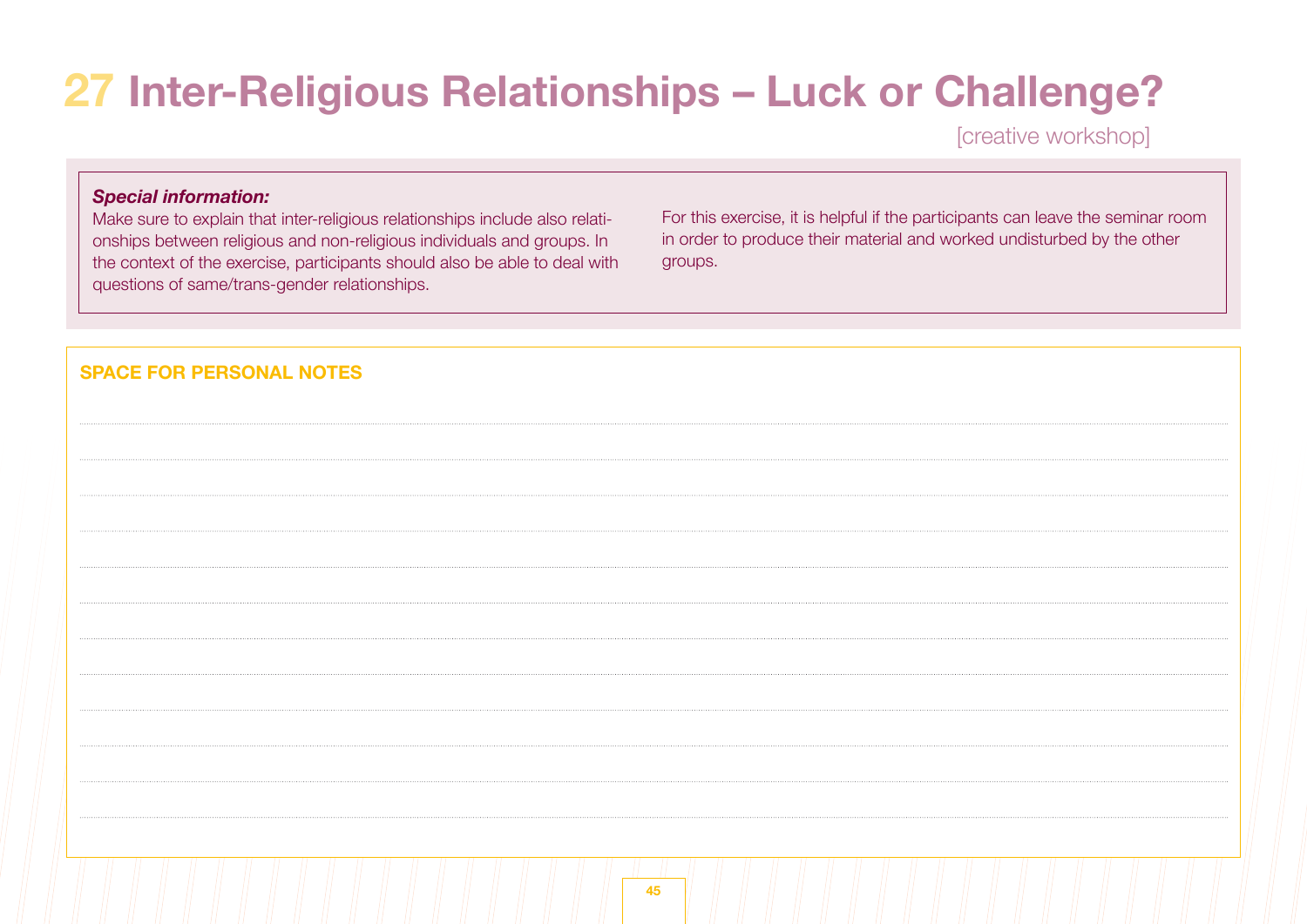# 27 Inter-Religious Relationships – Luck or Challenge?

[creative workshop]

***Special information:***

Make sure to explain that inter-religious relationships include also relationships between religious and non-religious individuals and groups. In the context of the exercise, participants should also be able to deal with questions of same/trans-gender relationships.

For this exercise, it is helpful if the participants can leave the seminar room in order to produce their material and worked undisturbed by the other groups.

**SPACE FOR PERSONAL NOTES**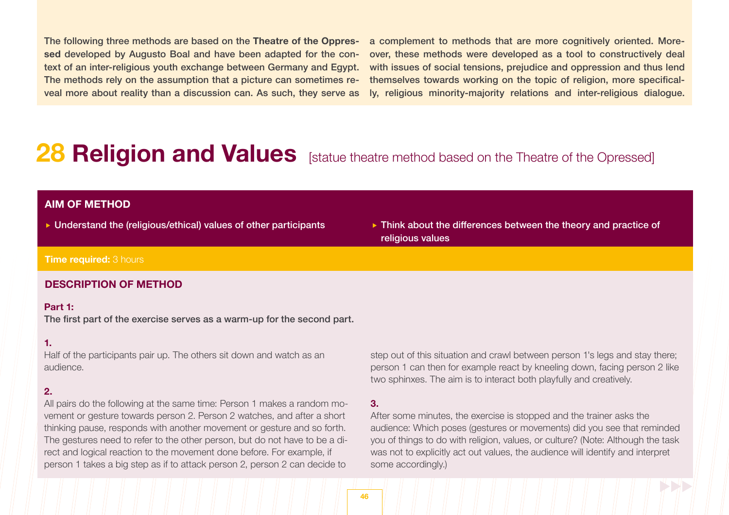The following three methods are based on the **Theatre of the Oppressed** developed by Augusto Boal and have been adapted for the context of an inter-religious youth exchange between Germany and Egypt. The methods rely on the assumption that a picture can sometimes reveal more about reality than a discussion can. As such, they serve as a complement to methods that are more cognitively oriented. Moreover, these methods were developed as a tool to constructively deal with issues of social tensions, prejudice and oppression and thus lend themselves towards working on the topic of religion, more specifically, religious minority-majority relations and inter-religious dialogue.

# 28 Religion and Values [statue theatre method based on the Theatre of the Opressed]

## AIM OF METHOD

- Understand the (religious/ethical) values of other participants
- Think about the differences between the theory and practice of religious values

**Time required:** 3 hours

## DESCRIPTION OF METHOD

**Part 1:**
**The first part of the exercise serves as a warm-up for the second part.**

**1.**
Half of the participants pair up. The others sit down and watch as an audience.

**2.**
All pairs do the following at the same time: Person 1 makes a random movement or gesture towards person 2. Person 2 watches, and after a short thinking pause, responds with another movement or gesture and so forth. The gestures need to refer to the other person, but do not have to be a direct and logical reaction to the movement done before. For example, if person 1 takes a big step as if to attack person 2, person 2 can decide to step out of this situation and crawl between person 1's legs and stay there; person 1 can then for example react by kneeling down, facing person 2 like two sphinxes. The aim is to interact both playfully and creatively.

**3.**
After some minutes, the exercise is stopped and the trainer asks the audience: Which poses (gestures or movements) did you see that reminded you of things to do with religion, values, or culture? (Note: Although the task was not to explicitly act out values, the audience will identify and interpret some accordingly.)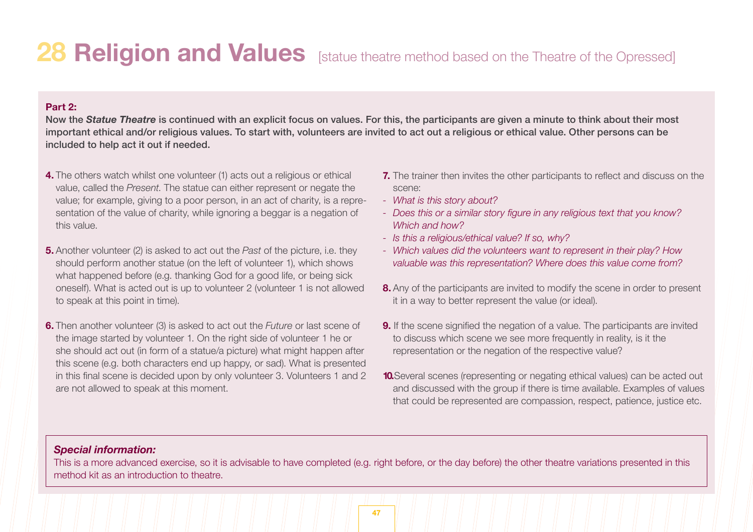# 28 Religion and Values [statue theatre method based on the Theatre of the Opressed]

**Part 2:**

**Now the *Statue Theatre* is continued with an explicit focus on values. For this, the participants are given a minute to think about their most important ethical and/or religious values. To start with, volunteers are invited to act out a religious or ethical value. Other persons can be included to help act it out if needed.**

**4.** The others watch whilst one volunteer (1) acts out a religious or ethical value, called the *Present*. The statue can either represent or negate the value; for example, giving to a poor person, in an act of charity, is a representation of the value of charity, while ignoring a beggar is a negation of this value.

**5.** Another volunteer (2) is asked to act out the *Past* of the picture, i.e. they should perform another statue (on the left of volunteer 1), which shows what happened before (e.g. thanking God for a good life, or being sick oneself). What is acted out is up to volunteer 2 (volunteer 1 is not allowed to speak at this point in time).

**6.** Then another volunteer (3) is asked to act out the *Future* or last scene of the image started by volunteer 1. On the right side of volunteer 1 he or she should act out (in form of a statue/a picture) what might happen after this scene (e.g. both characters end up happy, or sad). What is presented in this final scene is decided upon by only volunteer 3. Volunteers 1 and 2 are not allowed to speak at this moment.

**7.** The trainer then invites the other participants to reflect and discuss on the scene:
- *What is this story about?*
- *Does this or a similar story figure in any religious text that you know? Which and how?*
- *Is this a religious/ethical value? If so, why?*
- *Which values did the volunteers want to represent in their play? How valuable was this representation? Where does this value come from?*

**8.** Any of the participants are invited to modify the scene in order to present it in a way to better represent the value (or ideal).

**9.** If the scene signified the negation of a value. The participants are invited to discuss which scene we see more frequently in reality, is it the representation or the negation of the respective value?

**10.** Several scenes (representing or negating ethical values) can be acted out and discussed with the group if there is time available. Examples of values that could be represented are compassion, respect, patience, justice etc.

***Special information:***

This is a more advanced exercise, so it is advisable to have completed (e.g. right before, or the day before) the other theatre variations presented in this method kit as an introduction to theatre.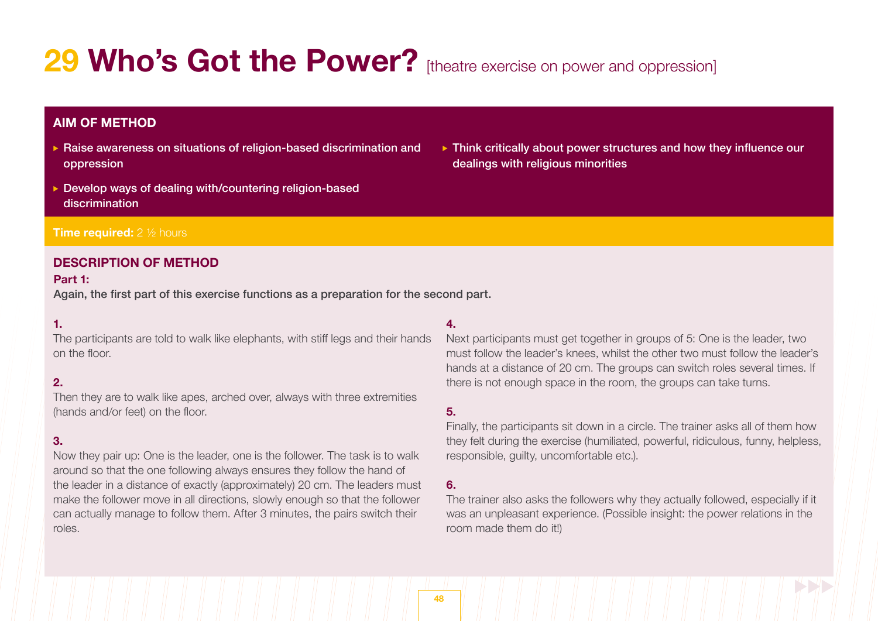# 29 Who's Got the Power? [theatre exercise on power and oppression]

## AIM OF METHOD

- Raise awareness on situations of religion-based discrimination and oppression
- Develop ways of dealing with/countering religion-based discrimination
- Think critically about power structures and how they influence our dealings with religious minorities

**Time required:** 2 ½ hours

## DESCRIPTION OF METHOD

**Part 1:**

**Again, the first part of this exercise functions as a preparation for the second part.**

**1.**

The participants are told to walk like elephants, with stiff legs and their hands on the floor.

**2.**

Then they are to walk like apes, arched over, always with three extremities (hands and/or feet) on the floor.

**3.**

Now they pair up: One is the leader, one is the follower. The task is to walk around so that the one following always ensures they follow the hand of the leader in a distance of exactly (approximately) 20 cm. The leaders must make the follower move in all directions, slowly enough so that the follower can actually manage to follow them. After 3 minutes, the pairs switch their roles.

**4.**

Next participants must get together in groups of 5: One is the leader, two must follow the leader's knees, whilst the other two must follow the leader's hands at a distance of 20 cm. The groups can switch roles several times. If there is not enough space in the room, the groups can take turns.

**5.**

Finally, the participants sit down in a circle. The trainer asks all of them how they felt during the exercise (humiliated, powerful, ridiculous, funny, helpless, responsible, guilty, uncomfortable etc.).

**6.**

The trainer also asks the followers why they actually followed, especially if it was an unpleasant experience. (Possible insight: the power relations in the room made them do it!)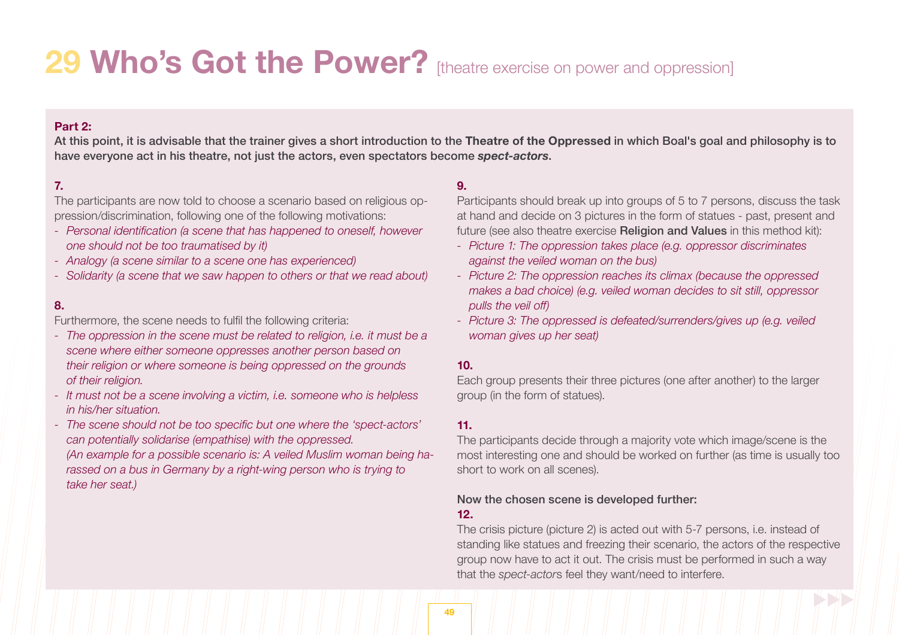# 29 Who's Got the Power? [theatre exercise on power and oppression]

**Part 2:**

**At this point, it is advisable that the trainer gives a short introduction to the Theatre of the Oppressed in which Boal's goal and philosophy is to have everyone act in his theatre, not just the actors, even spectators become *spect-actors*.**

**7.**

The participants are now told to choose a scenario based on religious oppression/discrimination, following one of the following motivations:

- *Personal identification (a scene that has happened to oneself, however one should not be too traumatised by it)*
- *Analogy (a scene similar to a scene one has experienced)*
- *Solidarity (a scene that we saw happen to others or that we read about)*

**8.**

Furthermore, the scene needs to fulfil the following criteria:

- *The oppression in the scene must be related to religion, i.e. it must be a scene where either someone oppresses another person based on their religion or where someone is being oppressed on the grounds of their religion.*
- *It must not be a scene involving a victim, i.e. someone who is helpless in his/her situation.*
- *The scene should not be too specific but one where the 'spect-actors' can potentially solidarise (empathise) with the oppressed.*
  *(An example for a possible scenario is: A veiled Muslim woman being harassed on a bus in Germany by a right-wing person who is trying to take her seat.)*

**9.**

Participants should break up into groups of 5 to 7 persons, discuss the task at hand and decide on 3 pictures in the form of statues - past, present and future (see also theatre exercise **Religion and Values** in this method kit):

- *Picture 1: The oppression takes place (e.g. oppressor discriminates against the veiled woman on the bus)*
- *Picture 2: The oppression reaches its climax (because the oppressed makes a bad choice) (e.g. veiled woman decides to sit still, oppressor pulls the veil off)*
- *Picture 3: The oppressed is defeated/surrenders/gives up (e.g. veiled woman gives up her seat)*

**10.**

Each group presents their three pictures (one after another) to the larger group (in the form of statues).

**11.**

The participants decide through a majority vote which image/scene is the most interesting one and should be worked on further (as time is usually too short to work on all scenes).

**Now the chosen scene is developed further:**

**12.**

The crisis picture (picture 2) is acted out with 5-7 persons, i.e. instead of standing like statues and freezing their scenario, the actors of the respective group now have to act it out. The crisis must be performed in such a way that the *spect-actors* feel they want/need to interfere.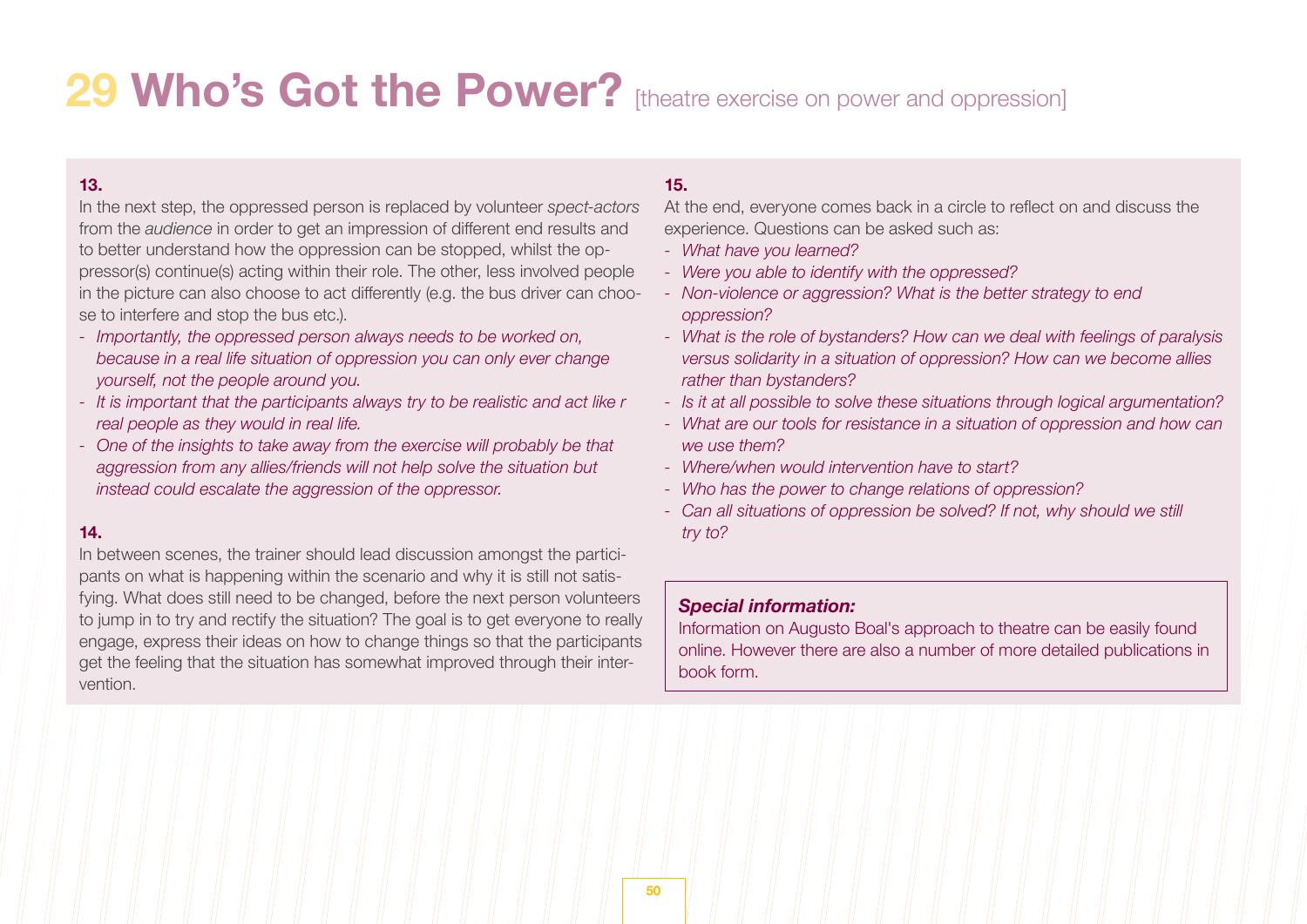# 29 Who's Got the Power? [theatre exercise on power and oppression]

**13.**

In the next step, the oppressed person is replaced by volunteer *spect-actors* from the *audience* in order to get an impression of different end results and to better understand how the oppression can be stopped, whilst the oppressor(s) continue(s) acting within their role. The other, less involved people in the picture can also choose to act differently (e.g. the bus driver can choose to interfere and stop the bus etc.).

- *Importantly, the oppressed person always needs to be worked on, because in a real life situation of oppression you can only ever change yourself, not the people around you.*
- *It is important that the participants always try to be realistic and act like r real people as they would in real life.*
- *One of the insights to take away from the exercise will probably be that aggression from any allies/friends will not help solve the situation but instead could escalate the aggression of the oppressor.*

**14.**

In between scenes, the trainer should lead discussion amongst the participants on what is happening within the scenario and why it is still not satisfying. What does still need to be changed, before the next person volunteers to jump in to try and rectify the situation? The goal is to get everyone to really engage, express their ideas on how to change things so that the participants get the feeling that the situation has somewhat improved through their intervention.

**15.**

At the end, everyone comes back in a circle to reflect on and discuss the experience. Questions can be asked such as:

- *What have you learned?*
- *Were you able to identify with the oppressed?*
- *Non-violence or aggression? What is the better strategy to end oppression?*
- *What is the role of bystanders? How can we deal with feelings of paralysis versus solidarity in a situation of oppression? How can we become allies rather than bystanders?*
- *Is it at all possible to solve these situations through logical argumentation?*
- *What are our tools for resistance in a situation of oppression and how can we use them?*
- *Where/when would intervention have to start?*
- *Who has the power to change relations of oppression?*
- *Can all situations of oppression be solved? If not, why should we still try to?*

***Special information:***

Information on Augusto Boal's approach to theatre can be easily found online. However there are also a number of more detailed publications in book form.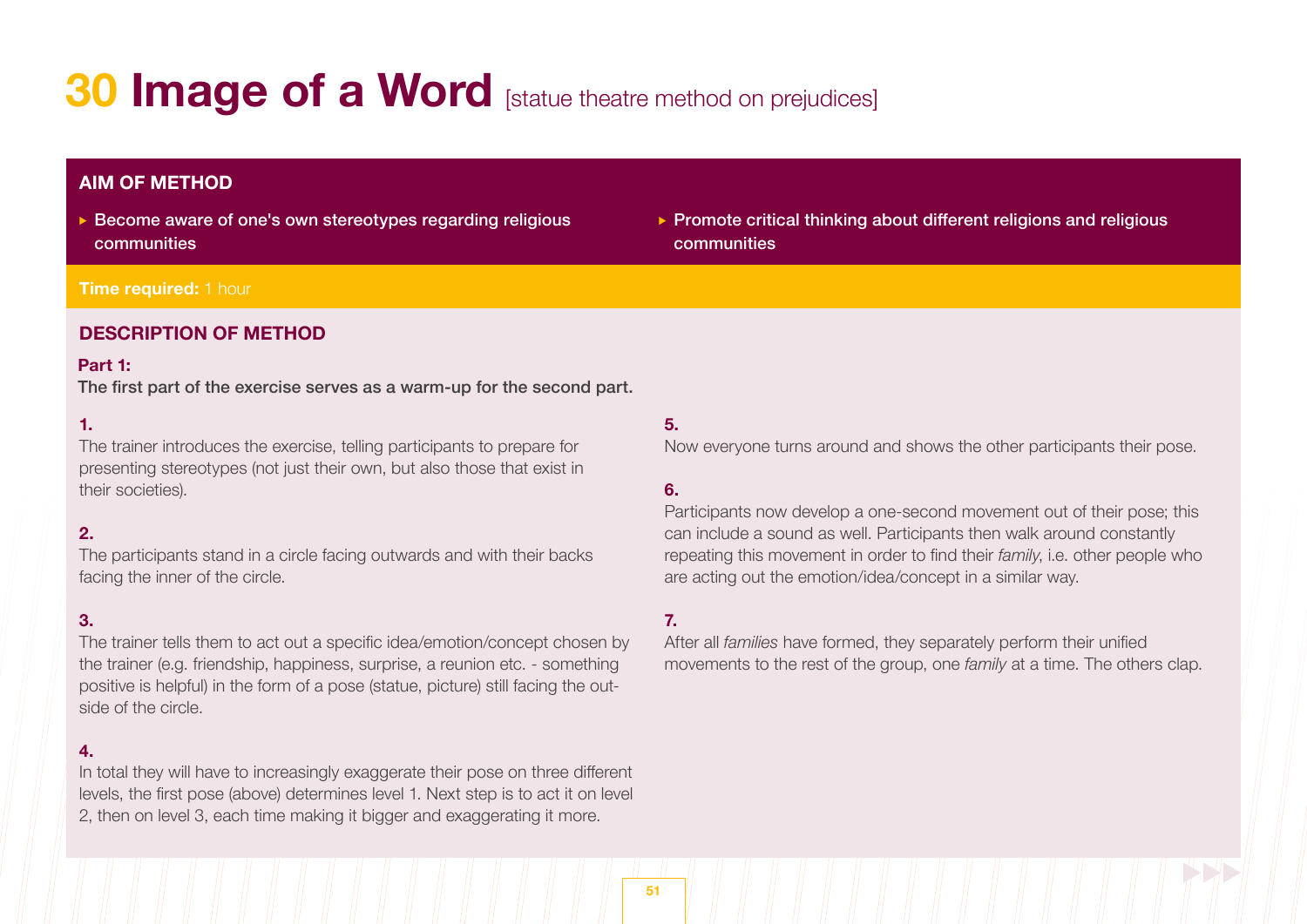# 30 Image of a Word [statue theatre method on prejudices]

## AIM OF METHOD

- Become aware of one's own stereotypes regarding religious communities
- Promote critical thinking about different religions and religious communities

**Time required:** 1 hour

## DESCRIPTION OF METHOD

### Part 1:

**The first part of the exercise serves as a warm-up for the second part.**

**1.**
The trainer introduces the exercise, telling participants to prepare for presenting stereotypes (not just their own, but also those that exist in their societies).

**2.**
The participants stand in a circle facing outwards and with their backs facing the inner of the circle.

**3.**
The trainer tells them to act out a specific idea/emotion/concept chosen by the trainer (e.g. friendship, happiness, surprise, a reunion etc. - something positive is helpful) in the form of a pose (statue, picture) still facing the outside of the circle.

**4.**
In total they will have to increasingly exaggerate their pose on three different levels, the first pose (above) determines level 1. Next step is to act it on level 2, then on level 3, each time making it bigger and exaggerating it more.

**5.**
Now everyone turns around and shows the other participants their pose.

**6.**
Participants now develop a one-second movement out of their pose; this can include a sound as well. Participants then walk around constantly repeating this movement in order to find their *family*, i.e. other people who are acting out the emotion/idea/concept in a similar way.

**7.**
After all *families* have formed, they separately perform their unified movements to the rest of the group, one *family* at a time. The others clap.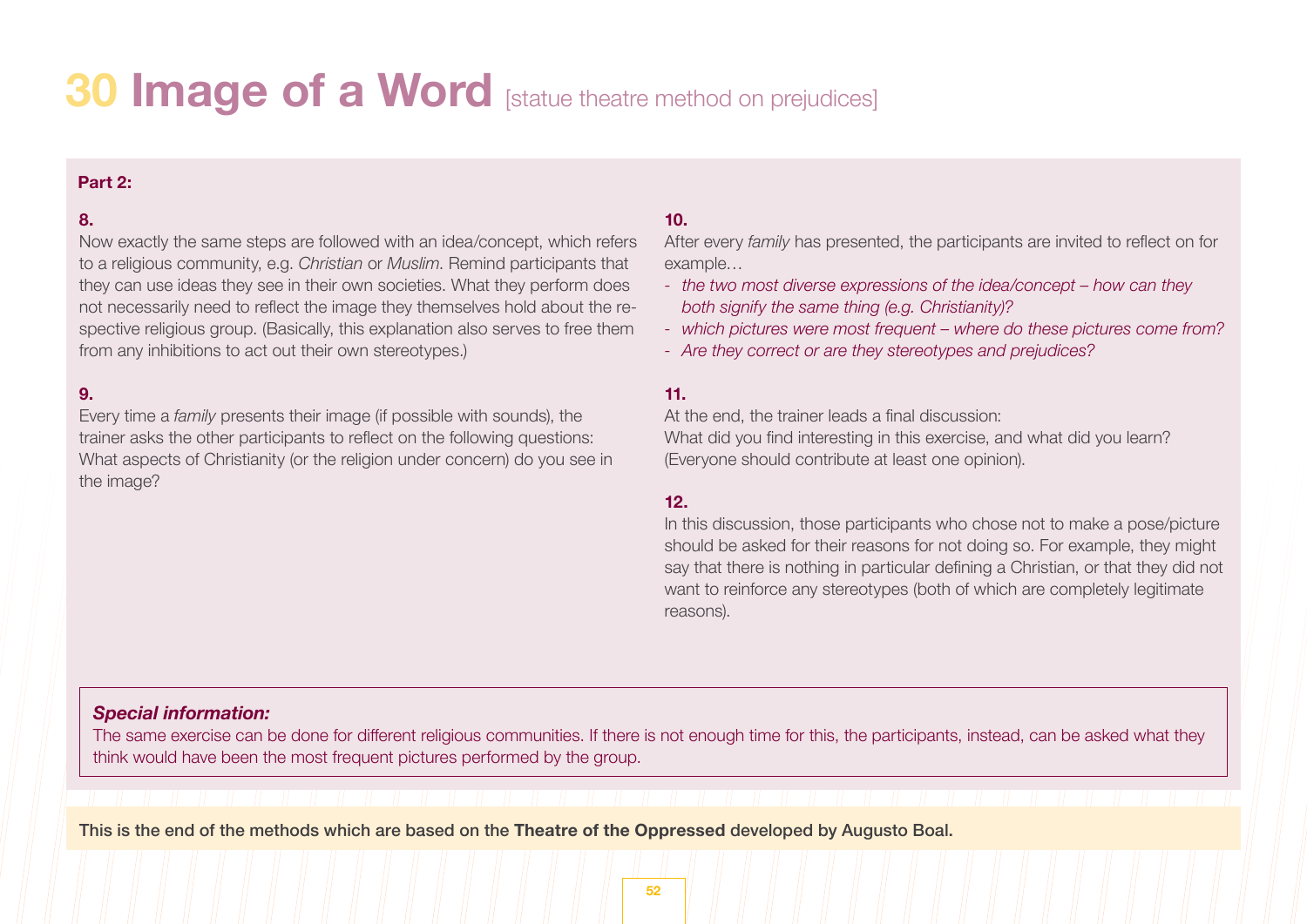# 30 Image of a Word [statue theatre method on prejudices]

**Part 2:**

**8.**
Now exactly the same steps are followed with an idea/concept, which refers to a religious community, e.g. *Christian* or *Muslim*. Remind participants that they can use ideas they see in their own societies. What they perform does not necessarily need to reflect the image they themselves hold about the respective religious group. (Basically, this explanation also serves to free them from any inhibitions to act out their own stereotypes.)

**9.**
Every time a *family* presents their image (if possible with sounds), the trainer asks the other participants to reflect on the following questions: What aspects of Christianity (or the religion under concern) do you see in the image?

**10.**
After every *family* has presented, the participants are invited to reflect on for example…

- *the two most diverse expressions of the idea/concept – how can they both signify the same thing (e.g. Christianity)?*
- *which pictures were most frequent – where do these pictures come from?*
- *Are they correct or are they stereotypes and prejudices?*

**11.**
At the end, the trainer leads a final discussion:
What did you find interesting in this exercise, and what did you learn? (Everyone should contribute at least one opinion).

**12.**
In this discussion, those participants who chose not to make a pose/picture should be asked for their reasons for not doing so. For example, they might say that there is nothing in particular defining a Christian, or that they did not want to reinforce any stereotypes (both of which are completely legitimate reasons).

***Special information:***
The same exercise can be done for different religious communities. If there is not enough time for this, the participants, instead, can be asked what they think would have been the most frequent pictures performed by the group.

This is the end of the methods which are based on the **Theatre of the Oppressed** developed by Augusto Boal.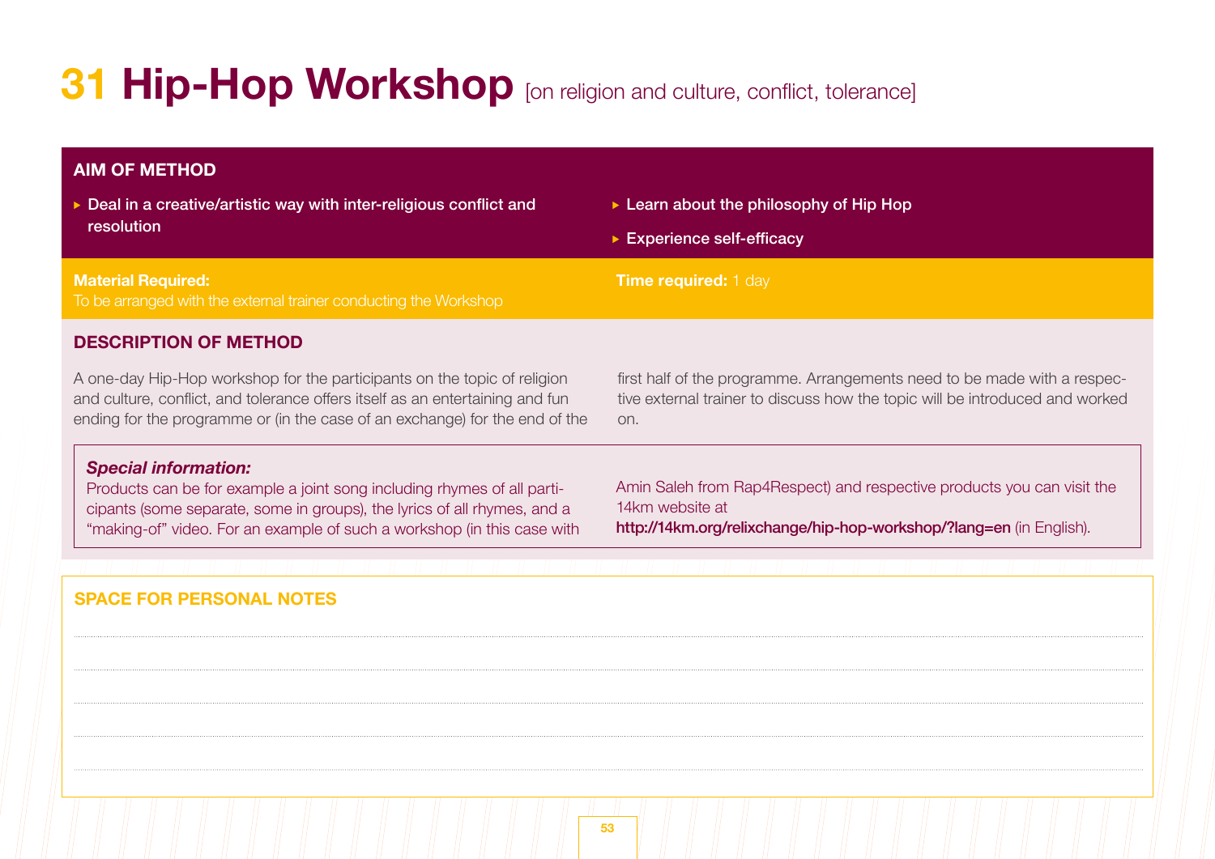# 31 Hip-Hop Workshop [on religion and culture, conflict, tolerance]

## AIM OF METHOD

- Deal in a creative/artistic way with inter-religious conflict and resolution
- Learn about the philosophy of Hip Hop
- Experience self-efficacy

**Material Required:**
To be arranged with the external trainer conducting the Workshop

**Time required:** 1 day

## DESCRIPTION OF METHOD

A one-day Hip-Hop workshop for the participants on the topic of religion and culture, conflict, and tolerance offers itself as an entertaining and fun ending for the programme or (in the case of an exchange) for the end of the first half of the programme. Arrangements need to be made with a respective external trainer to discuss how the topic will be introduced and worked on.

***Special information:***
Products can be for example a joint song including rhymes of all participants (some separate, some in groups), the lyrics of all rhymes, and a "making-of" video. For an example of such a workshop (in this case with Amin Saleh from Rap4Respect) and respective products you can visit the 14km website at **http://14km.org/relixchange/hip-hop-workshop/?lang=en** (in English).

## SPACE FOR PERSONAL NOTES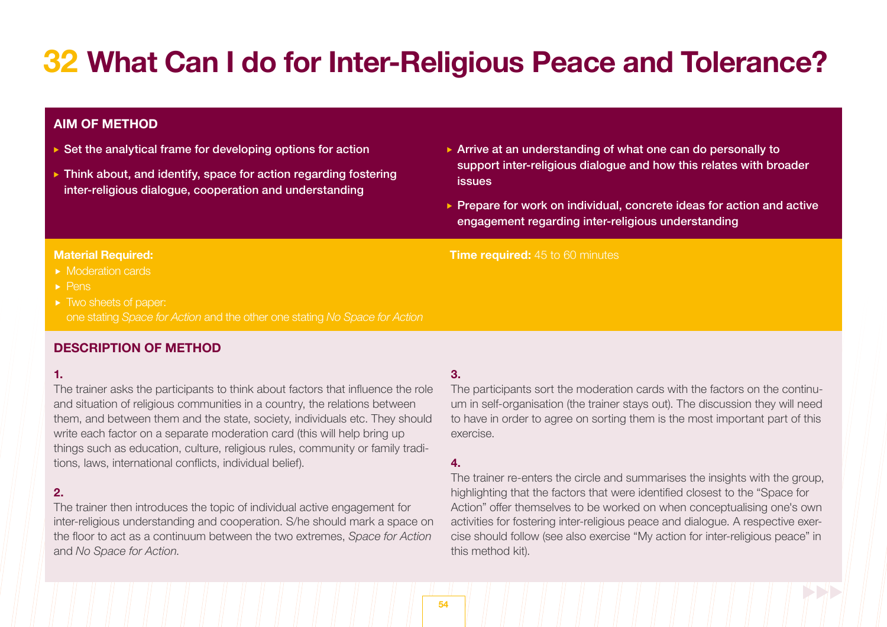# 32 What Can I do for Inter-Religious Peace and Tolerance?

## AIM OF METHOD

- Set the analytical frame for developing options for action
- Think about, and identify, space for action regarding fostering inter-religious dialogue, cooperation and understanding
- Arrive at an understanding of what one can do personally to support inter-religious dialogue and how this relates with broader issues
- Prepare for work on individual, concrete ideas for action and active engagement regarding inter-religious understanding

**Material Required:**

- Moderation cards
- Pens
- Two sheets of paper: one stating *Space for Action* and the other one stating *No Space for Action*

**Time required:** 45 to 60 minutes

## DESCRIPTION OF METHOD

**1.**

The trainer asks the participants to think about factors that influence the role and situation of religious communities in a country, the relations between them, and between them and the state, society, individuals etc. They should write each factor on a separate moderation card (this will help bring up things such as education, culture, religious rules, community or family traditions, laws, international conflicts, individual belief).

**2.**

The trainer then introduces the topic of individual active engagement for inter-religious understanding and cooperation. S/he should mark a space on the floor to act as a continuum between the two extremes, *Space for Action* and *No Space for Action*.

**3.**

The participants sort the moderation cards with the factors on the continuum in self-organisation (the trainer stays out). The discussion they will need to have in order to agree on sorting them is the most important part of this exercise.

**4.**

The trainer re-enters the circle and summarises the insights with the group, highlighting that the factors that were identified closest to the "Space for Action" offer themselves to be worked on when conceptualising one's own activities for fostering inter-religious peace and dialogue. A respective exercise should follow (see also exercise "My action for inter-religious peace" in this method kit).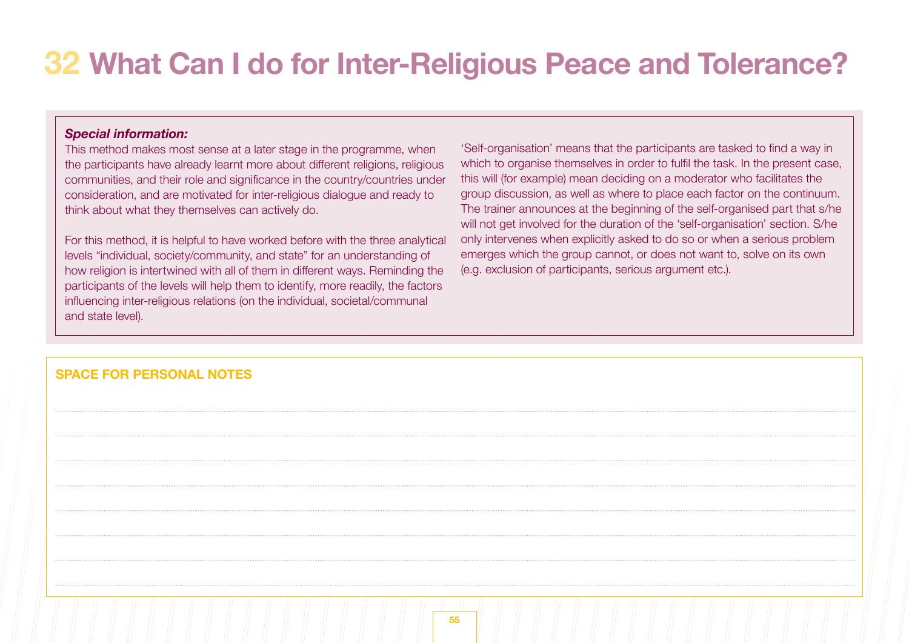# 32 What Can I do for Inter-Religious Peace and Tolerance?

***Special information:***

This method makes most sense at a later stage in the programme, when the participants have already learnt more about different religions, religious communities, and their role and significance in the country/countries under consideration, and are motivated for inter-religious dialogue and ready to think about what they themselves can actively do.

For this method, it is helpful to have worked before with the three analytical levels "individual, society/community, and state" for an understanding of how religion is intertwined with all of them in different ways. Reminding the participants of the levels will help them to identify, more readily, the factors influencing inter-religious relations (on the individual, societal/communal and state level).

'Self-organisation' means that the participants are tasked to find a way in which to organise themselves in order to fulfil the task. In the present case, this will (for example) mean deciding on a moderator who facilitates the group discussion, as well as where to place each factor on the continuum. The trainer announces at the beginning of the self-organised part that s/he will not get involved for the duration of the 'self-organisation' section. S/he only intervenes when explicitly asked to do so or when a serious problem emerges which the group cannot, or does not want to, solve on its own (e.g. exclusion of participants, serious argument etc.).

**SPACE FOR PERSONAL NOTES**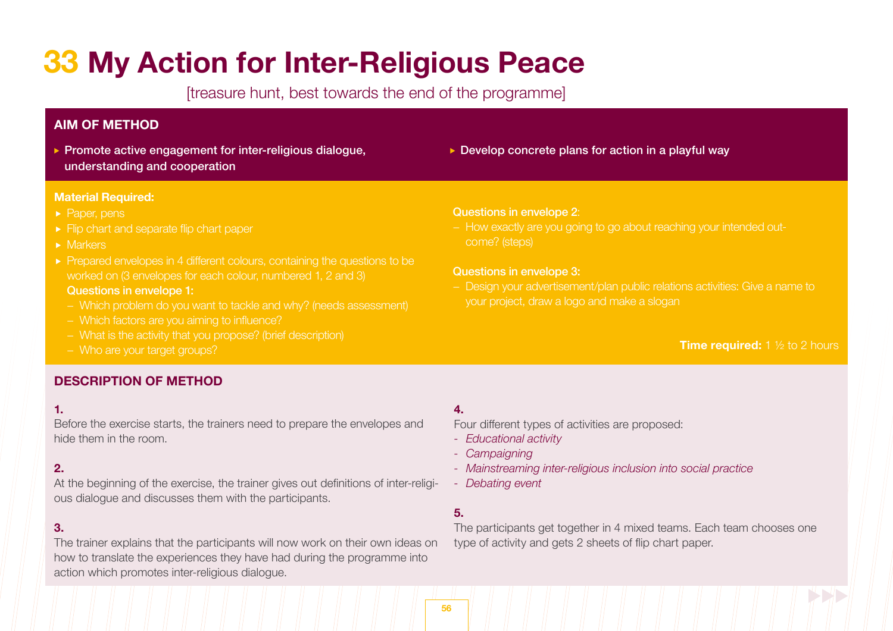# 33 My Action for Inter-Religious Peace

[treasure hunt, best towards the end of the programme]

## AIM OF METHOD

- Promote active engagement for inter-religious dialogue, understanding and cooperation
- Develop concrete plans for action in a playful way

**Material Required:**

- Paper, pens
- Flip chart and separate flip chart paper
- Markers
- Prepared envelopes in 4 different colours, containing the questions to be worked on (3 envelopes for each colour, numbered 1, 2 and 3)

  **Questions in envelope 1:**
  - Which problem do you want to tackle and why? (needs assessment)
  - Which factors are you aiming to influence?
  - What is the activity that you propose? (brief description)
  - Who are your target groups?

  **Questions in envelope 2:**
  - How exactly are you going to go about reaching your intended outcome? (steps)

  **Questions in envelope 3:**
  - Design your advertisement/plan public relations activities: Give a name to your project, draw a logo and make a slogan

**Time required:** 1 ½ to 2 hours

## DESCRIPTION OF METHOD

**1.**
Before the exercise starts, the trainers need to prepare the envelopes and hide them in the room.

**2.**
At the beginning of the exercise, the trainer gives out definitions of inter-religious dialogue and discusses them with the participants.

**3.**
The trainer explains that the participants will now work on their own ideas on how to translate the experiences they have had during the programme into action which promotes inter-religious dialogue.

**4.**
Four different types of activities are proposed:
- *Educational activity*
- *Campaigning*
- *Mainstreaming inter-religious inclusion into social practice*
- *Debating event*

**5.**
The participants get together in 4 mixed teams. Each team chooses one type of activity and gets 2 sheets of flip chart paper.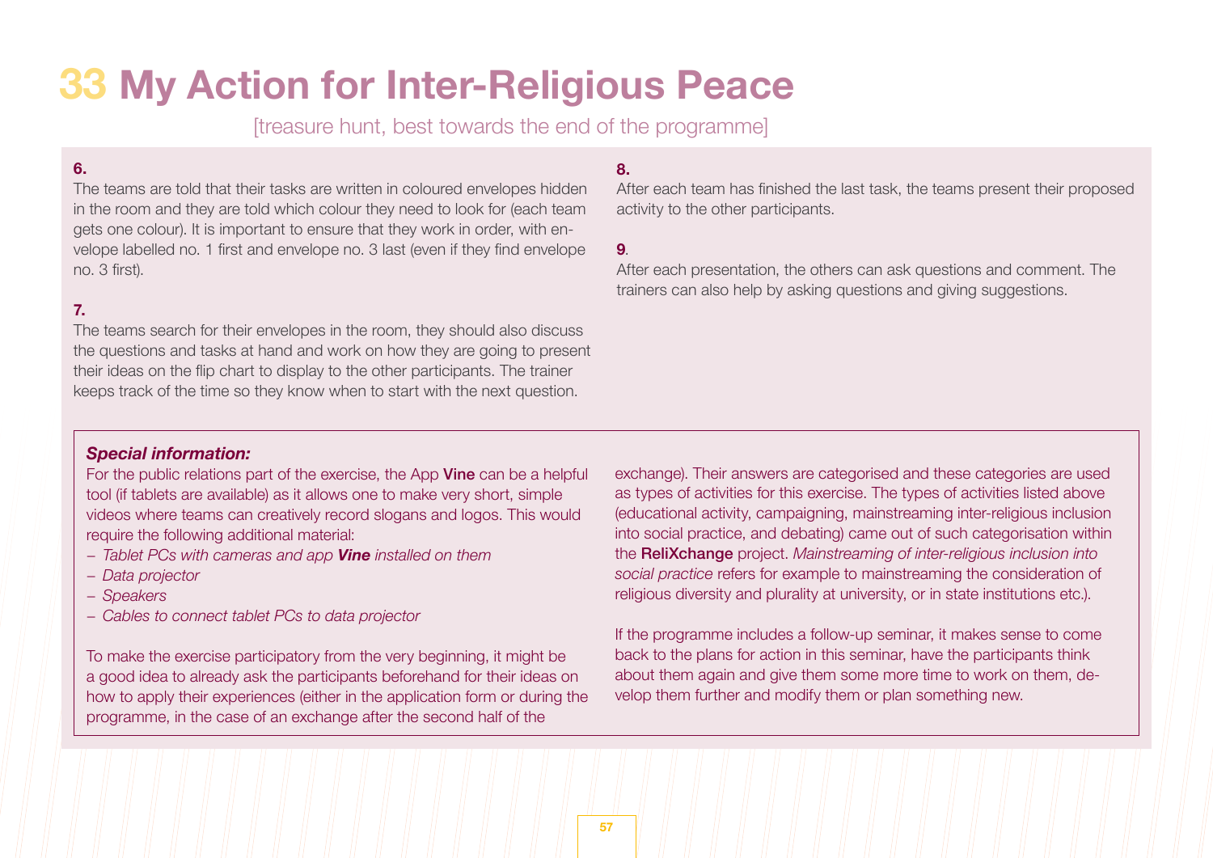# 33 My Action for Inter-Religious Peace

[treasure hunt, best towards the end of the programme]

**6.**
The teams are told that their tasks are written in coloured envelopes hidden in the room and they are told which colour they need to look for (each team gets one colour). It is important to ensure that they work in order, with envelope labelled no. 1 first and envelope no. 3 last (even if they find envelope no. 3 first).

**7.**
The teams search for their envelopes in the room, they should also discuss the questions and tasks at hand and work on how they are going to present their ideas on the flip chart to display to the other participants. The trainer keeps track of the time so they know when to start with the next question.

**8.**
After each team has finished the last task, the teams present their proposed activity to the other participants.

**9**.
After each presentation, the others can ask questions and comment. The trainers can also help by asking questions and giving suggestions.

***Special information:***
For the public relations part of the exercise, the App **Vine** can be a helpful tool (if tablets are available) as it allows one to make very short, simple videos where teams can creatively record slogans and logos. This would require the following additional material:

- *Tablet PCs with cameras and app **Vine** installed on them*
- *Data projector*
- *Speakers*
- *Cables to connect tablet PCs to data projector*

To make the exercise participatory from the very beginning, it might be a good idea to already ask the participants beforehand for their ideas on how to apply their experiences (either in the application form or during the programme, in the case of an exchange after the second half of the exchange). Their answers are categorised and these categories are used as types of activities for this exercise. The types of activities listed above (educational activity, campaigning, mainstreaming inter-religious inclusion into social practice, and debating) came out of such categorisation within the **ReliXchange** project. *Mainstreaming of inter-religious inclusion into social practice* refers for example to mainstreaming the consideration of religious diversity and plurality at university, or in state institutions etc.).

If the programme includes a follow-up seminar, it makes sense to come back to the plans for action in this seminar, have the participants think about them again and give them some more time to work on them, develop them further and modify them or plan something new.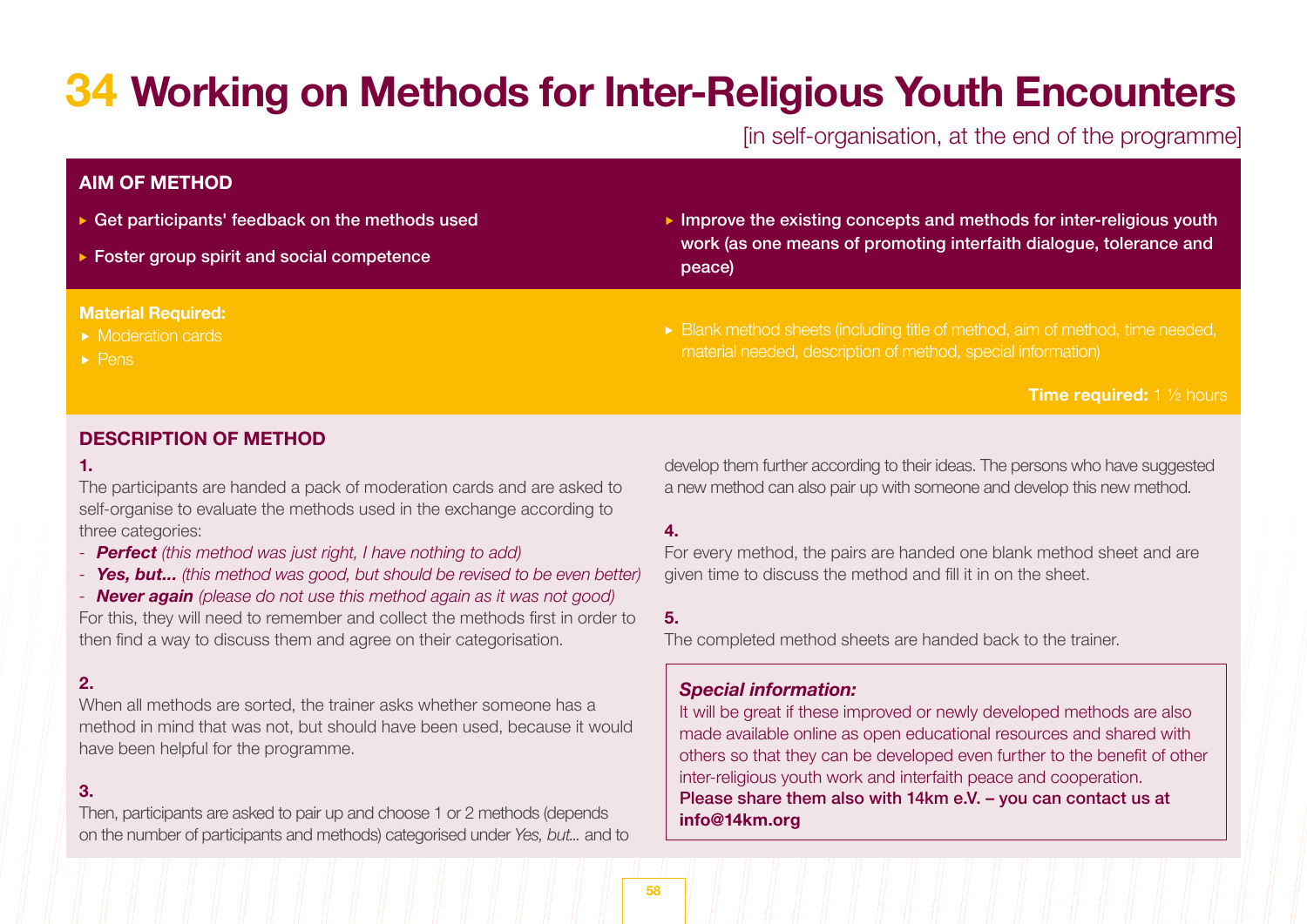# 34 Working on Methods for Inter-Religious Youth Encounters

[in self-organisation, at the end of the programme]

## AIM OF METHOD

- Get participants' feedback on the methods used
- Foster group spirit and social competence
- Improve the existing concepts and methods for inter-religious youth work (as one means of promoting interfaith dialogue, tolerance and peace)

**Material Required:**

- Moderation cards
- Pens
- Blank method sheets (including title of method, aim of method, time needed, material needed, description of method, special information)

**Time required:** 1 ½ hours

## DESCRIPTION OF METHOD

**1.**

The participants are handed a pack of moderation cards and are asked to self-organise to evaluate the methods used in the exchange according to three categories:

- ***Perfect*** *(this method was just right, I have nothing to add)*
- ***Yes, but...*** *(this method was good, but should be revised to be even better)*
- ***Never again*** *(please do not use this method again as it was not good)*

For this, they will need to remember and collect the methods first in order to then find a way to discuss them and agree on their categorisation.

**2.**

When all methods are sorted, the trainer asks whether someone has a method in mind that was not, but should have been used, because it would have been helpful for the programme.

**3.**

Then, participants are asked to pair up and choose 1 or 2 methods (depends on the number of participants and methods) categorised under *Yes, but...* and to develop them further according to their ideas. The persons who have suggested a new method can also pair up with someone and develop this new method.

**4.**

For every method, the pairs are handed one blank method sheet and are given time to discuss the method and fill it in on the sheet.

**5.**

The completed method sheets are handed back to the trainer.

***Special information:***

It will be great if these improved or newly developed methods are also made available online as open educational resources and shared with others so that they can be developed even further to the benefit of other inter-religious youth work and interfaith peace and cooperation.
**Please share them also with 14km e.V. – you can contact us at info@14km.org**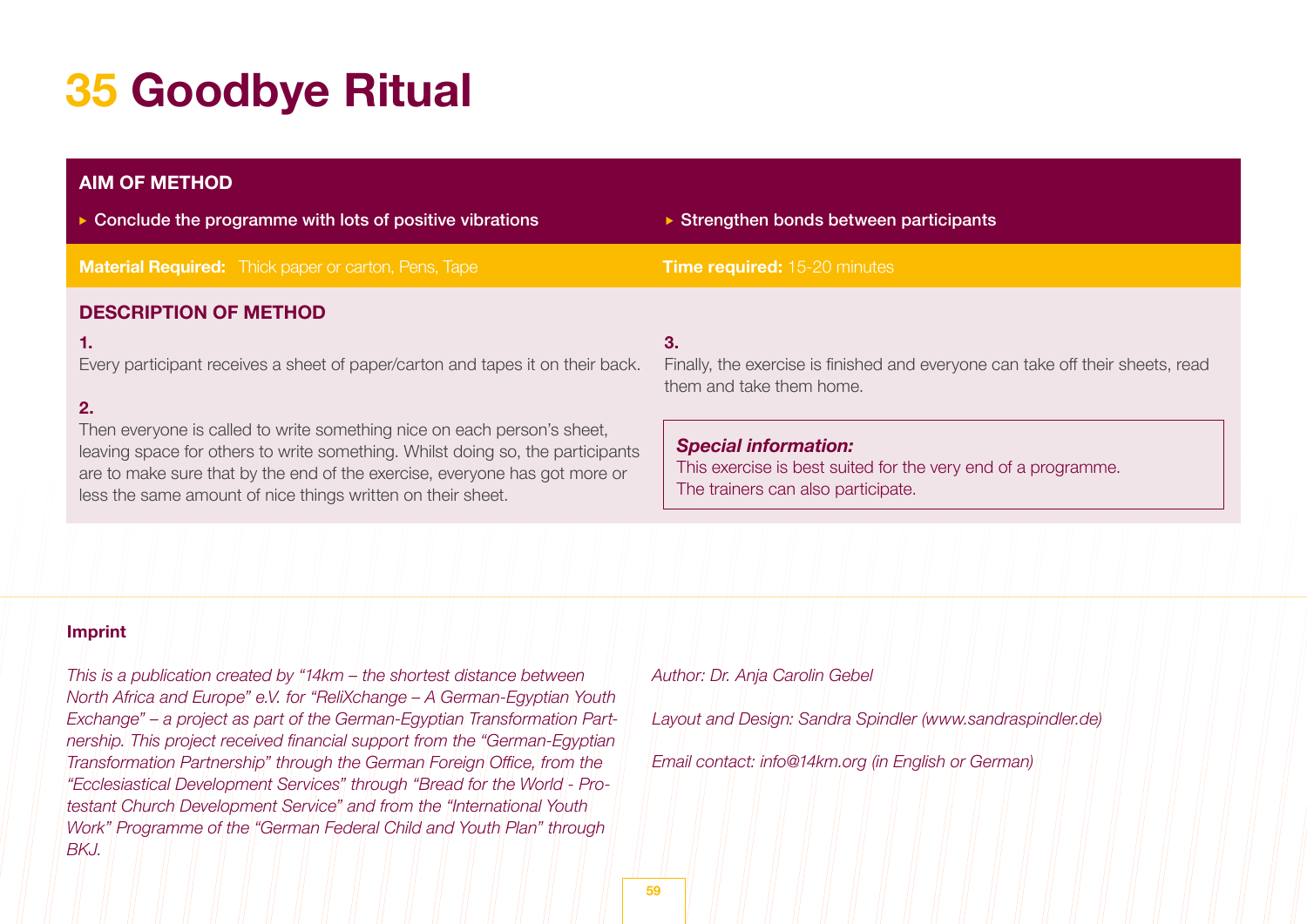# 35 Goodbye Ritual

## AIM OF METHOD

- Conclude the programme with lots of positive vibrations
- Strengthen bonds between participants

**Material Required:** Thick paper or carton, Pens, Tape

**Time required:** 15-20 minutes

## DESCRIPTION OF METHOD

**1.**
Every participant receives a sheet of paper/carton and tapes it on their back.

**2.**
Then everyone is called to write something nice on each person's sheet, leaving space for others to write something. Whilst doing so, the participants are to make sure that by the end of the exercise, everyone has got more or less the same amount of nice things written on their sheet.

**3.**
Finally, the exercise is finished and everyone can take off their sheets, read them and take them home.

***Special information:***
This exercise is best suited for the very end of a programme.
The trainers can also participate.

---

**Imprint**

*This is a publication created by "14km – the shortest distance between North Africa and Europe" e.V. for "ReliXchange – A German-Egyptian Youth Exchange" – a project as part of the German-Egyptian Transformation Partnership. This project received financial support from the "German-Egyptian Transformation Partnership" through the German Foreign Office, from the "Ecclesiastical Development Services" through "Bread for the World - Protestant Church Development Service" and from the "International Youth Work" Programme of the "German Federal Child and Youth Plan" through BKJ.*

*Author: Dr. Anja Carolin Gebel*

*Layout and Design: Sandra Spindler (www.sandraspindler.de)*

*Email contact: info@14km.org (in English or German)*